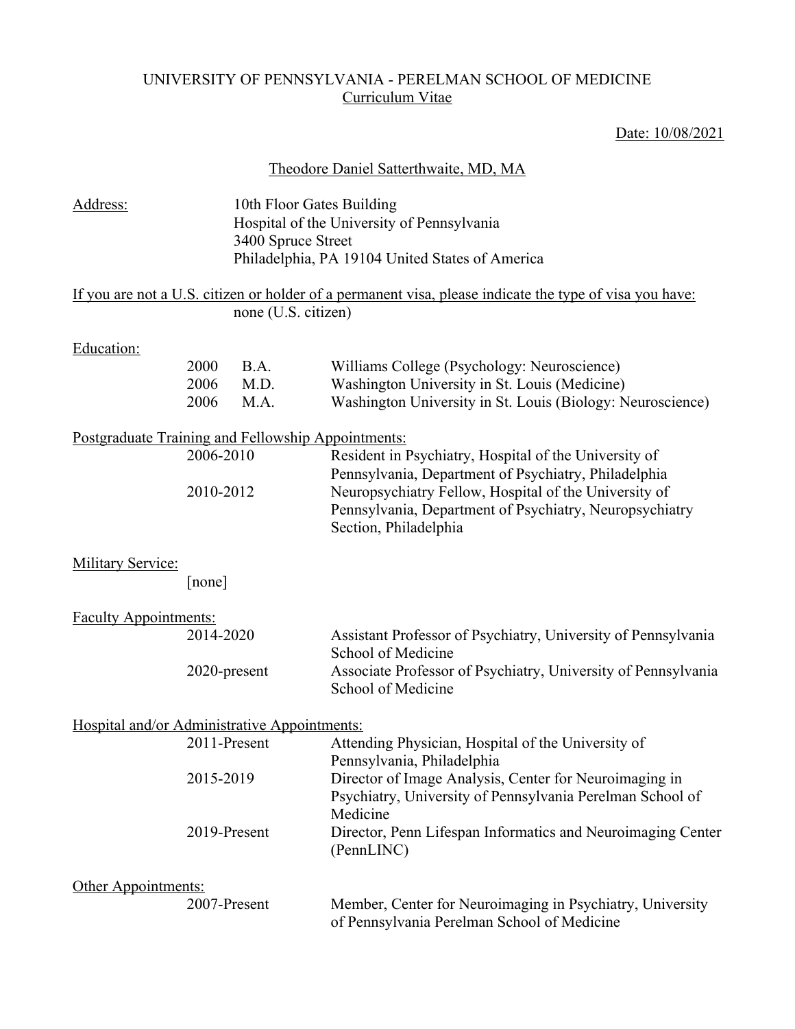UNIVERSITY OF PENNSYLVANIA - PERELMAN SCHOOL OF MEDICINE
Curriculum Vitae

Date: 10/08/2021

Theodore Daniel Satterthwaite, MD, MA

**Address:**

10th Floor Gates Building
Hospital of the University of Pennsylvania
3400 Spruce Street
Philadelphia, PA 19104 United States of America

**If you are not a U.S. citizen or holder of a permanent visa, please indicate the type of visa you have:**

none (U.S. citizen)

**Education:**

| | | |
|---|---|---|
| 2000 | B.A. | Williams College (Psychology: Neuroscience) |
| 2006 | M.D. | Washington University in St. Louis (Medicine) |
| 2006 | M.A. | Washington University in St. Louis (Biology: Neuroscience) |

**Postgraduate Training and Fellowship Appointments:**

| | |
|---|---|
| 2006-2010 | Resident in Psychiatry, Hospital of the University of Pennsylvania, Department of Psychiatry, Philadelphia |
| 2010-2012 | Neuropsychiatry Fellow, Hospital of the University of Pennsylvania, Department of Psychiatry, Neuropsychiatry Section, Philadelphia |

**Military Service:**

[none]

**Faculty Appointments:**

| | |
|---|---|
| 2014-2020 | Assistant Professor of Psychiatry, University of Pennsylvania School of Medicine |
| 2020-present | Associate Professor of Psychiatry, University of Pennsylvania School of Medicine |

**Hospital and/or Administrative Appointments:**

| | |
|---|---|
| 2011-Present | Attending Physician, Hospital of the University of Pennsylvania, Philadelphia |
| 2015-2019 | Director of Image Analysis, Center for Neuroimaging in Psychiatry, University of Pennsylvania Perelman School of Medicine |
| 2019-Present | Director, Penn Lifespan Informatics and Neuroimaging Center (PennLINC) |

**Other Appointments:**

| | |
|---|---|
| 2007-Present | Member, Center for Neuroimaging in Psychiatry, University of Pennsylvania Perelman School of Medicine |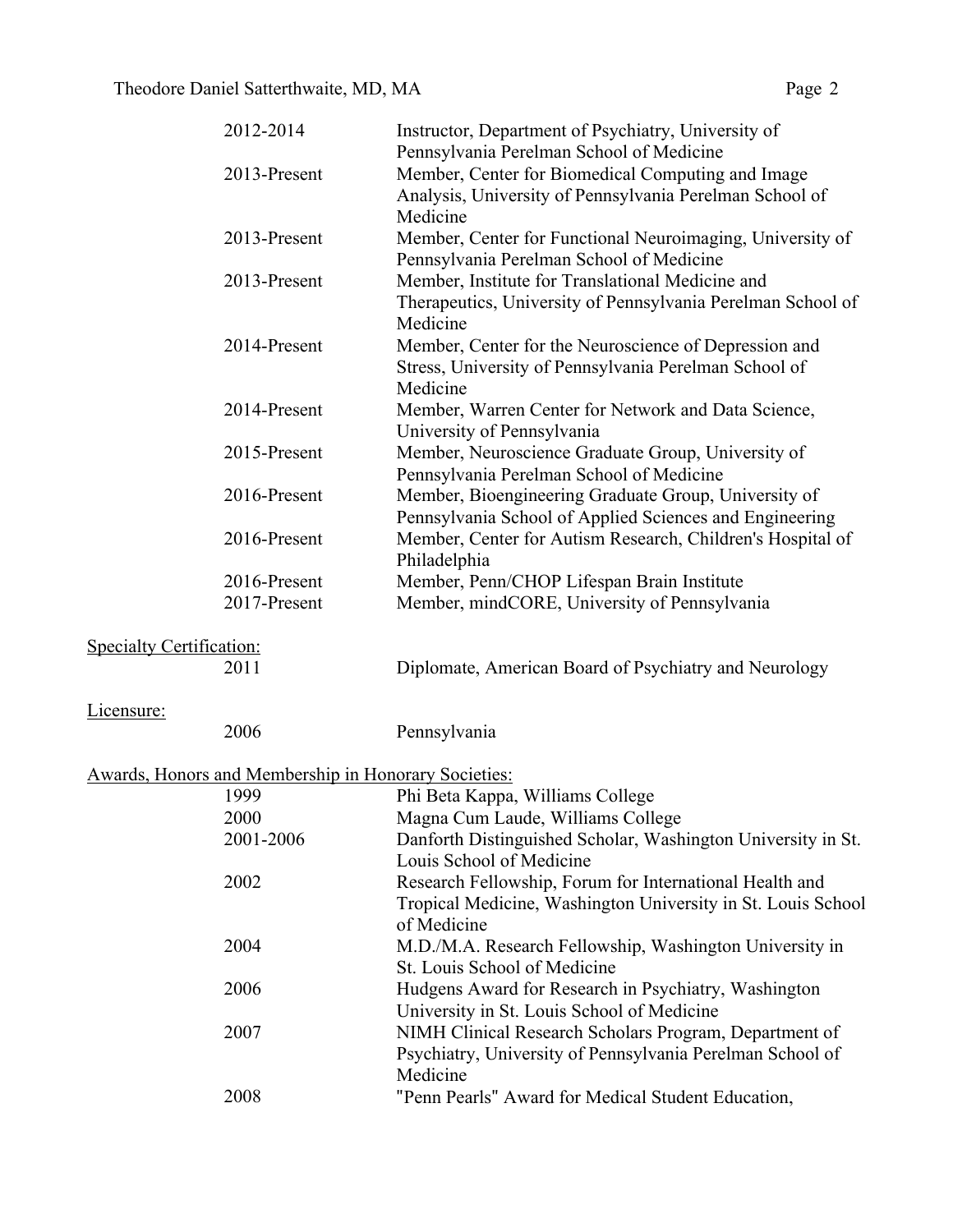| | |
|---|---|
| 2012-2014 | Instructor, Department of Psychiatry, University of Pennsylvania Perelman School of Medicine |
| 2013-Present | Member, Center for Biomedical Computing and Image Analysis, University of Pennsylvania Perelman School of Medicine |
| 2013-Present | Member, Center for Functional Neuroimaging, University of Pennsylvania Perelman School of Medicine |
| 2013-Present | Member, Institute for Translational Medicine and Therapeutics, University of Pennsylvania Perelman School of Medicine |
| 2014-Present | Member, Center for the Neuroscience of Depression and Stress, University of Pennsylvania Perelman School of Medicine |
| 2014-Present | Member, Warren Center for Network and Data Science, University of Pennsylvania |
| 2015-Present | Member, Neuroscience Graduate Group, University of Pennsylvania Perelman School of Medicine |
| 2016-Present | Member, Bioengineering Graduate Group, University of Pennsylvania School of Applied Sciences and Engineering |
| 2016-Present | Member, Center for Autism Research, Children's Hospital of Philadelphia |
| 2016-Present | Member, Penn/CHOP Lifespan Brain Institute |
| 2017-Present | Member, mindCORE, University of Pennsylvania |

Specialty Certification:

| | |
|---|---|
| 2011 | Diplomate, American Board of Psychiatry and Neurology |

Licensure:

| | |
|---|---|
| 2006 | Pennsylvania |

Awards, Honors and Membership in Honorary Societies:

| | |
|---|---|
| 1999 | Phi Beta Kappa, Williams College |
| 2000 | Magna Cum Laude, Williams College |
| 2001-2006 | Danforth Distinguished Scholar, Washington University in St. Louis School of Medicine |
| 2002 | Research Fellowship, Forum for International Health and Tropical Medicine, Washington University in St. Louis School of Medicine |
| 2004 | M.D./M.A. Research Fellowship, Washington University in St. Louis School of Medicine |
| 2006 | Hudgens Award for Research in Psychiatry, Washington University in St. Louis School of Medicine |
| 2007 | NIMH Clinical Research Scholars Program, Department of Psychiatry, University of Pennsylvania Perelman School of Medicine |
| 2008 | "Penn Pearls" Award for Medical Student Education, |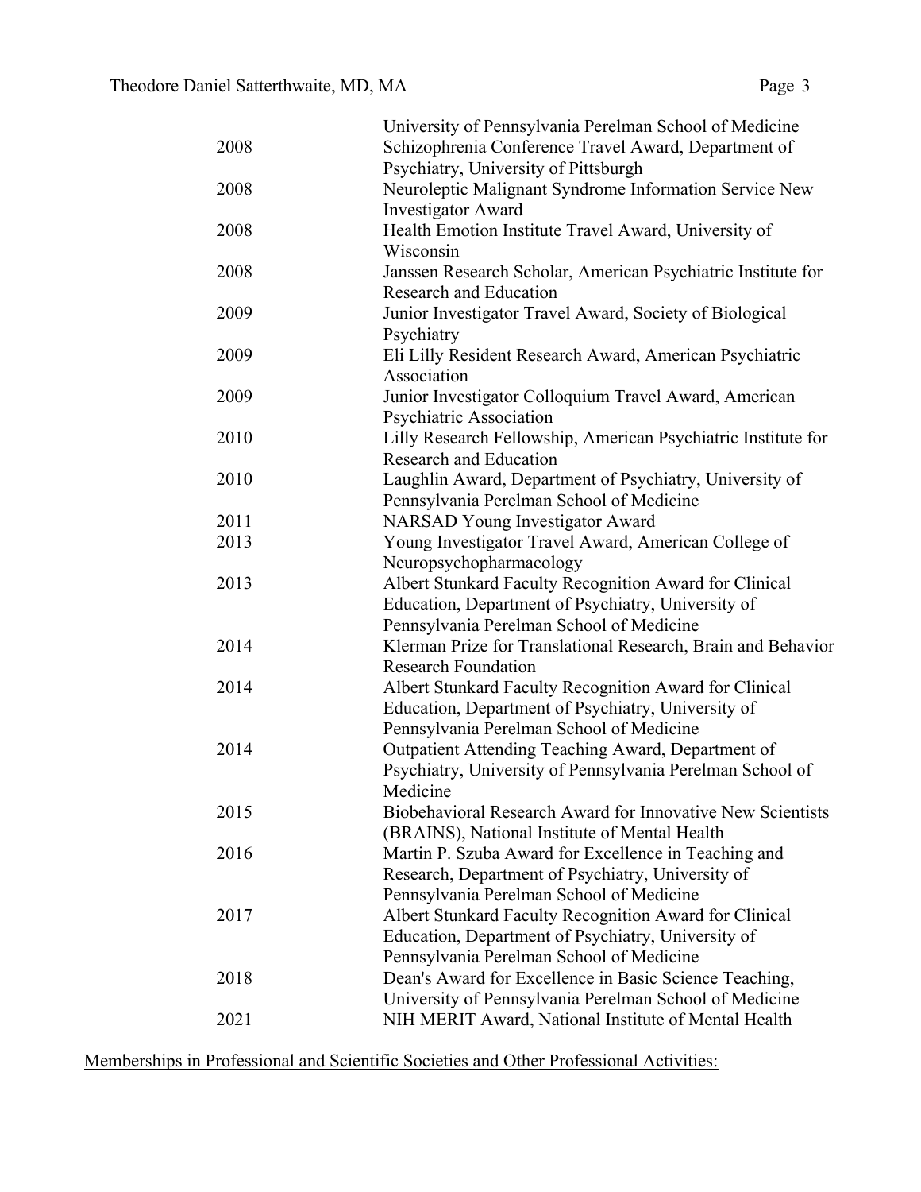| | |
|---|---|
| | University of Pennsylvania Perelman School of Medicine |
| 2008 | Schizophrenia Conference Travel Award, Department of Psychiatry, University of Pittsburgh |
| 2008 | Neuroleptic Malignant Syndrome Information Service New Investigator Award |
| 2008 | Health Emotion Institute Travel Award, University of Wisconsin |
| 2008 | Janssen Research Scholar, American Psychiatric Institute for Research and Education |
| 2009 | Junior Investigator Travel Award, Society of Biological Psychiatry |
| 2009 | Eli Lilly Resident Research Award, American Psychiatric Association |
| 2009 | Junior Investigator Colloquium Travel Award, American Psychiatric Association |
| 2010 | Lilly Research Fellowship, American Psychiatric Institute for Research and Education |
| 2010 | Laughlin Award, Department of Psychiatry, University of Pennsylvania Perelman School of Medicine |
| 2011 | NARSAD Young Investigator Award |
| 2013 | Young Investigator Travel Award, American College of Neuropsychopharmacology |
| 2013 | Albert Stunkard Faculty Recognition Award for Clinical Education, Department of Psychiatry, University of Pennsylvania Perelman School of Medicine |
| 2014 | Klerman Prize for Translational Research, Brain and Behavior Research Foundation |
| 2014 | Albert Stunkard Faculty Recognition Award for Clinical Education, Department of Psychiatry, University of Pennsylvania Perelman School of Medicine |
| 2014 | Outpatient Attending Teaching Award, Department of Psychiatry, University of Pennsylvania Perelman School of Medicine |
| 2015 | Biobehavioral Research Award for Innovative New Scientists (BRAINS), National Institute of Mental Health |
| 2016 | Martin P. Szuba Award for Excellence in Teaching and Research, Department of Psychiatry, University of Pennsylvania Perelman School of Medicine |
| 2017 | Albert Stunkard Faculty Recognition Award for Clinical Education, Department of Psychiatry, University of Pennsylvania Perelman School of Medicine |
| 2018 | Dean's Award for Excellence in Basic Science Teaching, University of Pennsylvania Perelman School of Medicine |
| 2021 | NIH MERIT Award, National Institute of Mental Health |

Memberships in Professional and Scientific Societies and Other Professional Activities: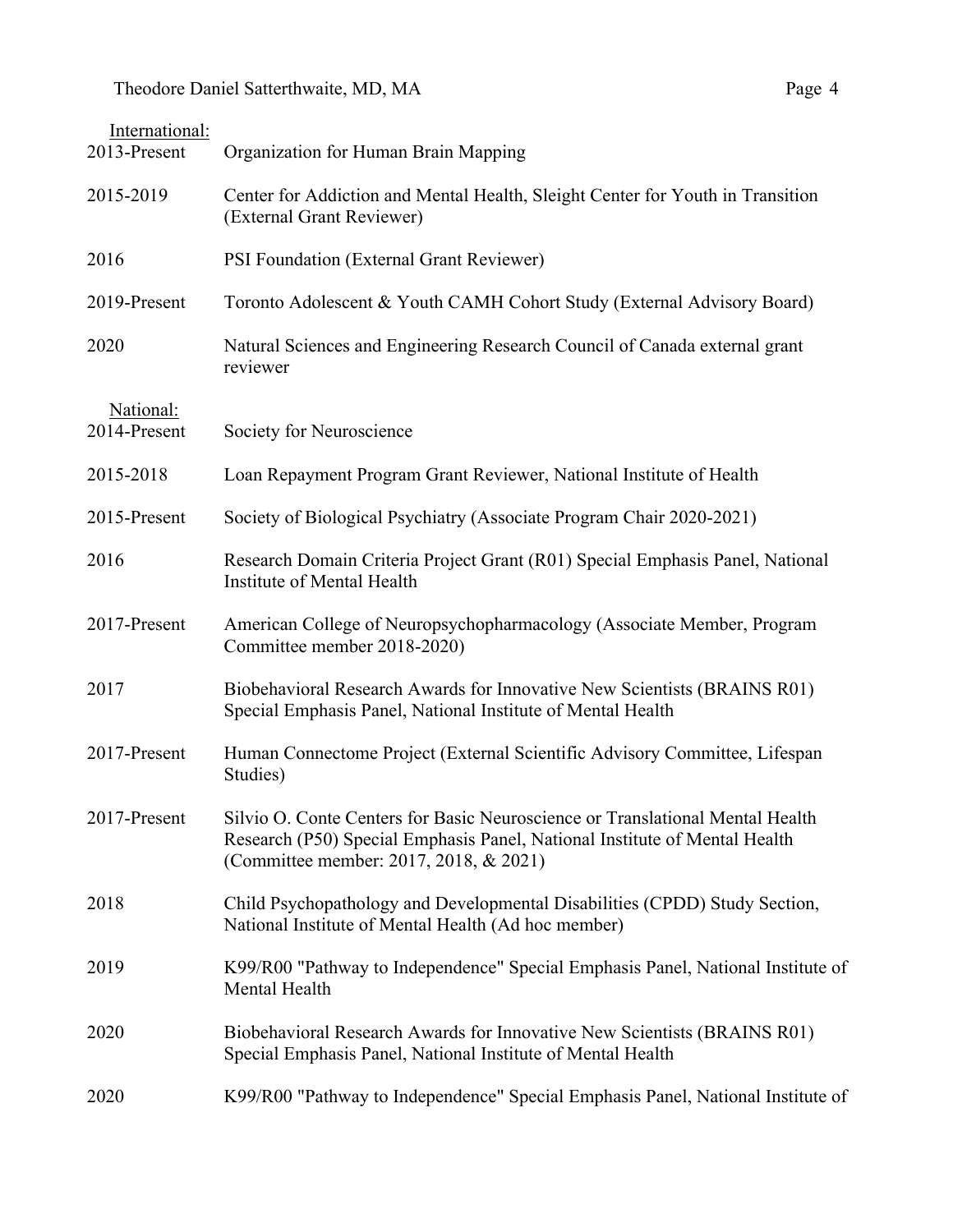International:

2013-Present Organization for Human Brain Mapping

2015-2019 Center for Addiction and Mental Health, Sleight Center for Youth in Transition (External Grant Reviewer)

2016 PSI Foundation (External Grant Reviewer)

2019-Present Toronto Adolescent & Youth CAMH Cohort Study (External Advisory Board)

2020 Natural Sciences and Engineering Research Council of Canada external grant reviewer

National:

2014-Present Society for Neuroscience

2015-2018 Loan Repayment Program Grant Reviewer, National Institute of Health

2015-Present Society of Biological Psychiatry (Associate Program Chair 2020-2021)

2016 Research Domain Criteria Project Grant (R01) Special Emphasis Panel, National Institute of Mental Health

2017-Present American College of Neuropsychopharmacology (Associate Member, Program Committee member 2018-2020)

2017 Biobehavioral Research Awards for Innovative New Scientists (BRAINS R01) Special Emphasis Panel, National Institute of Mental Health

2017-Present Human Connectome Project (External Scientific Advisory Committee, Lifespan Studies)

2017-Present Silvio O. Conte Centers for Basic Neuroscience or Translational Mental Health Research (P50) Special Emphasis Panel, National Institute of Mental Health (Committee member: 2017, 2018, & 2021)

2018 Child Psychopathology and Developmental Disabilities (CPDD) Study Section, National Institute of Mental Health (Ad hoc member)

2019 K99/R00 "Pathway to Independence" Special Emphasis Panel, National Institute of Mental Health

2020 Biobehavioral Research Awards for Innovative New Scientists (BRAINS R01) Special Emphasis Panel, National Institute of Mental Health

2020 K99/R00 "Pathway to Independence" Special Emphasis Panel, National Institute of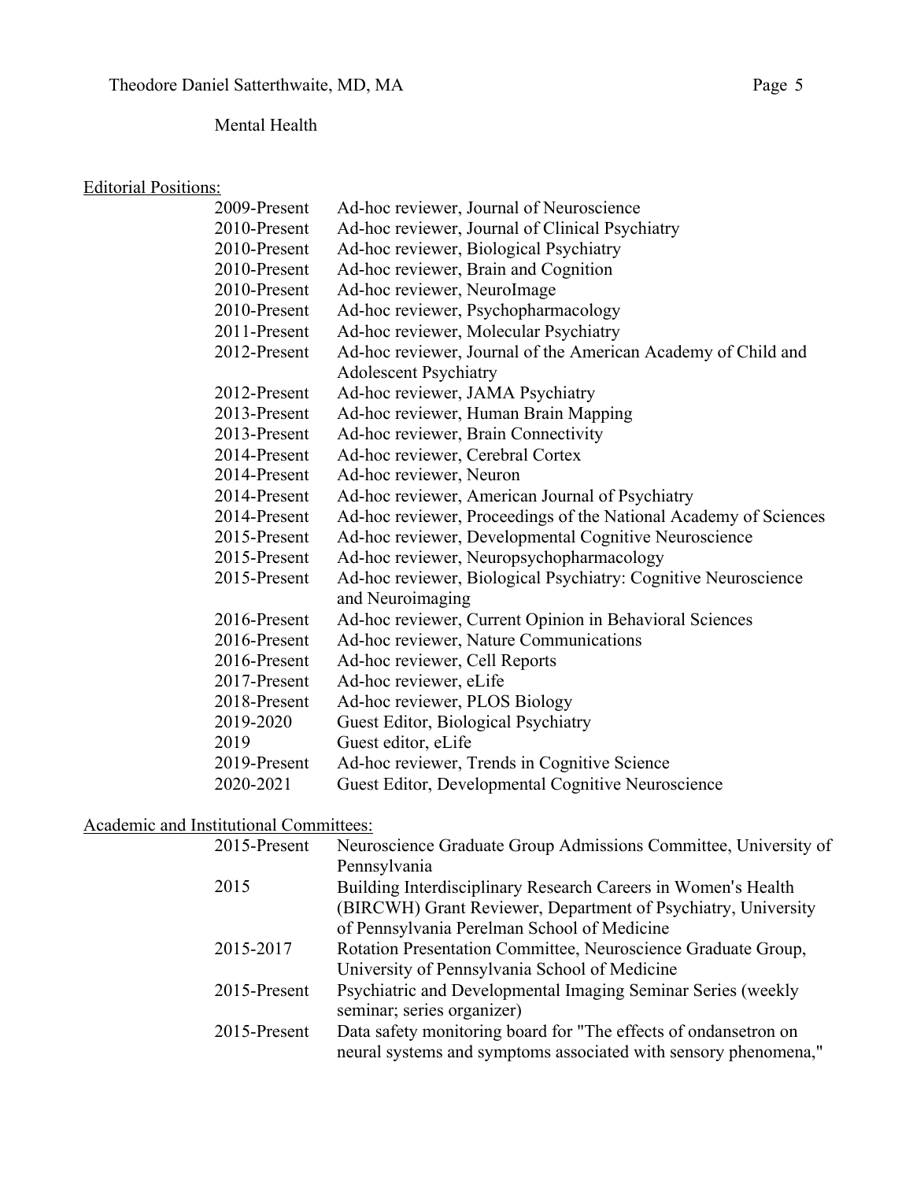Mental Health

Editorial Positions:

| | |
|---|---|
| 2009-Present | Ad-hoc reviewer, Journal of Neuroscience |
| 2010-Present | Ad-hoc reviewer, Journal of Clinical Psychiatry |
| 2010-Present | Ad-hoc reviewer, Biological Psychiatry |
| 2010-Present | Ad-hoc reviewer, Brain and Cognition |
| 2010-Present | Ad-hoc reviewer, NeuroImage |
| 2010-Present | Ad-hoc reviewer, Psychopharmacology |
| 2011-Present | Ad-hoc reviewer, Molecular Psychiatry |
| 2012-Present | Ad-hoc reviewer, Journal of the American Academy of Child and Adolescent Psychiatry |
| 2012-Present | Ad-hoc reviewer, JAMA Psychiatry |
| 2013-Present | Ad-hoc reviewer, Human Brain Mapping |
| 2013-Present | Ad-hoc reviewer, Brain Connectivity |
| 2014-Present | Ad-hoc reviewer, Cerebral Cortex |
| 2014-Present | Ad-hoc reviewer, Neuron |
| 2014-Present | Ad-hoc reviewer, American Journal of Psychiatry |
| 2014-Present | Ad-hoc reviewer, Proceedings of the National Academy of Sciences |
| 2015-Present | Ad-hoc reviewer, Developmental Cognitive Neuroscience |
| 2015-Present | Ad-hoc reviewer, Neuropsychopharmacology |
| 2015-Present | Ad-hoc reviewer, Biological Psychiatry: Cognitive Neuroscience and Neuroimaging |
| 2016-Present | Ad-hoc reviewer, Current Opinion in Behavioral Sciences |
| 2016-Present | Ad-hoc reviewer, Nature Communications |
| 2016-Present | Ad-hoc reviewer, Cell Reports |
| 2017-Present | Ad-hoc reviewer, eLife |
| 2018-Present | Ad-hoc reviewer, PLOS Biology |
| 2019-2020 | Guest Editor, Biological Psychiatry |
| 2019 | Guest editor, eLife |
| 2019-Present | Ad-hoc reviewer, Trends in Cognitive Science |
| 2020-2021 | Guest Editor, Developmental Cognitive Neuroscience |

Academic and Institutional Committees:

| | |
|---|---|
| 2015-Present | Neuroscience Graduate Group Admissions Committee, University of Pennsylvania |
| 2015 | Building Interdisciplinary Research Careers in Women's Health (BIRCWH) Grant Reviewer, Department of Psychiatry, University of Pennsylvania Perelman School of Medicine |
| 2015-2017 | Rotation Presentation Committee, Neuroscience Graduate Group, University of Pennsylvania School of Medicine |
| 2015-Present | Psychiatric and Developmental Imaging Seminar Series (weekly seminar; series organizer) |
| 2015-Present | Data safety monitoring board for "The effects of ondansetron on neural systems and symptoms associated with sensory phenomena," |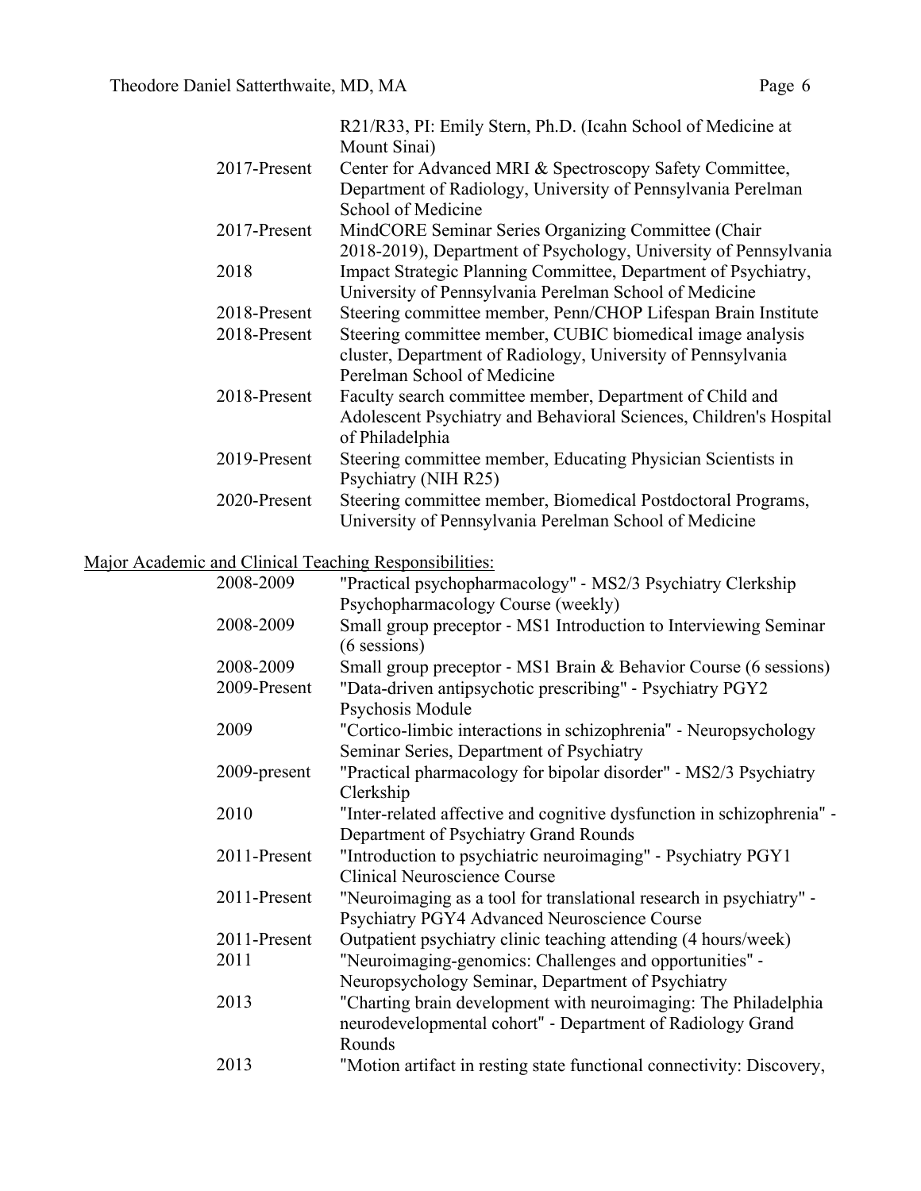| | |
|---|---|
| | R21/R33, PI: Emily Stern, Ph.D. (Icahn School of Medicine at Mount Sinai) |
| 2017-Present | Center for Advanced MRI & Spectroscopy Safety Committee, Department of Radiology, University of Pennsylvania Perelman School of Medicine |
| 2017-Present | MindCORE Seminar Series Organizing Committee (Chair 2018-2019), Department of Psychology, University of Pennsylvania |
| 2018 | Impact Strategic Planning Committee, Department of Psychiatry, University of Pennsylvania Perelman School of Medicine |
| 2018-Present | Steering committee member, Penn/CHOP Lifespan Brain Institute |
| 2018-Present | Steering committee member, CUBIC biomedical image analysis cluster, Department of Radiology, University of Pennsylvania Perelman School of Medicine |
| 2018-Present | Faculty search committee member, Department of Child and Adolescent Psychiatry and Behavioral Sciences, Children's Hospital of Philadelphia |
| 2019-Present | Steering committee member, Educating Physician Scientists in Psychiatry (NIH R25) |
| 2020-Present | Steering committee member, Biomedical Postdoctoral Programs, University of Pennsylvania Perelman School of Medicine |

Major Academic and Clinical Teaching Responsibilities:

| | |
|---|---|
| 2008-2009 | "Practical psychopharmacology" - MS2/3 Psychiatry Clerkship Psychopharmacology Course (weekly) |
| 2008-2009 | Small group preceptor - MS1 Introduction to Interviewing Seminar (6 sessions) |
| 2008-2009 | Small group preceptor - MS1 Brain & Behavior Course (6 sessions) |
| 2009-Present | "Data-driven antipsychotic prescribing" - Psychiatry PGY2 Psychosis Module |
| 2009 | "Cortico-limbic interactions in schizophrenia" - Neuropsychology Seminar Series, Department of Psychiatry |
| 2009-present | "Practical pharmacology for bipolar disorder" - MS2/3 Psychiatry Clerkship |
| 2010 | "Inter-related affective and cognitive dysfunction in schizophrenia" - Department of Psychiatry Grand Rounds |
| 2011-Present | "Introduction to psychiatric neuroimaging" - Psychiatry PGY1 Clinical Neuroscience Course |
| 2011-Present | "Neuroimaging as a tool for translational research in psychiatry" - Psychiatry PGY4 Advanced Neuroscience Course |
| 2011-Present | Outpatient psychiatry clinic teaching attending (4 hours/week) |
| 2011 | "Neuroimaging-genomics: Challenges and opportunities" - Neuropsychology Seminar, Department of Psychiatry |
| 2013 | "Charting brain development with neuroimaging: The Philadelphia neurodevelopmental cohort" - Department of Radiology Grand Rounds |
| 2013 | "Motion artifact in resting state functional connectivity: Discovery, |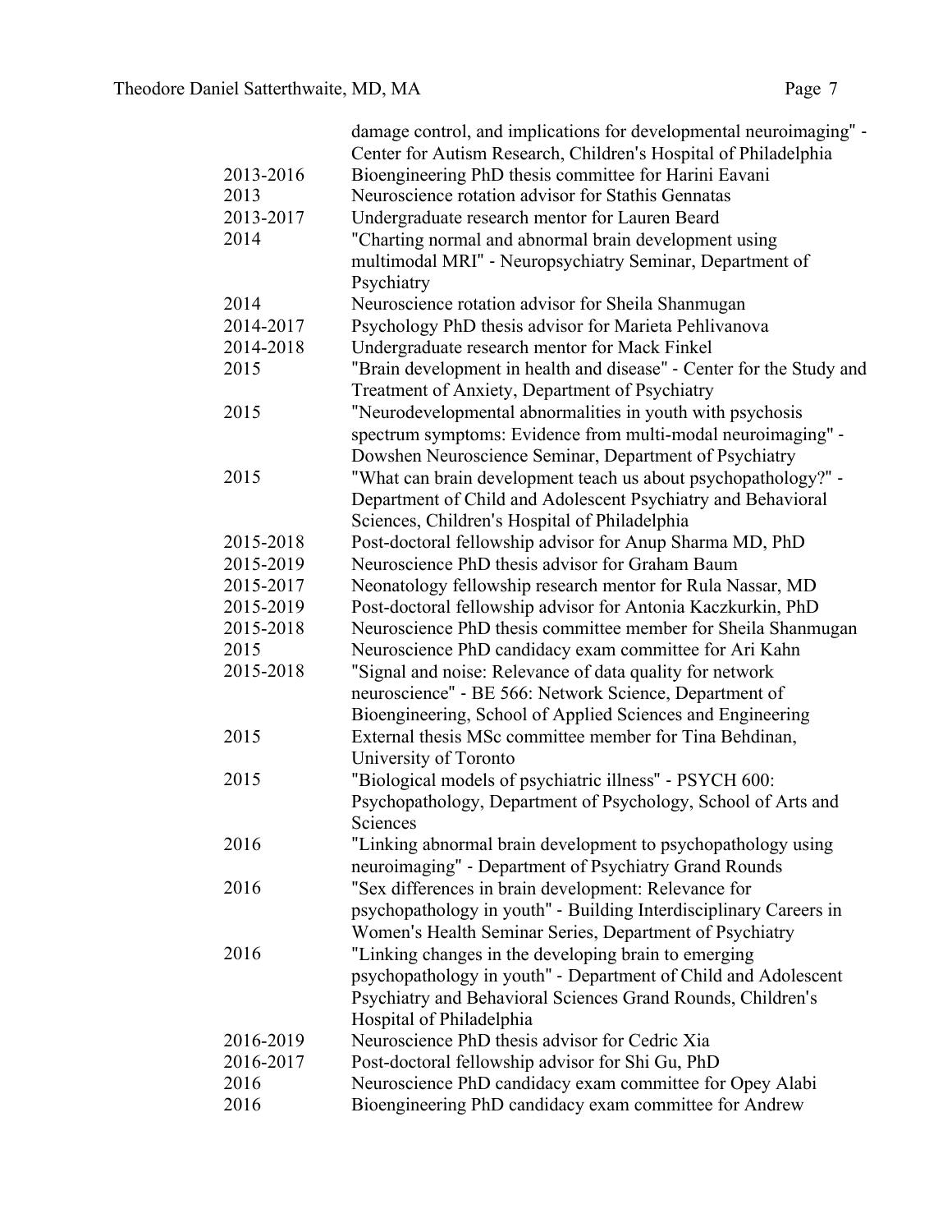| | |
|---|---|
| | damage control, and implications for developmental neuroimaging" - Center for Autism Research, Children's Hospital of Philadelphia |
| 2013-2016 | Bioengineering PhD thesis committee for Harini Eavani |
| 2013 | Neuroscience rotation advisor for Stathis Gennatas |
| 2013-2017 | Undergraduate research mentor for Lauren Beard |
| 2014 | "Charting normal and abnormal brain development using multimodal MRI" - Neuropsychiatry Seminar, Department of Psychiatry |
| 2014 | Neuroscience rotation advisor for Sheila Shanmugan |
| 2014-2017 | Psychology PhD thesis advisor for Marieta Pehlivanova |
| 2014-2018 | Undergraduate research mentor for Mack Finkel |
| 2015 | "Brain development in health and disease" - Center for the Study and Treatment of Anxiety, Department of Psychiatry |
| 2015 | "Neurodevelopmental abnormalities in youth with psychosis spectrum symptoms: Evidence from multi-modal neuroimaging" - Dowshen Neuroscience Seminar, Department of Psychiatry |
| 2015 | "What can brain development teach us about psychopathology?" - Department of Child and Adolescent Psychiatry and Behavioral Sciences, Children's Hospital of Philadelphia |
| 2015-2018 | Post-doctoral fellowship advisor for Anup Sharma MD, PhD |
| 2015-2019 | Neuroscience PhD thesis advisor for Graham Baum |
| 2015-2017 | Neonatology fellowship research mentor for Rula Nassar, MD |
| 2015-2019 | Post-doctoral fellowship advisor for Antonia Kaczkurkin, PhD |
| 2015-2018 | Neuroscience PhD thesis committee member for Sheila Shanmugan |
| 2015 | Neuroscience PhD candidacy exam committee for Ari Kahn |
| 2015-2018 | "Signal and noise: Relevance of data quality for network neuroscience" - BE 566: Network Science, Department of Bioengineering, School of Applied Sciences and Engineering |
| 2015 | External thesis MSc committee member for Tina Behdinan, University of Toronto |
| 2015 | "Biological models of psychiatric illness" - PSYCH 600: Psychopathology, Department of Psychology, School of Arts and Sciences |
| 2016 | "Linking abnormal brain development to psychopathology using neuroimaging" - Department of Psychiatry Grand Rounds |
| 2016 | "Sex differences in brain development: Relevance for psychopathology in youth" - Building Interdisciplinary Careers in Women's Health Seminar Series, Department of Psychiatry |
| 2016 | "Linking changes in the developing brain to emerging psychopathology in youth" - Department of Child and Adolescent Psychiatry and Behavioral Sciences Grand Rounds, Children's Hospital of Philadelphia |
| 2016-2019 | Neuroscience PhD thesis advisor for Cedric Xia |
| 2016-2017 | Post-doctoral fellowship advisor for Shi Gu, PhD |
| 2016 | Neuroscience PhD candidacy exam committee for Opey Alabi |
| 2016 | Bioengineering PhD candidacy exam committee for Andrew |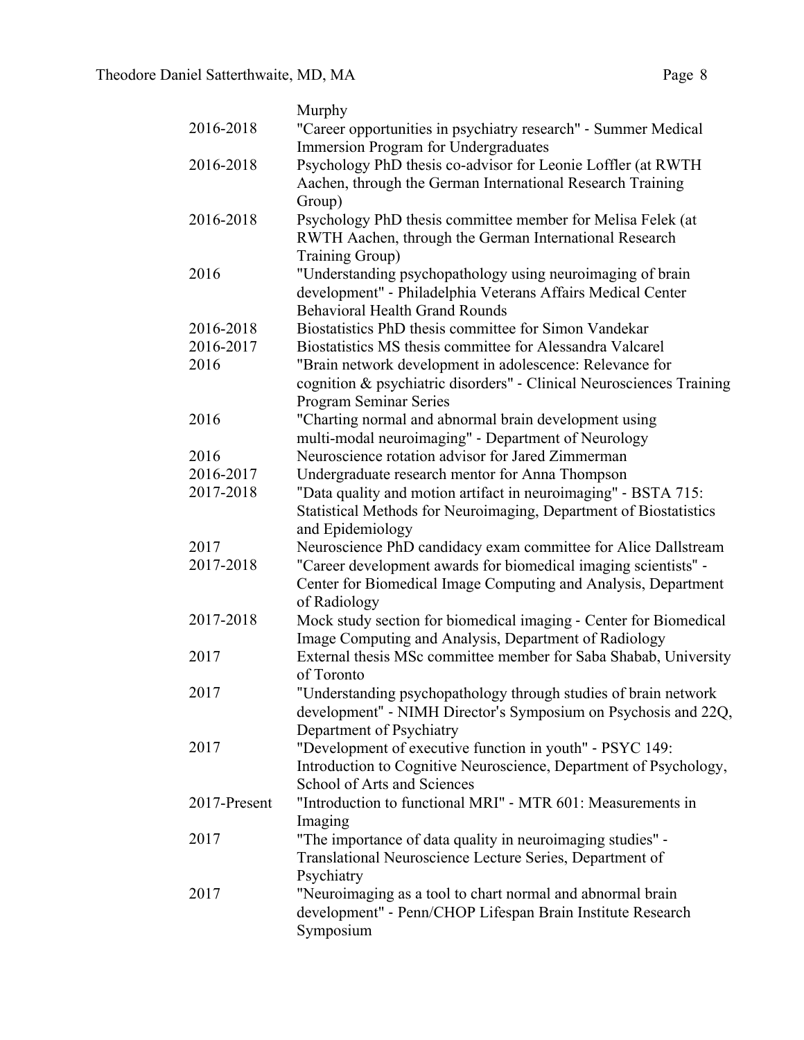| | |
|---|---|
| | Murphy |
| 2016-2018 | "Career opportunities in psychiatry research" - Summer Medical Immersion Program for Undergraduates |
| 2016-2018 | Psychology PhD thesis co-advisor for Leonie Loffler (at RWTH Aachen, through the German International Research Training Group) |
| 2016-2018 | Psychology PhD thesis committee member for Melisa Felek (at RWTH Aachen, through the German International Research Training Group) |
| 2016 | "Understanding psychopathology using neuroimaging of brain development" - Philadelphia Veterans Affairs Medical Center Behavioral Health Grand Rounds |
| 2016-2018 | Biostatistics PhD thesis committee for Simon Vandekar |
| 2016-2017 | Biostatistics MS thesis committee for Alessandra Valcarel |
| 2016 | "Brain network development in adolescence: Relevance for cognition & psychiatric disorders" - Clinical Neurosciences Training Program Seminar Series |
| 2016 | "Charting normal and abnormal brain development using multi-modal neuroimaging" - Department of Neurology |
| 2016 | Neuroscience rotation advisor for Jared Zimmerman |
| 2016-2017 | Undergraduate research mentor for Anna Thompson |
| 2017-2018 | "Data quality and motion artifact in neuroimaging" - BSTA 715: Statistical Methods for Neuroimaging, Department of Biostatistics and Epidemiology |
| 2017 | Neuroscience PhD candidacy exam committee for Alice Dallstream |
| 2017-2018 | "Career development awards for biomedical imaging scientists" - Center for Biomedical Image Computing and Analysis, Department of Radiology |
| 2017-2018 | Mock study section for biomedical imaging - Center for Biomedical Image Computing and Analysis, Department of Radiology |
| 2017 | External thesis MSc committee member for Saba Shabab, University of Toronto |
| 2017 | "Understanding psychopathology through studies of brain network development" - NIMH Director's Symposium on Psychosis and 22Q, Department of Psychiatry |
| 2017 | "Development of executive function in youth" - PSYC 149: Introduction to Cognitive Neuroscience, Department of Psychology, School of Arts and Sciences |
| 2017-Present | "Introduction to functional MRI" - MTR 601: Measurements in Imaging |
| 2017 | "The importance of data quality in neuroimaging studies" - Translational Neuroscience Lecture Series, Department of Psychiatry |
| 2017 | "Neuroimaging as a tool to chart normal and abnormal brain development" - Penn/CHOP Lifespan Brain Institute Research Symposium |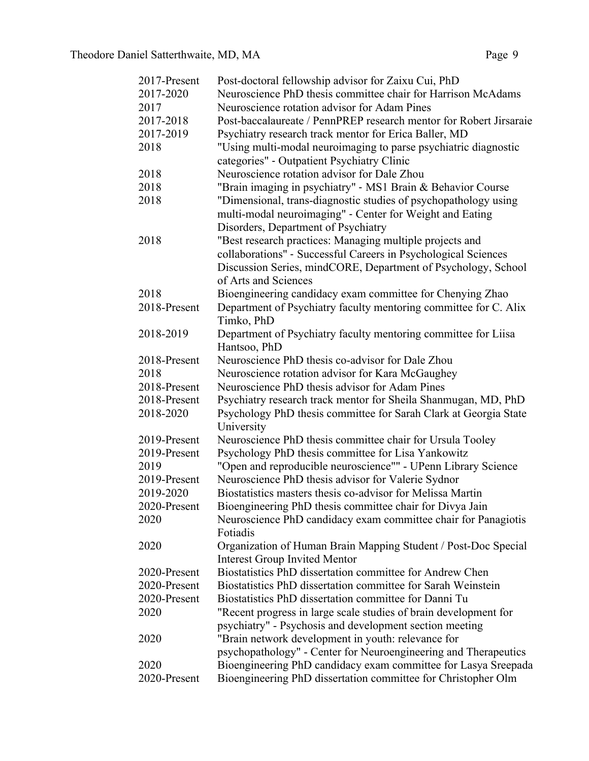| | |
|---|---|
| 2017-Present | Post-doctoral fellowship advisor for Zaixu Cui, PhD |
| 2017-2020 | Neuroscience PhD thesis committee chair for Harrison McAdams |
| 2017 | Neuroscience rotation advisor for Adam Pines |
| 2017-2018 | Post-baccalaureate / PennPREP research mentor for Robert Jirsaraie |
| 2017-2019 | Psychiatry research track mentor for Erica Baller, MD |
| 2018 | "Using multi-modal neuroimaging to parse psychiatric diagnostic categories" - Outpatient Psychiatry Clinic |
| 2018 | Neuroscience rotation advisor for Dale Zhou |
| 2018 | "Brain imaging in psychiatry" - MS1 Brain & Behavior Course |
| 2018 | "Dimensional, trans-diagnostic studies of psychopathology using multi-modal neuroimaging" - Center for Weight and Eating Disorders, Department of Psychiatry |
| 2018 | "Best research practices: Managing multiple projects and collaborations" - Successful Careers in Psychological Sciences Discussion Series, mindCORE, Department of Psychology, School of Arts and Sciences |
| 2018 | Bioengineering candidacy exam committee for Chenying Zhao |
| 2018-Present | Department of Psychiatry faculty mentoring committee for C. Alix Timko, PhD |
| 2018-2019 | Department of Psychiatry faculty mentoring committee for Liisa Hantsoo, PhD |
| 2018-Present | Neuroscience PhD thesis co-advisor for Dale Zhou |
| 2018 | Neuroscience rotation advisor for Kara McGaughey |
| 2018-Present | Neuroscience PhD thesis advisor for Adam Pines |
| 2018-Present | Psychiatry research track mentor for Sheila Shanmugan, MD, PhD |
| 2018-2020 | Psychology PhD thesis committee for Sarah Clark at Georgia State University |
| 2019-Present | Neuroscience PhD thesis committee chair for Ursula Tooley |
| 2019-Present | Psychology PhD thesis committee for Lisa Yankowitz |
| 2019 | "Open and reproducible neuroscience"" - UPenn Library Science |
| 2019-Present | Neuroscience PhD thesis advisor for Valerie Sydnor |
| 2019-2020 | Biostatistics masters thesis co-advisor for Melissa Martin |
| 2020-Present | Bioengineering PhD thesis committee chair for Divya Jain |
| 2020 | Neuroscience PhD candidacy exam committee chair for Panagiotis Fotiadis |
| 2020 | Organization of Human Brain Mapping Student / Post-Doc Special Interest Group Invited Mentor |
| 2020-Present | Biostatistics PhD dissertation committee for Andrew Chen |
| 2020-Present | Biostatistics PhD dissertation committee for Sarah Weinstein |
| 2020-Present | Biostatistics PhD dissertation committee for Danni Tu |
| 2020 | "Recent progress in large scale studies of brain development for psychiatry" - Psychosis and development section meeting |
| 2020 | "Brain network development in youth: relevance for psychopathology" - Center for Neuroengineering and Therapeutics |
| 2020 | Bioengineering PhD candidacy exam committee for Lasya Sreepada |
| 2020-Present | Bioengineering PhD dissertation committee for Christopher Olm |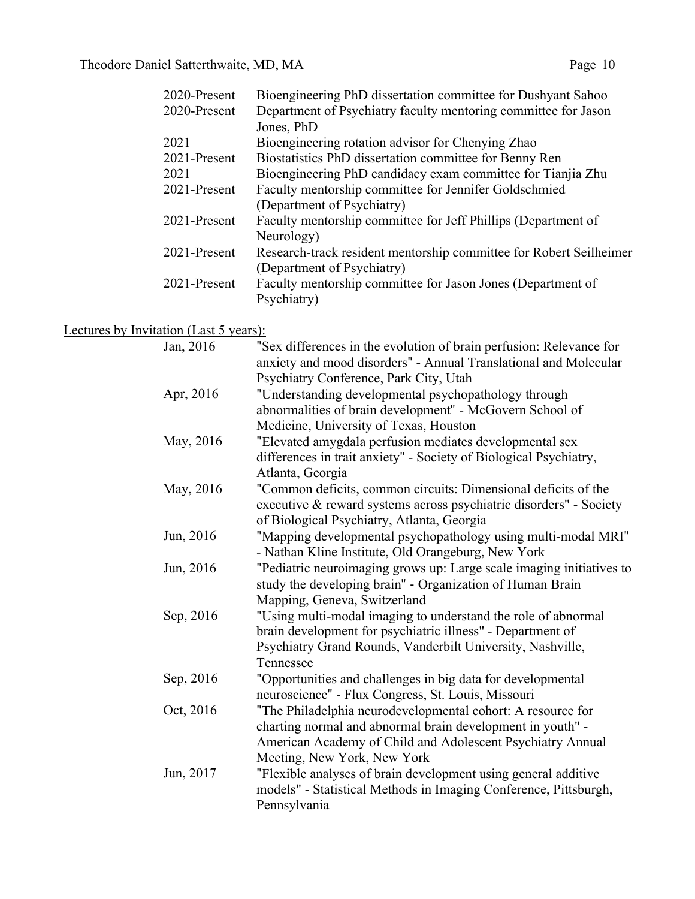| | |
|---|---|
| 2020-Present | Bioengineering PhD dissertation committee for Dushyant Sahoo |
| 2020-Present | Department of Psychiatry faculty mentoring committee for Jason Jones, PhD |
| 2021 | Bioengineering rotation advisor for Chenying Zhao |
| 2021-Present | Biostatistics PhD dissertation committee for Benny Ren |
| 2021 | Bioengineering PhD candidacy exam committee for Tianjia Zhu |
| 2021-Present | Faculty mentorship committee for Jennifer Goldschmied (Department of Psychiatry) |
| 2021-Present | Faculty mentorship committee for Jeff Phillips (Department of Neurology) |
| 2021-Present | Research-track resident mentorship committee for Robert Seilheimer (Department of Psychiatry) |
| 2021-Present | Faculty mentorship committee for Jason Jones (Department of Psychiatry) |

<u>Lectures by Invitation (Last 5 years):</u>

| | |
|---|---|
| Jan, 2016 | "Sex differences in the evolution of brain perfusion: Relevance for anxiety and mood disorders" - Annual Translational and Molecular Psychiatry Conference, Park City, Utah |
| Apr, 2016 | "Understanding developmental psychopathology through abnormalities of brain development" - McGovern School of Medicine, University of Texas, Houston |
| May, 2016 | "Elevated amygdala perfusion mediates developmental sex differences in trait anxiety" - Society of Biological Psychiatry, Atlanta, Georgia |
| May, 2016 | "Common deficits, common circuits: Dimensional deficits of the executive & reward systems across psychiatric disorders" - Society of Biological Psychiatry, Atlanta, Georgia |
| Jun, 2016 | "Mapping developmental psychopathology using multi-modal MRI" - Nathan Kline Institute, Old Orangeburg, New York |
| Jun, 2016 | "Pediatric neuroimaging grows up: Large scale imaging initiatives to study the developing brain" - Organization of Human Brain Mapping, Geneva, Switzerland |
| Sep, 2016 | "Using multi-modal imaging to understand the role of abnormal brain development for psychiatric illness" - Department of Psychiatry Grand Rounds, Vanderbilt University, Nashville, Tennessee |
| Sep, 2016 | "Opportunities and challenges in big data for developmental neuroscience" - Flux Congress, St. Louis, Missouri |
| Oct, 2016 | "The Philadelphia neurodevelopmental cohort: A resource for charting normal and abnormal brain development in youth" - American Academy of Child and Adolescent Psychiatry Annual Meeting, New York, New York |
| Jun, 2017 | "Flexible analyses of brain development using general additive models" - Statistical Methods in Imaging Conference, Pittsburgh, Pennsylvania |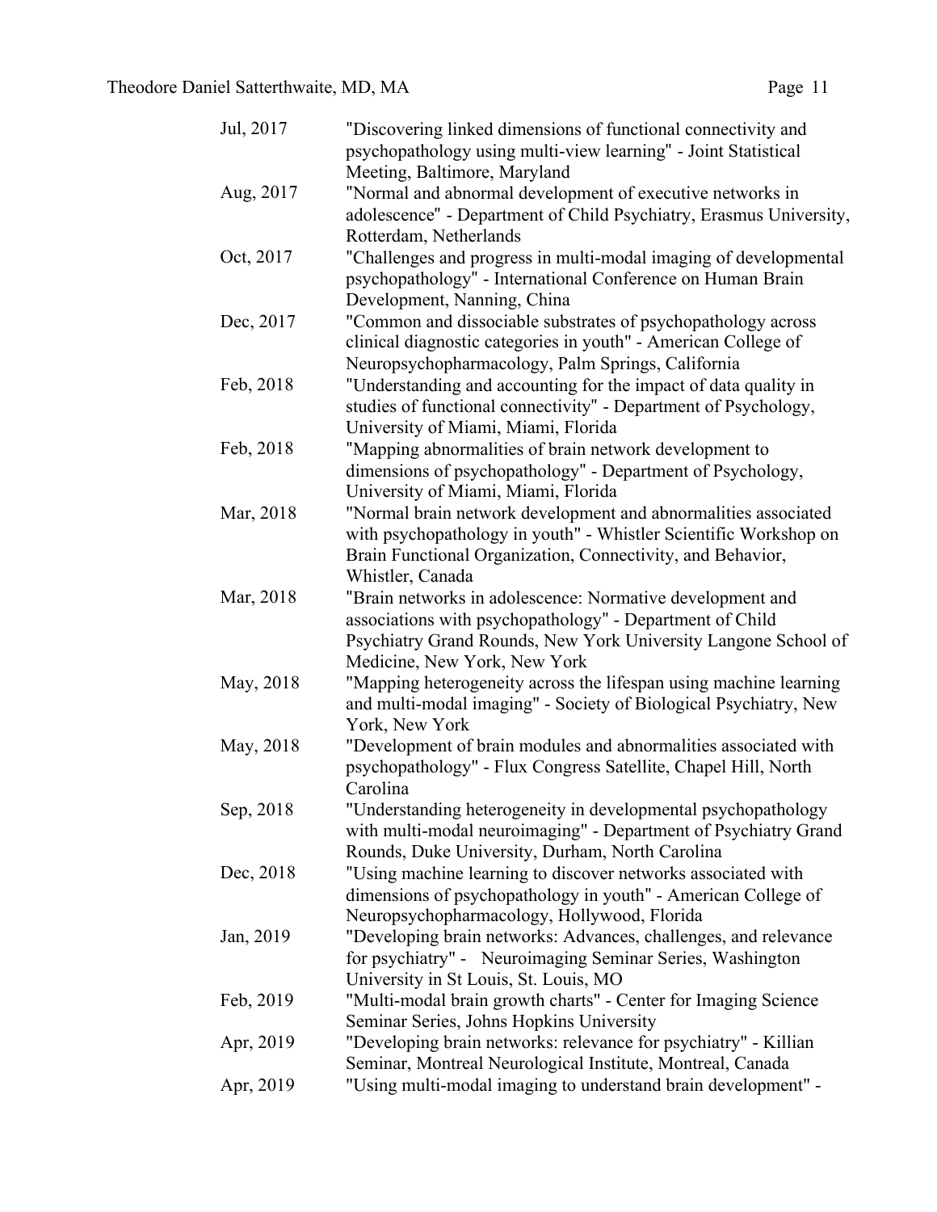| | |
|---|---|
| Jul, 2017 | "Discovering linked dimensions of functional connectivity and psychopathology using multi-view learning" - Joint Statistical Meeting, Baltimore, Maryland |
| Aug, 2017 | "Normal and abnormal development of executive networks in adolescence" - Department of Child Psychiatry, Erasmus University, Rotterdam, Netherlands |
| Oct, 2017 | "Challenges and progress in multi-modal imaging of developmental psychopathology" - International Conference on Human Brain Development, Nanning, China |
| Dec, 2017 | "Common and dissociable substrates of psychopathology across clinical diagnostic categories in youth" - American College of Neuropsychopharmacology, Palm Springs, California |
| Feb, 2018 | "Understanding and accounting for the impact of data quality in studies of functional connectivity" - Department of Psychology, University of Miami, Miami, Florida |
| Feb, 2018 | "Mapping abnormalities of brain network development to dimensions of psychopathology" - Department of Psychology, University of Miami, Miami, Florida |
| Mar, 2018 | "Normal brain network development and abnormalities associated with psychopathology in youth" - Whistler Scientific Workshop on Brain Functional Organization, Connectivity, and Behavior, Whistler, Canada |
| Mar, 2018 | "Brain networks in adolescence: Normative development and associations with psychopathology" - Department of Child Psychiatry Grand Rounds, New York University Langone School of Medicine, New York, New York |
| May, 2018 | "Mapping heterogeneity across the lifespan using machine learning and multi-modal imaging" - Society of Biological Psychiatry, New York, New York |
| May, 2018 | "Development of brain modules and abnormalities associated with psychopathology" - Flux Congress Satellite, Chapel Hill, North Carolina |
| Sep, 2018 | "Understanding heterogeneity in developmental psychopathology with multi-modal neuroimaging" - Department of Psychiatry Grand Rounds, Duke University, Durham, North Carolina |
| Dec, 2018 | "Using machine learning to discover networks associated with dimensions of psychopathology in youth" - American College of Neuropsychopharmacology, Hollywood, Florida |
| Jan, 2019 | "Developing brain networks: Advances, challenges, and relevance for psychiatry" - Neuroimaging Seminar Series, Washington University in St Louis, St. Louis, MO |
| Feb, 2019 | "Multi-modal brain growth charts" - Center for Imaging Science Seminar Series, Johns Hopkins University |
| Apr, 2019 | "Developing brain networks: relevance for psychiatry" - Killian Seminar, Montreal Neurological Institute, Montreal, Canada |
| Apr, 2019 | "Using multi-modal imaging to understand brain development" - |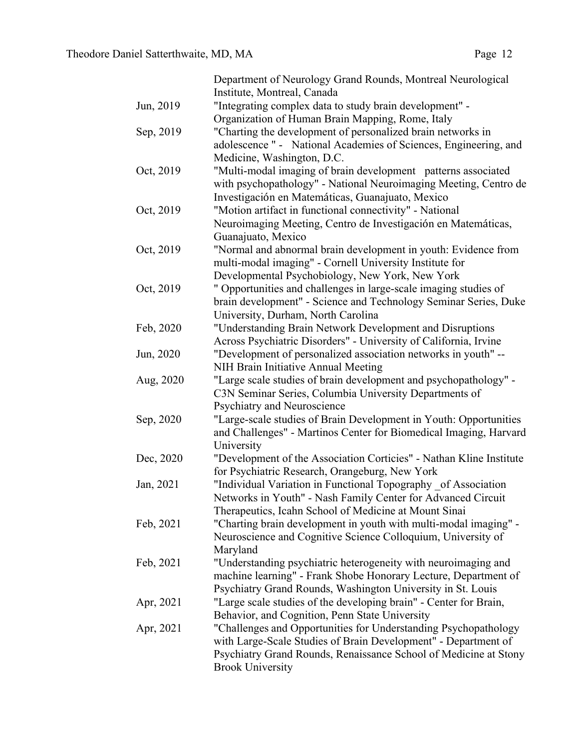| | |
|---|---|
| | Department of Neurology Grand Rounds, Montreal Neurological Institute, Montreal, Canada |
| Jun, 2019 | "Integrating complex data to study brain development" - Organization of Human Brain Mapping, Rome, Italy |
| Sep, 2019 | "Charting the development of personalized brain networks in adolescence " - National Academies of Sciences, Engineering, and Medicine, Washington, D.C. |
| Oct, 2019 | "Multi-modal imaging of brain development patterns associated with psychopathology" - National Neuroimaging Meeting, Centro de Investigación en Matemáticas, Guanajuato, Mexico |
| Oct, 2019 | "Motion artifact in functional connectivity" - National Neuroimaging Meeting, Centro de Investigación en Matemáticas, Guanajuato, Mexico |
| Oct, 2019 | "Normal and abnormal brain development in youth: Evidence from multi-modal imaging" - Cornell University Institute for Developmental Psychobiology, New York, New York |
| Oct, 2019 | " Opportunities and challenges in large-scale imaging studies of brain development" - Science and Technology Seminar Series, Duke University, Durham, North Carolina |
| Feb, 2020 | "Understanding Brain Network Development and Disruptions Across Psychiatric Disorders" - University of California, Irvine |
| Jun, 2020 | "Development of personalized association networks in youth" -- NIH Brain Initiative Annual Meeting |
| Aug, 2020 | "Large scale studies of brain development and psychopathology" - C3N Seminar Series, Columbia University Departments of Psychiatry and Neuroscience |
| Sep, 2020 | "Large-scale studies of Brain Development in Youth: Opportunities and Challenges" - Martinos Center for Biomedical Imaging, Harvard University |
| Dec, 2020 | "Development of the Association Corticies" - Nathan Kline Institute for Psychiatric Research, Orangeburg, New York |
| Jan, 2021 | "Individual Variation in Functional Topography _of Association Networks in Youth" - Nash Family Center for Advanced Circuit Therapeutics, Icahn School of Medicine at Mount Sinai |
| Feb, 2021 | "Charting brain development in youth with multi-modal imaging" - Neuroscience and Cognitive Science Colloquium, University of Maryland |
| Feb, 2021 | "Understanding psychiatric heterogeneity with neuroimaging and machine learning" - Frank Shobe Honorary Lecture, Department of Psychiatry Grand Rounds, Washington University in St. Louis |
| Apr, 2021 | "Large scale studies of the developing brain" - Center for Brain, Behavior, and Cognition, Penn State University |
| Apr, 2021 | "Challenges and Opportunities for Understanding Psychopathology with Large-Scale Studies of Brain Development" - Department of Psychiatry Grand Rounds, Renaissance School of Medicine at Stony Brook University |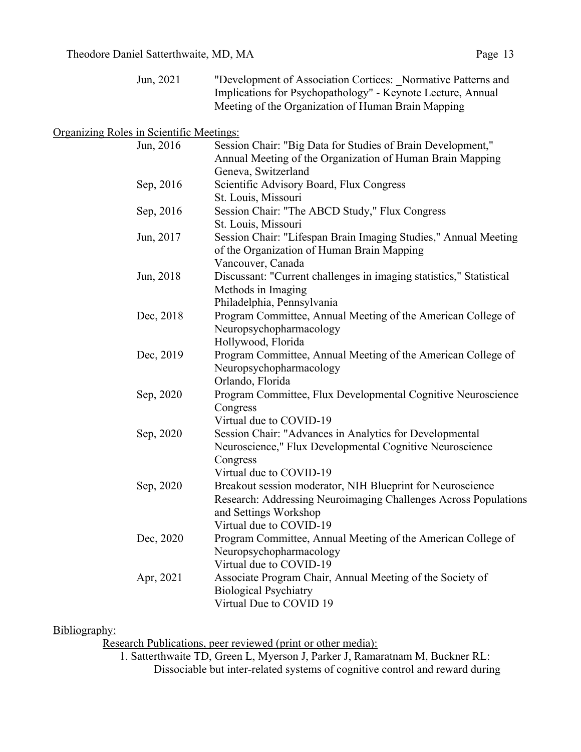Jun, 2021 "Development of Association Cortices: _Normative Patterns and Implications for Psychopathology" - Keynote Lecture, Annual Meeting of the Organization of Human Brain Mapping

Organizing Roles in Scientific Meetings:

Jun, 2016 Session Chair: "Big Data for Studies of Brain Development," Annual Meeting of the Organization of Human Brain Mapping
Geneva, Switzerland

Sep, 2016 Scientific Advisory Board, Flux Congress
St. Louis, Missouri

Sep, 2016 Session Chair: "The ABCD Study," Flux Congress
St. Louis, Missouri

Jun, 2017 Session Chair: "Lifespan Brain Imaging Studies," Annual Meeting of the Organization of Human Brain Mapping
Vancouver, Canada

Jun, 2018 Discussant: "Current challenges in imaging statistics," Statistical Methods in Imaging
Philadelphia, Pennsylvania

Dec, 2018 Program Committee, Annual Meeting of the American College of Neuropsychopharmacology
Hollywood, Florida

Dec, 2019 Program Committee, Annual Meeting of the American College of Neuropsychopharmacology
Orlando, Florida

Sep, 2020 Program Committee, Flux Developmental Cognitive Neuroscience Congress
Virtual due to COVID-19

Sep, 2020 Session Chair: "Advances in Analytics for Developmental Neuroscience," Flux Developmental Cognitive Neuroscience Congress
Virtual due to COVID-19

Sep, 2020 Breakout session moderator, NIH Blueprint for Neuroscience Research: Addressing Neuroimaging Challenges Across Populations and Settings Workshop
Virtual due to COVID-19

Dec, 2020 Program Committee, Annual Meeting of the American College of Neuropsychopharmacology
Virtual due to COVID-19

Apr, 2021 Associate Program Chair, Annual Meeting of the Society of Biological Psychiatry
Virtual Due to COVID 19

Bibliography:

Research Publications, peer reviewed (print or other media):

1. Satterthwaite TD, Green L, Myerson J, Parker J, Ramaratnam M, Buckner RL: Dissociable but inter-related systems of cognitive control and reward during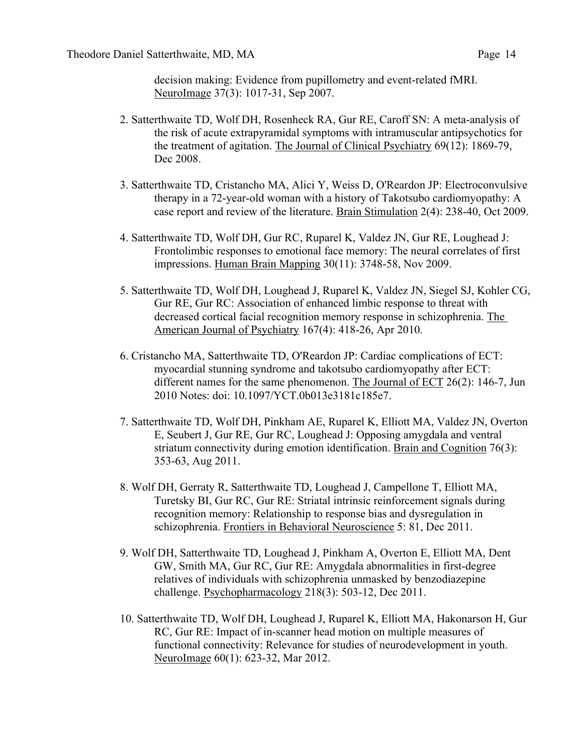decision making: Evidence from pupillometry and event-related fMRI. NeuroImage 37(3): 1017-31, Sep 2007.

2. Satterthwaite TD, Wolf DH, Rosenheck RA, Gur RE, Caroff SN: A meta-analysis of the risk of acute extrapyramidal symptoms with intramuscular antipsychotics for the treatment of agitation. The Journal of Clinical Psychiatry 69(12): 1869-79, Dec 2008.

3. Satterthwaite TD, Cristancho MA, Alici Y, Weiss D, O'Reardon JP: Electroconvulsive therapy in a 72-year-old woman with a history of Takotsubo cardiomyopathy: A case report and review of the literature. Brain Stimulation 2(4): 238-40, Oct 2009.

4. Satterthwaite TD, Wolf DH, Gur RC, Ruparel K, Valdez JN, Gur RE, Loughead J: Frontolimbic responses to emotional face memory: The neural correlates of first impressions. Human Brain Mapping 30(11): 3748-58, Nov 2009.

5. Satterthwaite TD, Wolf DH, Loughead J, Ruparel K, Valdez JN, Siegel SJ, Kohler CG, Gur RE, Gur RC: Association of enhanced limbic response to threat with decreased cortical facial recognition memory response in schizophrenia. The American Journal of Psychiatry 167(4): 418-26, Apr 2010.

6. Cristancho MA, Satterthwaite TD, O'Reardon JP: Cardiac complications of ECT: myocardial stunning syndrome and takotsubo cardiomyopathy after ECT: different names for the same phenomenon. The Journal of ECT 26(2): 146-7, Jun 2010 Notes: doi: 10.1097/YCT.0b013e3181c185e7.

7. Satterthwaite TD, Wolf DH, Pinkham AE, Ruparel K, Elliott MA, Valdez JN, Overton E, Seubert J, Gur RE, Gur RC, Loughead J: Opposing amygdala and ventral striatum connectivity during emotion identification. Brain and Cognition 76(3): 353-63, Aug 2011.

8. Wolf DH, Gerraty R, Satterthwaite TD, Loughead J, Campellone T, Elliott MA, Turetsky BI, Gur RC, Gur RE: Striatal intrinsic reinforcement signals during recognition memory: Relationship to response bias and dysregulation in schizophrenia. Frontiers in Behavioral Neuroscience 5: 81, Dec 2011.

9. Wolf DH, Satterthwaite TD, Loughead J, Pinkham A, Overton E, Elliott MA, Dent GW, Smith MA, Gur RC, Gur RE: Amygdala abnormalities in first-degree relatives of individuals with schizophrenia unmasked by benzodiazepine challenge. Psychopharmacology 218(3): 503-12, Dec 2011.

10. Satterthwaite TD, Wolf DH, Loughead J, Ruparel K, Elliott MA, Hakonarson H, Gur RC, Gur RE: Impact of in-scanner head motion on multiple measures of functional connectivity: Relevance for studies of neurodevelopment in youth. NeuroImage 60(1): 623-32, Mar 2012.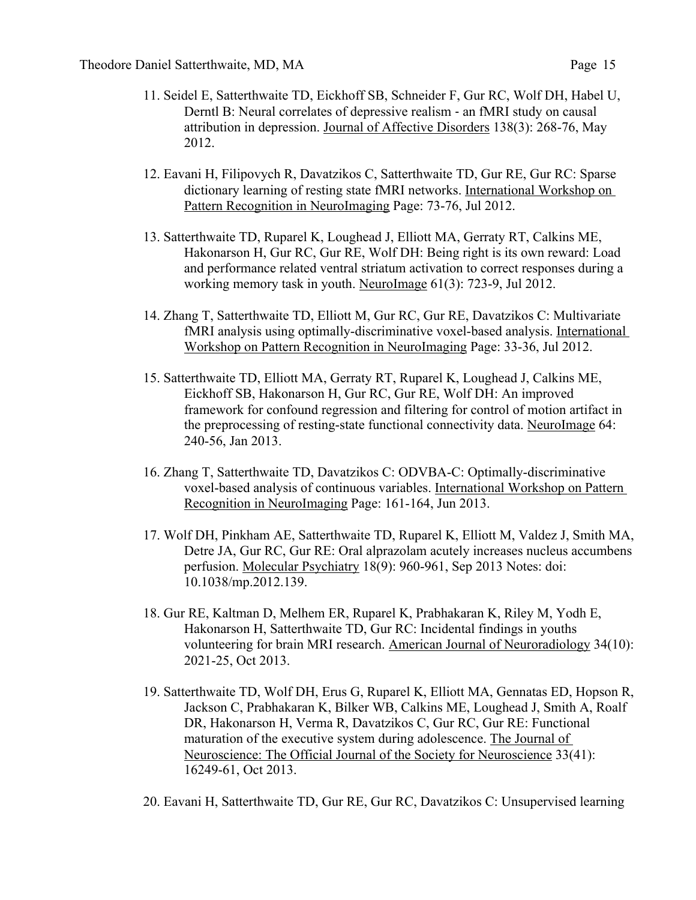11. Seidel E, Satterthwaite TD, Eickhoff SB, Schneider F, Gur RC, Wolf DH, Habel U, Derntl B: Neural correlates of depressive realism - an fMRI study on causal attribution in depression. Journal of Affective Disorders 138(3): 268-76, May 2012.

12. Eavani H, Filipovych R, Davatzikos C, Satterthwaite TD, Gur RE, Gur RC: Sparse dictionary learning of resting state fMRI networks. International Workshop on Pattern Recognition in NeuroImaging Page: 73-76, Jul 2012.

13. Satterthwaite TD, Ruparel K, Loughead J, Elliott MA, Gerraty RT, Calkins ME, Hakonarson H, Gur RC, Gur RE, Wolf DH: Being right is its own reward: Load and performance related ventral striatum activation to correct responses during a working memory task in youth. NeuroImage 61(3): 723-9, Jul 2012.

14. Zhang T, Satterthwaite TD, Elliott M, Gur RC, Gur RE, Davatzikos C: Multivariate fMRI analysis using optimally-discriminative voxel-based analysis. International Workshop on Pattern Recognition in NeuroImaging Page: 33-36, Jul 2012.

15. Satterthwaite TD, Elliott MA, Gerraty RT, Ruparel K, Loughead J, Calkins ME, Eickhoff SB, Hakonarson H, Gur RC, Gur RE, Wolf DH: An improved framework for confound regression and filtering for control of motion artifact in the preprocessing of resting-state functional connectivity data. NeuroImage 64: 240-56, Jan 2013.

16. Zhang T, Satterthwaite TD, Davatzikos C: ODVBA-C: Optimally-discriminative voxel-based analysis of continuous variables. International Workshop on Pattern Recognition in NeuroImaging Page: 161-164, Jun 2013.

17. Wolf DH, Pinkham AE, Satterthwaite TD, Ruparel K, Elliott M, Valdez J, Smith MA, Detre JA, Gur RC, Gur RE: Oral alprazolam acutely increases nucleus accumbens perfusion. Molecular Psychiatry 18(9): 960-961, Sep 2013 Notes: doi: 10.1038/mp.2012.139.

18. Gur RE, Kaltman D, Melhem ER, Ruparel K, Prabhakaran K, Riley M, Yodh E, Hakonarson H, Satterthwaite TD, Gur RC: Incidental findings in youths volunteering for brain MRI research. American Journal of Neuroradiology 34(10): 2021-25, Oct 2013.

19. Satterthwaite TD, Wolf DH, Erus G, Ruparel K, Elliott MA, Gennatas ED, Hopson R, Jackson C, Prabhakaran K, Bilker WB, Calkins ME, Loughead J, Smith A, Roalf DR, Hakonarson H, Verma R, Davatzikos C, Gur RC, Gur RE: Functional maturation of the executive system during adolescence. The Journal of Neuroscience: The Official Journal of the Society for Neuroscience 33(41): 16249-61, Oct 2013.

20. Eavani H, Satterthwaite TD, Gur RE, Gur RC, Davatzikos C: Unsupervised learning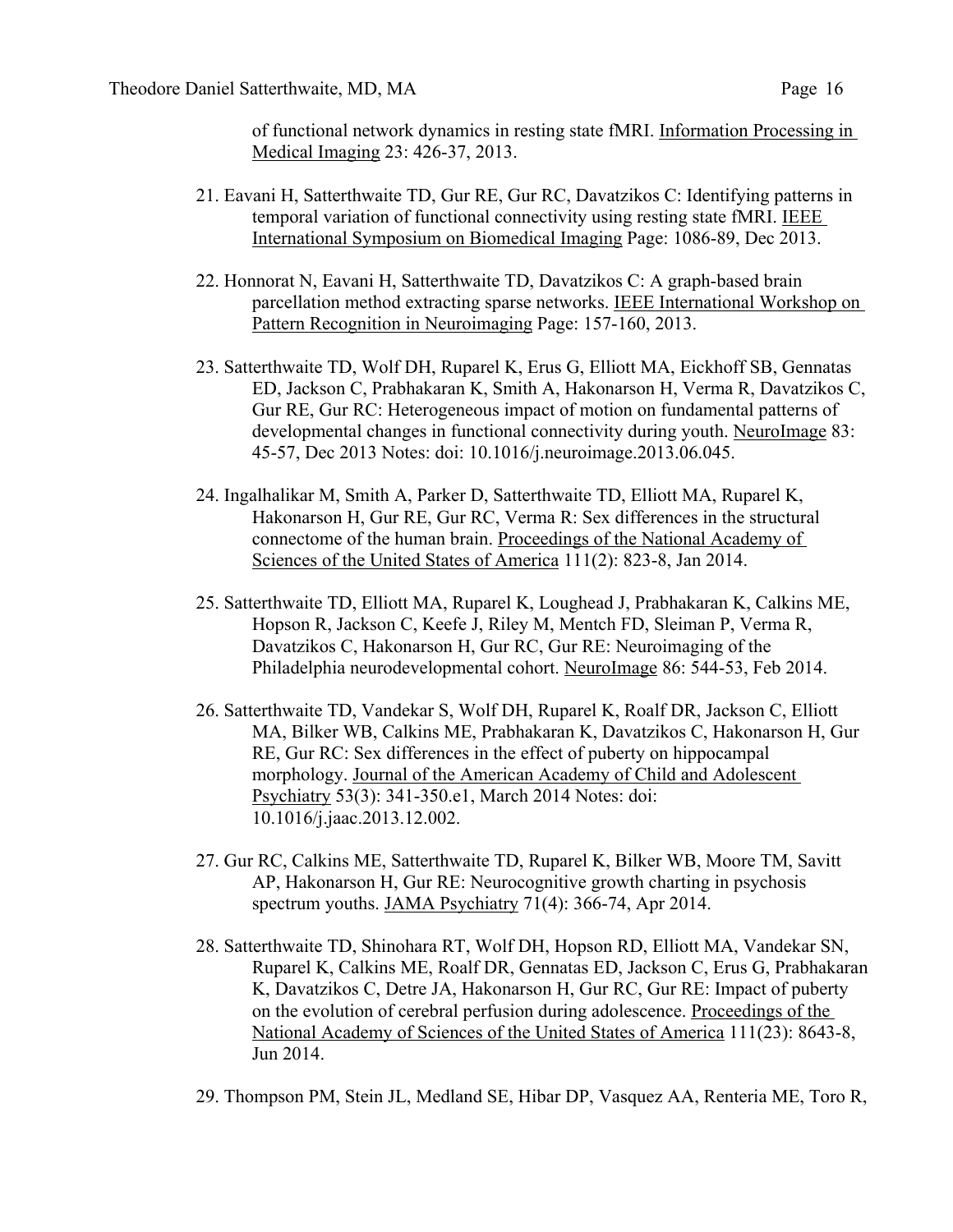of functional network dynamics in resting state fMRI. Information Processing in Medical Imaging 23: 426-37, 2013.

21. Eavani H, Satterthwaite TD, Gur RE, Gur RC, Davatzikos C: Identifying patterns in temporal variation of functional connectivity using resting state fMRI. IEEE International Symposium on Biomedical Imaging Page: 1086-89, Dec 2013.

22. Honnorat N, Eavani H, Satterthwaite TD, Davatzikos C: A graph-based brain parcellation method extracting sparse networks. IEEE International Workshop on Pattern Recognition in Neuroimaging Page: 157-160, 2013.

23. Satterthwaite TD, Wolf DH, Ruparel K, Erus G, Elliott MA, Eickhoff SB, Gennatas ED, Jackson C, Prabhakaran K, Smith A, Hakonarson H, Verma R, Davatzikos C, Gur RE, Gur RC: Heterogeneous impact of motion on fundamental patterns of developmental changes in functional connectivity during youth. NeuroImage 83: 45-57, Dec 2013 Notes: doi: 10.1016/j.neuroimage.2013.06.045.

24. Ingalhalikar M, Smith A, Parker D, Satterthwaite TD, Elliott MA, Ruparel K, Hakonarson H, Gur RE, Gur RC, Verma R: Sex differences in the structural connectome of the human brain. Proceedings of the National Academy of Sciences of the United States of America 111(2): 823-8, Jan 2014.

25. Satterthwaite TD, Elliott MA, Ruparel K, Loughead J, Prabhakaran K, Calkins ME, Hopson R, Jackson C, Keefe J, Riley M, Mentch FD, Sleiman P, Verma R, Davatzikos C, Hakonarson H, Gur RC, Gur RE: Neuroimaging of the Philadelphia neurodevelopmental cohort. NeuroImage 86: 544-53, Feb 2014.

26. Satterthwaite TD, Vandekar S, Wolf DH, Ruparel K, Roalf DR, Jackson C, Elliott MA, Bilker WB, Calkins ME, Prabhakaran K, Davatzikos C, Hakonarson H, Gur RE, Gur RC: Sex differences in the effect of puberty on hippocampal morphology. Journal of the American Academy of Child and Adolescent Psychiatry 53(3): 341-350.e1, March 2014 Notes: doi: 10.1016/j.jaac.2013.12.002.

27. Gur RC, Calkins ME, Satterthwaite TD, Ruparel K, Bilker WB, Moore TM, Savitt AP, Hakonarson H, Gur RE: Neurocognitive growth charting in psychosis spectrum youths. JAMA Psychiatry 71(4): 366-74, Apr 2014.

28. Satterthwaite TD, Shinohara RT, Wolf DH, Hopson RD, Elliott MA, Vandekar SN, Ruparel K, Calkins ME, Roalf DR, Gennatas ED, Jackson C, Erus G, Prabhakaran K, Davatzikos C, Detre JA, Hakonarson H, Gur RC, Gur RE: Impact of puberty on the evolution of cerebral perfusion during adolescence. Proceedings of the National Academy of Sciences of the United States of America 111(23): 8643-8, Jun 2014.

29. Thompson PM, Stein JL, Medland SE, Hibar DP, Vasquez AA, Renteria ME, Toro R,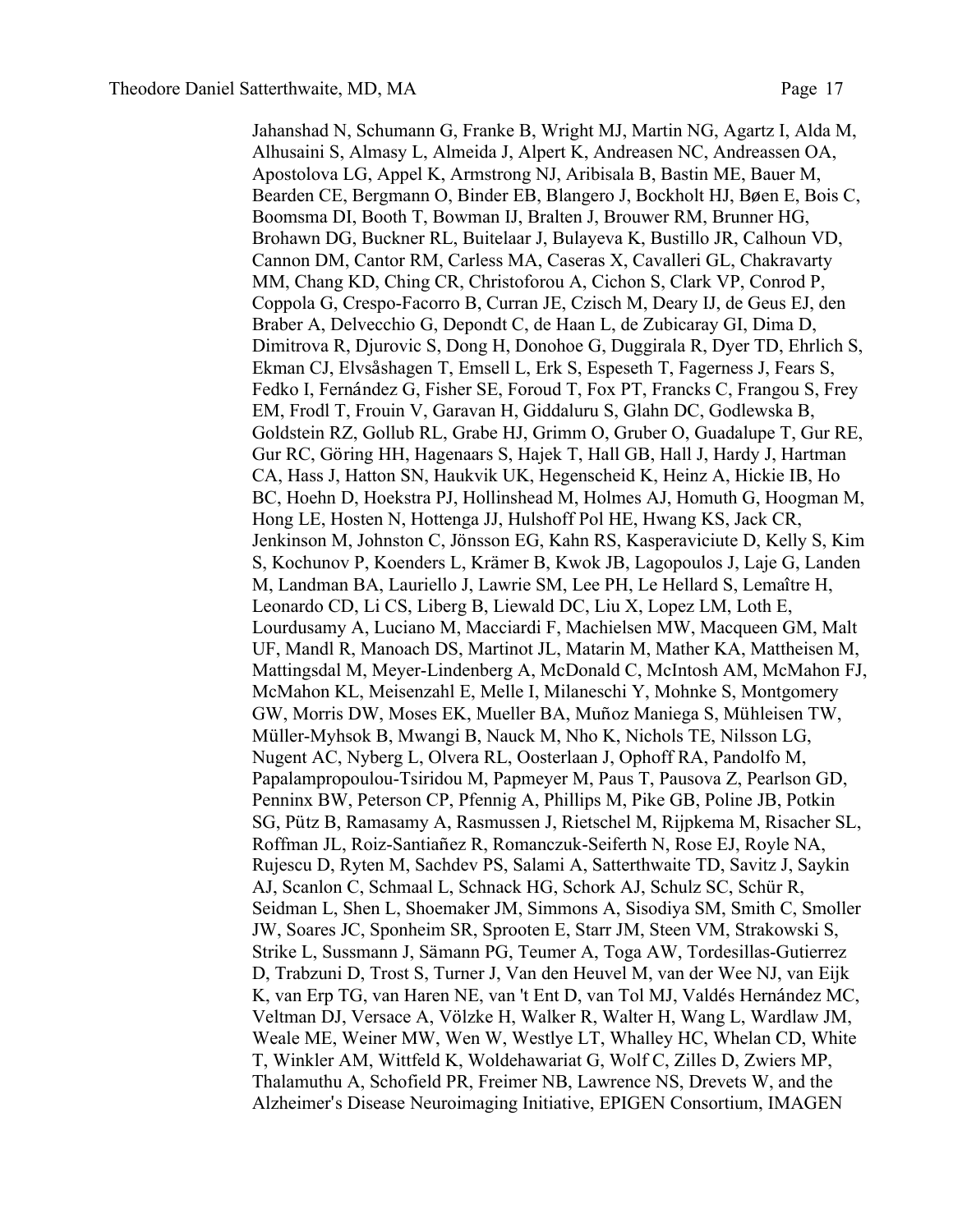Jahanshad N, Schumann G, Franke B, Wright MJ, Martin NG, Agartz I, Alda M, Alhusaini S, Almasy L, Almeida J, Alpert K, Andreasen NC, Andreassen OA, Apostolova LG, Appel K, Armstrong NJ, Aribisala B, Bastin ME, Bauer M, Bearden CE, Bergmann O, Binder EB, Blangero J, Bockholt HJ, Bøen E, Bois C, Boomsma DI, Booth T, Bowman IJ, Bralten J, Brouwer RM, Brunner HG, Brohawn DG, Buckner RL, Buitelaar J, Bulayeva K, Bustillo JR, Calhoun VD, Cannon DM, Cantor RM, Carless MA, Caseras X, Cavalleri GL, Chakravarty MM, Chang KD, Ching CR, Christoforou A, Cichon S, Clark VP, Conrod P, Coppola G, Crespo-Facorro B, Curran JE, Czisch M, Deary IJ, de Geus EJ, den Braber A, Delvecchio G, Depondt C, de Haan L, de Zubicaray GI, Dima D, Dimitrova R, Djurovic S, Dong H, Donohoe G, Duggirala R, Dyer TD, Ehrlich S, Ekman CJ, Elvsåshagen T, Emsell L, Erk S, Espeseth T, Fagerness J, Fears S, Fedko I, Fernández G, Fisher SE, Foroud T, Fox PT, Francks C, Frangou S, Frey EM, Frodl T, Frouin V, Garavan H, Giddaluru S, Glahn DC, Godlewska B, Goldstein RZ, Gollub RL, Grabe HJ, Grimm O, Gruber O, Guadalupe T, Gur RE, Gur RC, Göring HH, Hagenaars S, Hajek T, Hall GB, Hall J, Hardy J, Hartman CA, Hass J, Hatton SN, Haukvik UK, Hegenscheid K, Heinz A, Hickie IB, Ho BC, Hoehn D, Hoekstra PJ, Hollinshead M, Holmes AJ, Homuth G, Hoogman M, Hong LE, Hosten N, Hottenga JJ, Hulshoff Pol HE, Hwang KS, Jack CR, Jenkinson M, Johnston C, Jönsson EG, Kahn RS, Kasperaviciute D, Kelly S, Kim S, Kochunov P, Koenders L, Krämer B, Kwok JB, Lagopoulos J, Laje G, Landen M, Landman BA, Lauriello J, Lawrie SM, Lee PH, Le Hellard S, Lemaître H, Leonardo CD, Li CS, Liberg B, Liewald DC, Liu X, Lopez LM, Loth E, Lourdusamy A, Luciano M, Macciardi F, Machielsen MW, Macqueen GM, Malt UF, Mandl R, Manoach DS, Martinot JL, Matarin M, Mather KA, Mattheisen M, Mattingsdal M, Meyer-Lindenberg A, McDonald C, McIntosh AM, McMahon FJ, McMahon KL, Meisenzahl E, Melle I, Milaneschi Y, Mohnke S, Montgomery GW, Morris DW, Moses EK, Mueller BA, Muñoz Maniega S, Mühleisen TW, Müller-Myhsok B, Mwangi B, Nauck M, Nho K, Nichols TE, Nilsson LG, Nugent AC, Nyberg L, Olvera RL, Oosterlaan J, Ophoff RA, Pandolfo M, Papalampropoulou-Tsiridou M, Papmeyer M, Paus T, Pausova Z, Pearlson GD, Penninx BW, Peterson CP, Pfennig A, Phillips M, Pike GB, Poline JB, Potkin SG, Pütz B, Ramasamy A, Rasmussen J, Rietschel M, Rijpkema M, Risacher SL, Roffman JL, Roiz-Santiañez R, Romanczuk-Seiferth N, Rose EJ, Royle NA, Rujescu D, Ryten M, Sachdev PS, Salami A, Satterthwaite TD, Savitz J, Saykin AJ, Scanlon C, Schmaal L, Schnack HG, Schork AJ, Schulz SC, Schür R, Seidman L, Shen L, Shoemaker JM, Simmons A, Sisodiya SM, Smith C, Smoller JW, Soares JC, Sponheim SR, Sprooten E, Starr JM, Steen VM, Strakowski S, Strike L, Sussmann J, Sämann PG, Teumer A, Toga AW, Tordesillas-Gutierrez D, Trabzuni D, Trost S, Turner J, Van den Heuvel M, van der Wee NJ, van Eijk K, van Erp TG, van Haren NE, van 't Ent D, van Tol MJ, Valdés Hernández MC, Veltman DJ, Versace A, Völzke H, Walker R, Walter H, Wang L, Wardlaw JM, Weale ME, Weiner MW, Wen W, Westlye LT, Whalley HC, Whelan CD, White T, Winkler AM, Wittfeld K, Woldehawariat G, Wolf C, Zilles D, Zwiers MP, Thalamuthu A, Schofield PR, Freimer NB, Lawrence NS, Drevets W, and the Alzheimer's Disease Neuroimaging Initiative, EPIGEN Consortium, IMAGEN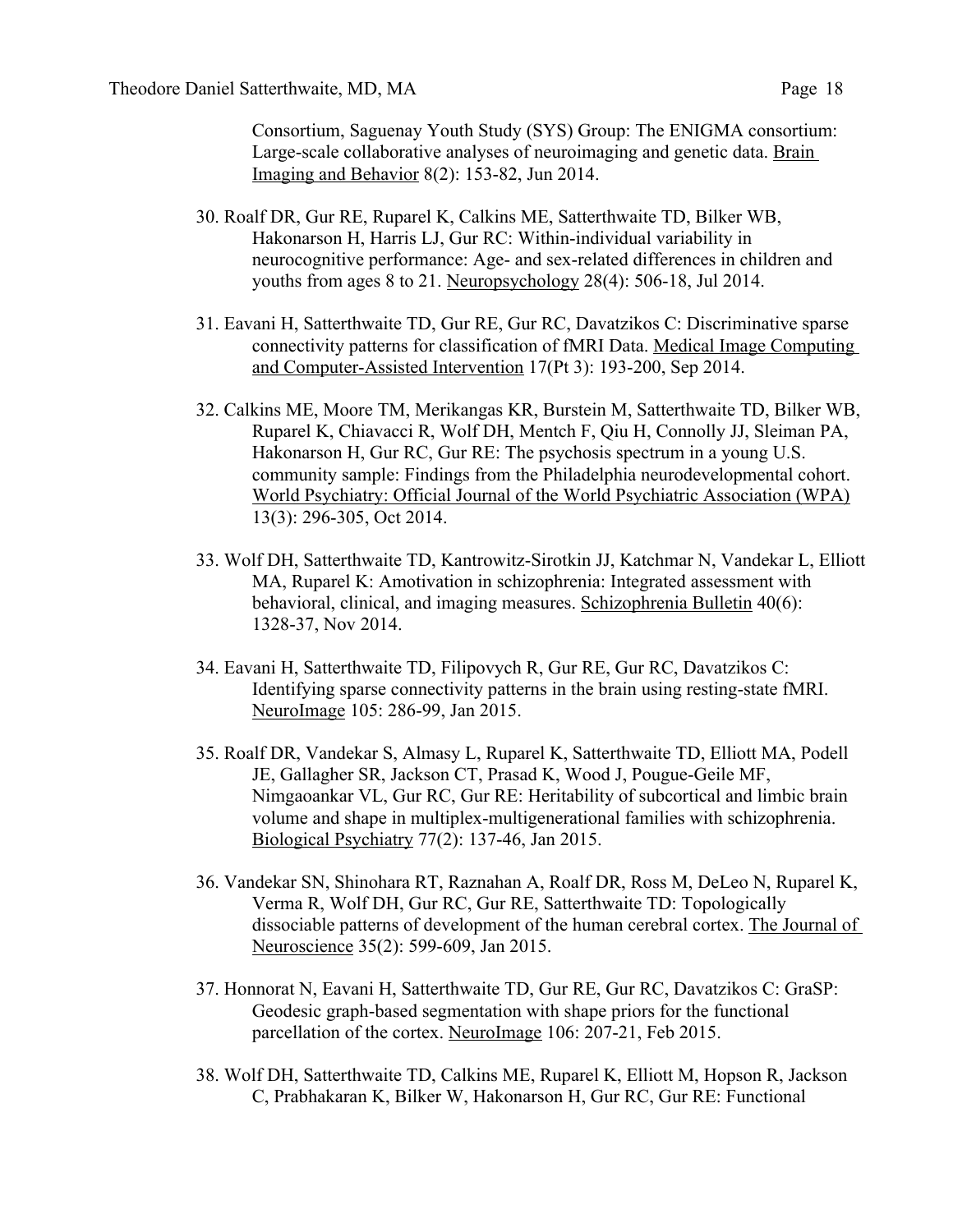Consortium, Saguenay Youth Study (SYS) Group: The ENIGMA consortium: Large-scale collaborative analyses of neuroimaging and genetic data. Brain Imaging and Behavior 8(2): 153-82, Jun 2014.

30. Roalf DR, Gur RE, Ruparel K, Calkins ME, Satterthwaite TD, Bilker WB, Hakonarson H, Harris LJ, Gur RC: Within-individual variability in neurocognitive performance: Age- and sex-related differences in children and youths from ages 8 to 21. Neuropsychology 28(4): 506-18, Jul 2014.

31. Eavani H, Satterthwaite TD, Gur RE, Gur RC, Davatzikos C: Discriminative sparse connectivity patterns for classification of fMRI Data. Medical Image Computing and Computer-Assisted Intervention 17(Pt 3): 193-200, Sep 2014.

32. Calkins ME, Moore TM, Merikangas KR, Burstein M, Satterthwaite TD, Bilker WB, Ruparel K, Chiavacci R, Wolf DH, Mentch F, Qiu H, Connolly JJ, Sleiman PA, Hakonarson H, Gur RC, Gur RE: The psychosis spectrum in a young U.S. community sample: Findings from the Philadelphia neurodevelopmental cohort. World Psychiatry: Official Journal of the World Psychiatric Association (WPA) 13(3): 296-305, Oct 2014.

33. Wolf DH, Satterthwaite TD, Kantrowitz-Sirotkin JJ, Katchmar N, Vandekar L, Elliott MA, Ruparel K: Amotivation in schizophrenia: Integrated assessment with behavioral, clinical, and imaging measures. Schizophrenia Bulletin 40(6): 1328-37, Nov 2014.

34. Eavani H, Satterthwaite TD, Filipovych R, Gur RE, Gur RC, Davatzikos C: Identifying sparse connectivity patterns in the brain using resting-state fMRI. NeuroImage 105: 286-99, Jan 2015.

35. Roalf DR, Vandekar S, Almasy L, Ruparel K, Satterthwaite TD, Elliott MA, Podell JE, Gallagher SR, Jackson CT, Prasad K, Wood J, Pougue-Geile MF, Nimgaoankar VL, Gur RC, Gur RE: Heritability of subcortical and limbic brain volume and shape in multiplex-multigenerational families with schizophrenia. Biological Psychiatry 77(2): 137-46, Jan 2015.

36. Vandekar SN, Shinohara RT, Raznahan A, Roalf DR, Ross M, DeLeo N, Ruparel K, Verma R, Wolf DH, Gur RC, Gur RE, Satterthwaite TD: Topologically dissociable patterns of development of the human cerebral cortex. The Journal of Neuroscience 35(2): 599-609, Jan 2015.

37. Honnorat N, Eavani H, Satterthwaite TD, Gur RE, Gur RC, Davatzikos C: GraSP: Geodesic graph-based segmentation with shape priors for the functional parcellation of the cortex. NeuroImage 106: 207-21, Feb 2015.

38. Wolf DH, Satterthwaite TD, Calkins ME, Ruparel K, Elliott M, Hopson R, Jackson C, Prabhakaran K, Bilker W, Hakonarson H, Gur RC, Gur RE: Functional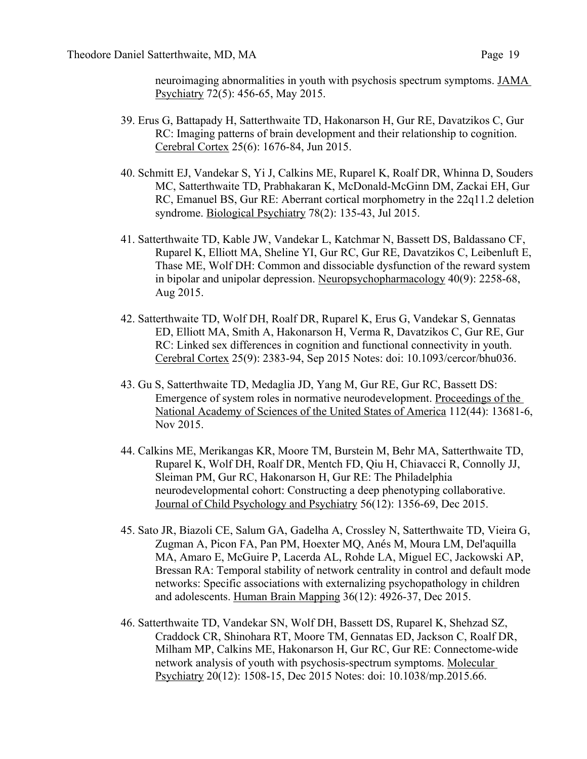neuroimaging abnormalities in youth with psychosis spectrum symptoms. JAMA Psychiatry 72(5): 456-65, May 2015.

39. Erus G, Battapady H, Satterthwaite TD, Hakonarson H, Gur RE, Davatzikos C, Gur RC: Imaging patterns of brain development and their relationship to cognition. Cerebral Cortex 25(6): 1676-84, Jun 2015.

40. Schmitt EJ, Vandekar S, Yi J, Calkins ME, Ruparel K, Roalf DR, Whinna D, Souders MC, Satterthwaite TD, Prabhakaran K, McDonald-McGinn DM, Zackai EH, Gur RC, Emanuel BS, Gur RE: Aberrant cortical morphometry in the 22q11.2 deletion syndrome. Biological Psychiatry 78(2): 135-43, Jul 2015.

41. Satterthwaite TD, Kable JW, Vandekar L, Katchmar N, Bassett DS, Baldassano CF, Ruparel K, Elliott MA, Sheline YI, Gur RC, Gur RE, Davatzikos C, Leibenluft E, Thase ME, Wolf DH: Common and dissociable dysfunction of the reward system in bipolar and unipolar depression. Neuropsychopharmacology 40(9): 2258-68, Aug 2015.

42. Satterthwaite TD, Wolf DH, Roalf DR, Ruparel K, Erus G, Vandekar S, Gennatas ED, Elliott MA, Smith A, Hakonarson H, Verma R, Davatzikos C, Gur RE, Gur RC: Linked sex differences in cognition and functional connectivity in youth. Cerebral Cortex 25(9): 2383-94, Sep 2015 Notes: doi: 10.1093/cercor/bhu036.

43. Gu S, Satterthwaite TD, Medaglia JD, Yang M, Gur RE, Gur RC, Bassett DS: Emergence of system roles in normative neurodevelopment. Proceedings of the National Academy of Sciences of the United States of America 112(44): 13681-6, Nov 2015.

44. Calkins ME, Merikangas KR, Moore TM, Burstein M, Behr MA, Satterthwaite TD, Ruparel K, Wolf DH, Roalf DR, Mentch FD, Qiu H, Chiavacci R, Connolly JJ, Sleiman PM, Gur RC, Hakonarson H, Gur RE: The Philadelphia neurodevelopmental cohort: Constructing a deep phenotyping collaborative. Journal of Child Psychology and Psychiatry 56(12): 1356-69, Dec 2015.

45. Sato JR, Biazoli CE, Salum GA, Gadelha A, Crossley N, Satterthwaite TD, Vieira G, Zugman A, Picon FA, Pan PM, Hoexter MQ, Anés M, Moura LM, Del'aquilla MA, Amaro E, McGuire P, Lacerda AL, Rohde LA, Miguel EC, Jackowski AP, Bressan RA: Temporal stability of network centrality in control and default mode networks: Specific associations with externalizing psychopathology in children and adolescents. Human Brain Mapping 36(12): 4926-37, Dec 2015.

46. Satterthwaite TD, Vandekar SN, Wolf DH, Bassett DS, Ruparel K, Shehzad SZ, Craddock CR, Shinohara RT, Moore TM, Gennatas ED, Jackson C, Roalf DR, Milham MP, Calkins ME, Hakonarson H, Gur RC, Gur RE: Connectome-wide network analysis of youth with psychosis-spectrum symptoms. Molecular Psychiatry 20(12): 1508-15, Dec 2015 Notes: doi: 10.1038/mp.2015.66.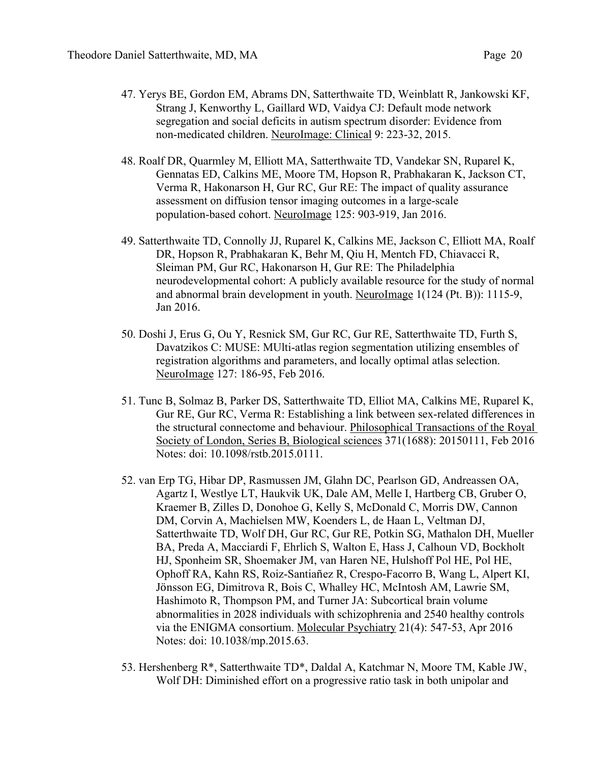47. Yerys BE, Gordon EM, Abrams DN, Satterthwaite TD, Weinblatt R, Jankowski KF, Strang J, Kenworthy L, Gaillard WD, Vaidya CJ: Default mode network segregation and social deficits in autism spectrum disorder: Evidence from non-medicated children. NeuroImage: Clinical 9: 223-32, 2015.

48. Roalf DR, Quarmley M, Elliott MA, Satterthwaite TD, Vandekar SN, Ruparel K, Gennatas ED, Calkins ME, Moore TM, Hopson R, Prabhakaran K, Jackson CT, Verma R, Hakonarson H, Gur RC, Gur RE: The impact of quality assurance assessment on diffusion tensor imaging outcomes in a large-scale population-based cohort. NeuroImage 125: 903-919, Jan 2016.

49. Satterthwaite TD, Connolly JJ, Ruparel K, Calkins ME, Jackson C, Elliott MA, Roalf DR, Hopson R, Prabhakaran K, Behr M, Qiu H, Mentch FD, Chiavacci R, Sleiman PM, Gur RC, Hakonarson H, Gur RE: The Philadelphia neurodevelopmental cohort: A publicly available resource for the study of normal and abnormal brain development in youth. NeuroImage 1(124 (Pt. B)): 1115-9, Jan 2016.

50. Doshi J, Erus G, Ou Y, Resnick SM, Gur RC, Gur RE, Satterthwaite TD, Furth S, Davatzikos C: MUSE: MUlti-atlas region segmentation utilizing ensembles of registration algorithms and parameters, and locally optimal atlas selection. NeuroImage 127: 186-95, Feb 2016.

51. Tunc B, Solmaz B, Parker DS, Satterthwaite TD, Elliot MA, Calkins ME, Ruparel K, Gur RE, Gur RC, Verma R: Establishing a link between sex-related differences in the structural connectome and behaviour. Philosophical Transactions of the Royal Society of London, Series B, Biological sciences 371(1688): 20150111, Feb 2016 Notes: doi: 10.1098/rstb.2015.0111.

52. van Erp TG, Hibar DP, Rasmussen JM, Glahn DC, Pearlson GD, Andreassen OA, Agartz I, Westlye LT, Haukvik UK, Dale AM, Melle I, Hartberg CB, Gruber O, Kraemer B, Zilles D, Donohoe G, Kelly S, McDonald C, Morris DW, Cannon DM, Corvin A, Machielsen MW, Koenders L, de Haan L, Veltman DJ, Satterthwaite TD, Wolf DH, Gur RC, Gur RE, Potkin SG, Mathalon DH, Mueller BA, Preda A, Macciardi F, Ehrlich S, Walton E, Hass J, Calhoun VD, Bockholt HJ, Sponheim SR, Shoemaker JM, van Haren NE, Hulshoff Pol HE, Pol HE, Ophoff RA, Kahn RS, Roiz-Santiañez R, Crespo-Facorro B, Wang L, Alpert KI, Jönsson EG, Dimitrova R, Bois C, Whalley HC, McIntosh AM, Lawrie SM, Hashimoto R, Thompson PM, and Turner JA: Subcortical brain volume abnormalities in 2028 individuals with schizophrenia and 2540 healthy controls via the ENIGMA consortium. Molecular Psychiatry 21(4): 547-53, Apr 2016 Notes: doi: 10.1038/mp.2015.63.

53. Hershenberg R*, Satterthwaite TD*, Daldal A, Katchmar N, Moore TM, Kable JW, Wolf DH: Diminished effort on a progressive ratio task in both unipolar and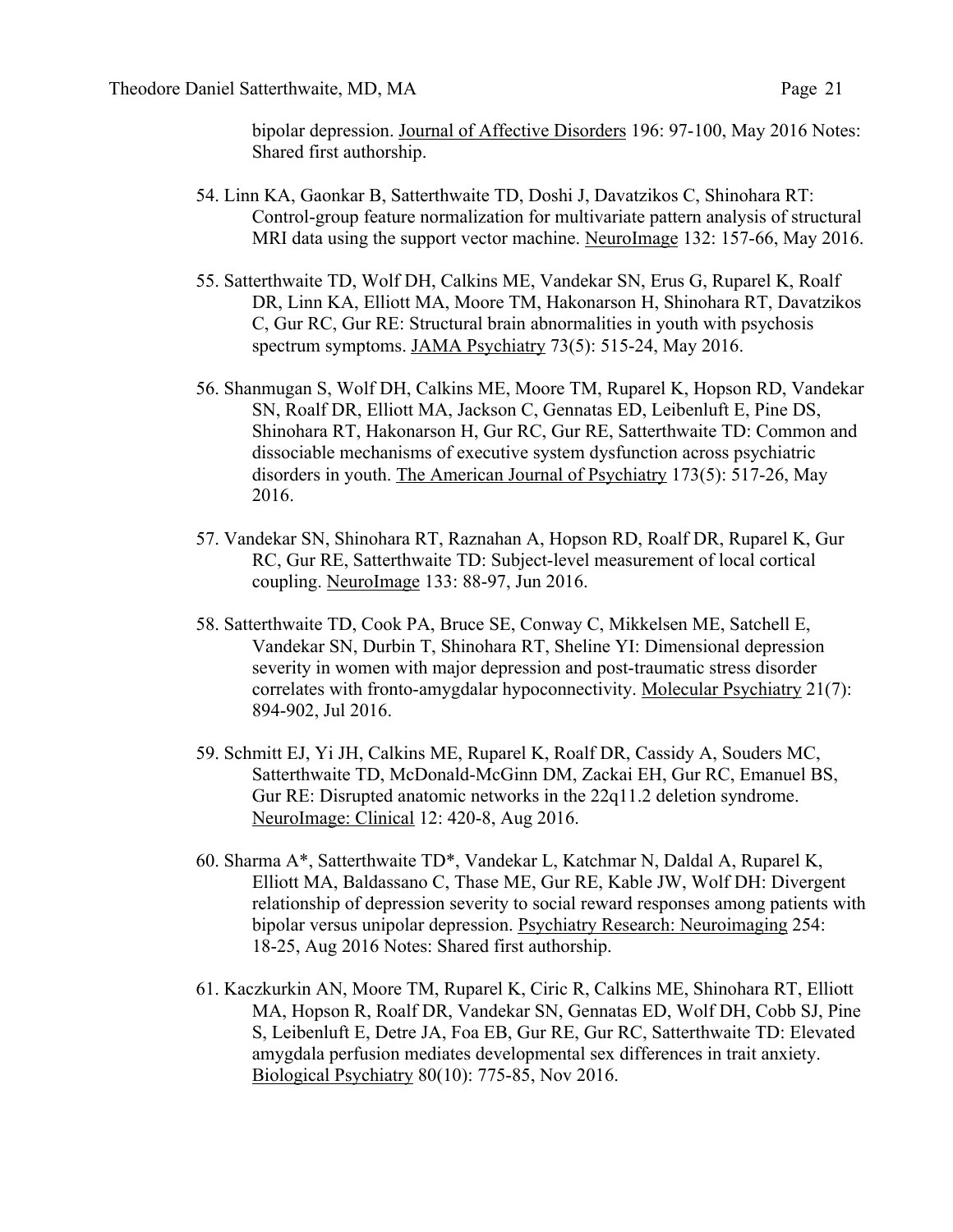bipolar depression. Journal of Affective Disorders 196: 97-100, May 2016 Notes: Shared first authorship.

54. Linn KA, Gaonkar B, Satterthwaite TD, Doshi J, Davatzikos C, Shinohara RT: Control-group feature normalization for multivariate pattern analysis of structural MRI data using the support vector machine. NeuroImage 132: 157-66, May 2016.

55. Satterthwaite TD, Wolf DH, Calkins ME, Vandekar SN, Erus G, Ruparel K, Roalf DR, Linn KA, Elliott MA, Moore TM, Hakonarson H, Shinohara RT, Davatzikos C, Gur RC, Gur RE: Structural brain abnormalities in youth with psychosis spectrum symptoms. JAMA Psychiatry 73(5): 515-24, May 2016.

56. Shanmugan S, Wolf DH, Calkins ME, Moore TM, Ruparel K, Hopson RD, Vandekar SN, Roalf DR, Elliott MA, Jackson C, Gennatas ED, Leibenluft E, Pine DS, Shinohara RT, Hakonarson H, Gur RC, Gur RE, Satterthwaite TD: Common and dissociable mechanisms of executive system dysfunction across psychiatric disorders in youth. The American Journal of Psychiatry 173(5): 517-26, May 2016.

57. Vandekar SN, Shinohara RT, Raznahan A, Hopson RD, Roalf DR, Ruparel K, Gur RC, Gur RE, Satterthwaite TD: Subject-level measurement of local cortical coupling. NeuroImage 133: 88-97, Jun 2016.

58. Satterthwaite TD, Cook PA, Bruce SE, Conway C, Mikkelsen ME, Satchell E, Vandekar SN, Durbin T, Shinohara RT, Sheline YI: Dimensional depression severity in women with major depression and post-traumatic stress disorder correlates with fronto-amygdalar hypoconnectivity. Molecular Psychiatry 21(7): 894-902, Jul 2016.

59. Schmitt EJ, Yi JH, Calkins ME, Ruparel K, Roalf DR, Cassidy A, Souders MC, Satterthwaite TD, McDonald-McGinn DM, Zackai EH, Gur RC, Emanuel BS, Gur RE: Disrupted anatomic networks in the 22q11.2 deletion syndrome. NeuroImage: Clinical 12: 420-8, Aug 2016.

60. Sharma A*, Satterthwaite TD*, Vandekar L, Katchmar N, Daldal A, Ruparel K, Elliott MA, Baldassano C, Thase ME, Gur RE, Kable JW, Wolf DH: Divergent relationship of depression severity to social reward responses among patients with bipolar versus unipolar depression. Psychiatry Research: Neuroimaging 254: 18-25, Aug 2016 Notes: Shared first authorship.

61. Kaczkurkin AN, Moore TM, Ruparel K, Ciric R, Calkins ME, Shinohara RT, Elliott MA, Hopson R, Roalf DR, Vandekar SN, Gennatas ED, Wolf DH, Cobb SJ, Pine S, Leibenluft E, Detre JA, Foa EB, Gur RE, Gur RC, Satterthwaite TD: Elevated amygdala perfusion mediates developmental sex differences in trait anxiety. Biological Psychiatry 80(10): 775-85, Nov 2016.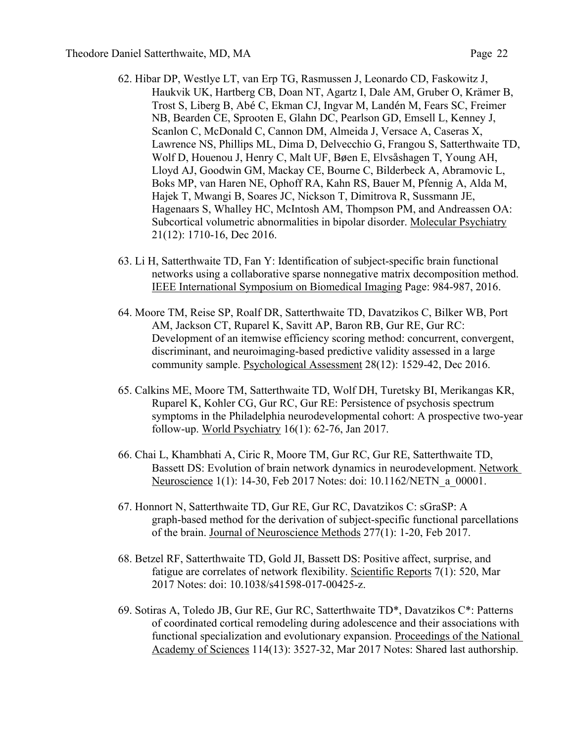62. Hibar DP, Westlye LT, van Erp TG, Rasmussen J, Leonardo CD, Faskowitz J, Haukvik UK, Hartberg CB, Doan NT, Agartz I, Dale AM, Gruber O, Krämer B, Trost S, Liberg B, Abé C, Ekman CJ, Ingvar M, Landén M, Fears SC, Freimer NB, Bearden CE, Sprooten E, Glahn DC, Pearlson GD, Emsell L, Kenney J, Scanlon C, McDonald C, Cannon DM, Almeida J, Versace A, Caseras X, Lawrence NS, Phillips ML, Dima D, Delvecchio G, Frangou S, Satterthwaite TD, Wolf D, Houenou J, Henry C, Malt UF, Bøen E, Elvsåshagen T, Young AH, Lloyd AJ, Goodwin GM, Mackay CE, Bourne C, Bilderbeck A, Abramovic L, Boks MP, van Haren NE, Ophoff RA, Kahn RS, Bauer M, Pfennig A, Alda M, Hajek T, Mwangi B, Soares JC, Nickson T, Dimitrova R, Sussmann JE, Hagenaars S, Whalley HC, McIntosh AM, Thompson PM, and Andreassen OA: Subcortical volumetric abnormalities in bipolar disorder. Molecular Psychiatry 21(12): 1710-16, Dec 2016.

63. Li H, Satterthwaite TD, Fan Y: Identification of subject-specific brain functional networks using a collaborative sparse nonnegative matrix decomposition method. IEEE International Symposium on Biomedical Imaging Page: 984-987, 2016.

64. Moore TM, Reise SP, Roalf DR, Satterthwaite TD, Davatzikos C, Bilker WB, Port AM, Jackson CT, Ruparel K, Savitt AP, Baron RB, Gur RE, Gur RC: Development of an itemwise efficiency scoring method: concurrent, convergent, discriminant, and neuroimaging-based predictive validity assessed in a large community sample. Psychological Assessment 28(12): 1529-42, Dec 2016.

65. Calkins ME, Moore TM, Satterthwaite TD, Wolf DH, Turetsky BI, Merikangas KR, Ruparel K, Kohler CG, Gur RC, Gur RE: Persistence of psychosis spectrum symptoms in the Philadelphia neurodevelopmental cohort: A prospective two-year follow-up. World Psychiatry 16(1): 62-76, Jan 2017.

66. Chai L, Khambhati A, Ciric R, Moore TM, Gur RC, Gur RE, Satterthwaite TD, Bassett DS: Evolution of brain network dynamics in neurodevelopment. Network Neuroscience 1(1): 14-30, Feb 2017 Notes: doi: 10.1162/NETN_a_00001.

67. Honnort N, Satterthwaite TD, Gur RE, Gur RC, Davatzikos C: sGraSP: A graph-based method for the derivation of subject-specific functional parcellations of the brain. Journal of Neuroscience Methods 277(1): 1-20, Feb 2017.

68. Betzel RF, Satterthwaite TD, Gold JI, Bassett DS: Positive affect, surprise, and fatigue are correlates of network flexibility. Scientific Reports 7(1): 520, Mar 2017 Notes: doi: 10.1038/s41598-017-00425-z.

69. Sotiras A, Toledo JB, Gur RE, Gur RC, Satterthwaite TD*, Davatzikos C*: Patterns of coordinated cortical remodeling during adolescence and their associations with functional specialization and evolutionary expansion. Proceedings of the National Academy of Sciences 114(13): 3527-32, Mar 2017 Notes: Shared last authorship.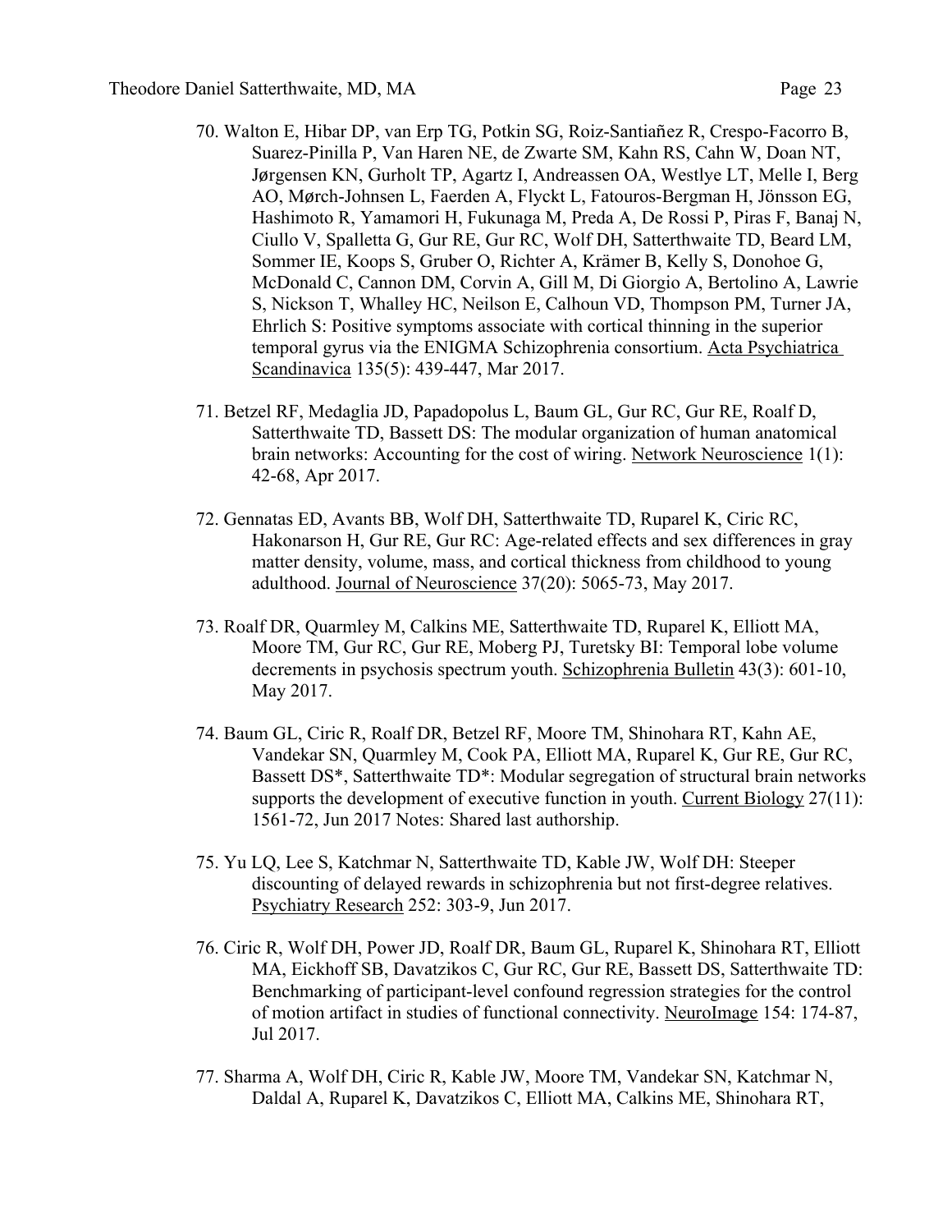70. Walton E, Hibar DP, van Erp TG, Potkin SG, Roiz-Santiañez R, Crespo-Facorro B, Suarez-Pinilla P, Van Haren NE, de Zwarte SM, Kahn RS, Cahn W, Doan NT, Jørgensen KN, Gurholt TP, Agartz I, Andreassen OA, Westlye LT, Melle I, Berg AO, Mørch-Johnsen L, Faerden A, Flyckt L, Fatouros-Bergman H, Jönsson EG, Hashimoto R, Yamamori H, Fukunaga M, Preda A, De Rossi P, Piras F, Banaj N, Ciullo V, Spalletta G, Gur RE, Gur RC, Wolf DH, Satterthwaite TD, Beard LM, Sommer IE, Koops S, Gruber O, Richter A, Krämer B, Kelly S, Donohoe G, McDonald C, Cannon DM, Corvin A, Gill M, Di Giorgio A, Bertolino A, Lawrie S, Nickson T, Whalley HC, Neilson E, Calhoun VD, Thompson PM, Turner JA, Ehrlich S: Positive symptoms associate with cortical thinning in the superior temporal gyrus via the ENIGMA Schizophrenia consortium. Acta Psychiatrica Scandinavica 135(5): 439-447, Mar 2017.

71. Betzel RF, Medaglia JD, Papadopolus L, Baum GL, Gur RC, Gur RE, Roalf D, Satterthwaite TD, Bassett DS: The modular organization of human anatomical brain networks: Accounting for the cost of wiring. Network Neuroscience 1(1): 42-68, Apr 2017.

72. Gennatas ED, Avants BB, Wolf DH, Satterthwaite TD, Ruparel K, Ciric RC, Hakonarson H, Gur RE, Gur RC: Age-related effects and sex differences in gray matter density, volume, mass, and cortical thickness from childhood to young adulthood. Journal of Neuroscience 37(20): 5065-73, May 2017.

73. Roalf DR, Quarmley M, Calkins ME, Satterthwaite TD, Ruparel K, Elliott MA, Moore TM, Gur RC, Gur RE, Moberg PJ, Turetsky BI: Temporal lobe volume decrements in psychosis spectrum youth. Schizophrenia Bulletin 43(3): 601-10, May 2017.

74. Baum GL, Ciric R, Roalf DR, Betzel RF, Moore TM, Shinohara RT, Kahn AE, Vandekar SN, Quarmley M, Cook PA, Elliott MA, Ruparel K, Gur RE, Gur RC, Bassett DS*, Satterthwaite TD*: Modular segregation of structural brain networks supports the development of executive function in youth. Current Biology 27(11): 1561-72, Jun 2017 Notes: Shared last authorship.

75. Yu LQ, Lee S, Katchmar N, Satterthwaite TD, Kable JW, Wolf DH: Steeper discounting of delayed rewards in schizophrenia but not first-degree relatives. Psychiatry Research 252: 303-9, Jun 2017.

76. Ciric R, Wolf DH, Power JD, Roalf DR, Baum GL, Ruparel K, Shinohara RT, Elliott MA, Eickhoff SB, Davatzikos C, Gur RC, Gur RE, Bassett DS, Satterthwaite TD: Benchmarking of participant-level confound regression strategies for the control of motion artifact in studies of functional connectivity. NeuroImage 154: 174-87, Jul 2017.

77. Sharma A, Wolf DH, Ciric R, Kable JW, Moore TM, Vandekar SN, Katchmar N, Daldal A, Ruparel K, Davatzikos C, Elliott MA, Calkins ME, Shinohara RT,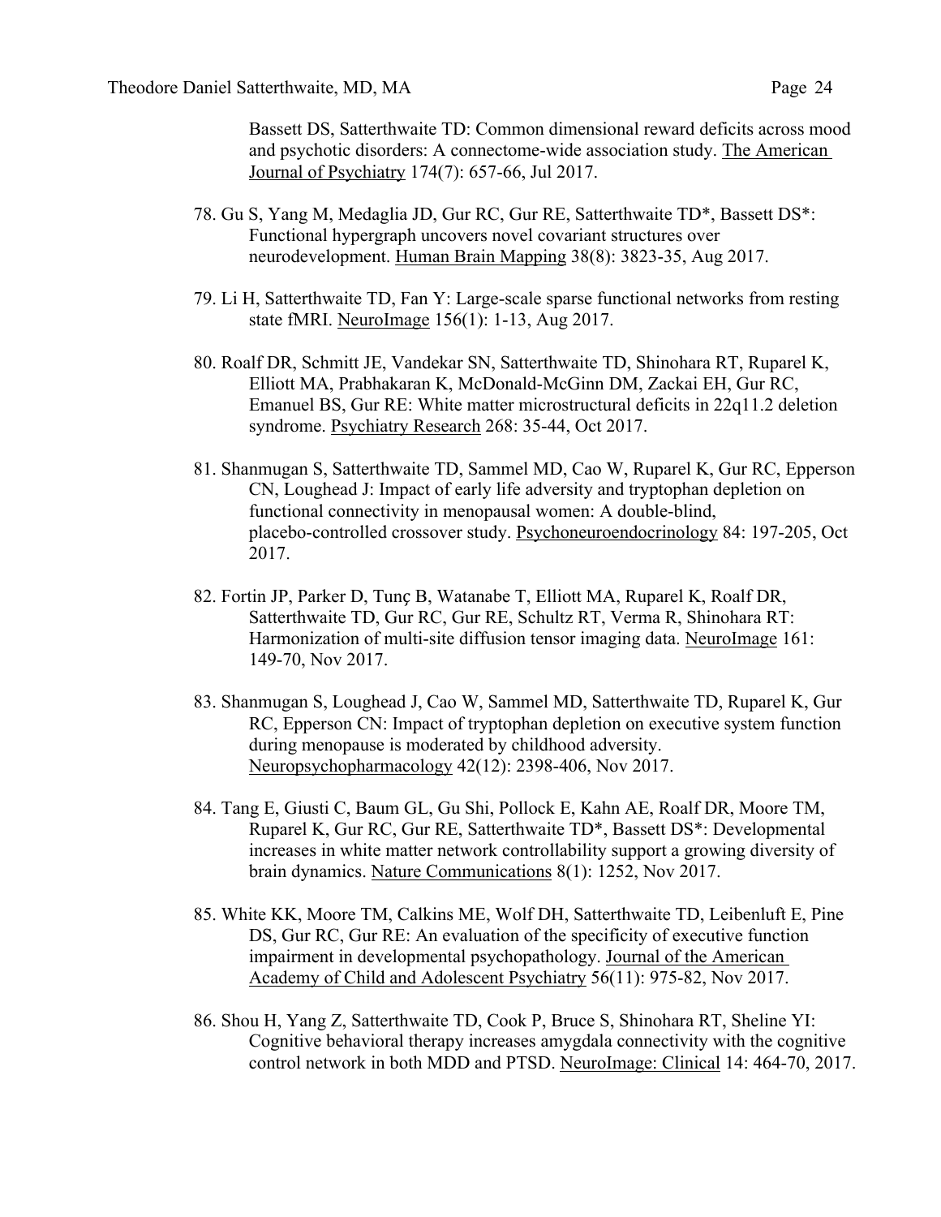Bassett DS, Satterthwaite TD: Common dimensional reward deficits across mood and psychotic disorders: A connectome-wide association study. The American Journal of Psychiatry 174(7): 657-66, Jul 2017.

78. Gu S, Yang M, Medaglia JD, Gur RC, Gur RE, Satterthwaite TD*, Bassett DS*: Functional hypergraph uncovers novel covariant structures over neurodevelopment. Human Brain Mapping 38(8): 3823-35, Aug 2017.

79. Li H, Satterthwaite TD, Fan Y: Large-scale sparse functional networks from resting state fMRI. NeuroImage 156(1): 1-13, Aug 2017.

80. Roalf DR, Schmitt JE, Vandekar SN, Satterthwaite TD, Shinohara RT, Ruparel K, Elliott MA, Prabhakaran K, McDonald-McGinn DM, Zackai EH, Gur RC, Emanuel BS, Gur RE: White matter microstructural deficits in 22q11.2 deletion syndrome. Psychiatry Research 268: 35-44, Oct 2017.

81. Shanmugan S, Satterthwaite TD, Sammel MD, Cao W, Ruparel K, Gur RC, Epperson CN, Loughead J: Impact of early life adversity and tryptophan depletion on functional connectivity in menopausal women: A double-blind, placebo-controlled crossover study. Psychoneuroendocrinology 84: 197-205, Oct 2017.

82. Fortin JP, Parker D, Tunç B, Watanabe T, Elliott MA, Ruparel K, Roalf DR, Satterthwaite TD, Gur RC, Gur RE, Schultz RT, Verma R, Shinohara RT: Harmonization of multi-site diffusion tensor imaging data. NeuroImage 161: 149-70, Nov 2017.

83. Shanmugan S, Loughead J, Cao W, Sammel MD, Satterthwaite TD, Ruparel K, Gur RC, Epperson CN: Impact of tryptophan depletion on executive system function during menopause is moderated by childhood adversity. Neuropsychopharmacology 42(12): 2398-406, Nov 2017.

84. Tang E, Giusti C, Baum GL, Gu Shi, Pollock E, Kahn AE, Roalf DR, Moore TM, Ruparel K, Gur RC, Gur RE, Satterthwaite TD*, Bassett DS*: Developmental increases in white matter network controllability support a growing diversity of brain dynamics. Nature Communications 8(1): 1252, Nov 2017.

85. White KK, Moore TM, Calkins ME, Wolf DH, Satterthwaite TD, Leibenluft E, Pine DS, Gur RC, Gur RE: An evaluation of the specificity of executive function impairment in developmental psychopathology. Journal of the American Academy of Child and Adolescent Psychiatry 56(11): 975-82, Nov 2017.

86. Shou H, Yang Z, Satterthwaite TD, Cook P, Bruce S, Shinohara RT, Sheline YI: Cognitive behavioral therapy increases amygdala connectivity with the cognitive control network in both MDD and PTSD. NeuroImage: Clinical 14: 464-70, 2017.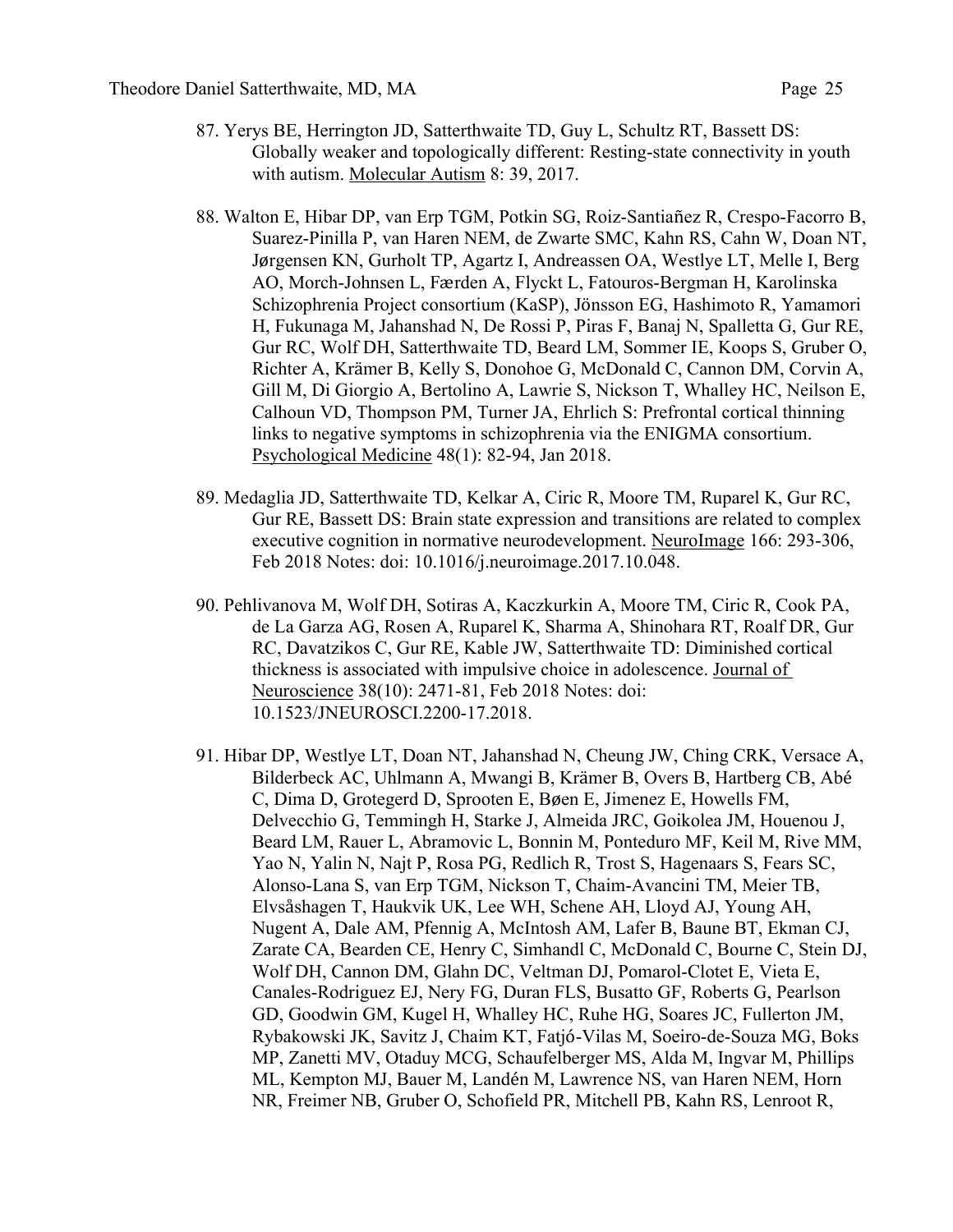87. Yerys BE, Herrington JD, Satterthwaite TD, Guy L, Schultz RT, Bassett DS: Globally weaker and topologically different: Resting-state connectivity in youth with autism. Molecular Autism 8: 39, 2017.

88. Walton E, Hibar DP, van Erp TGM, Potkin SG, Roiz-Santiañez R, Crespo-Facorro B, Suarez-Pinilla P, van Haren NEM, de Zwarte SMC, Kahn RS, Cahn W, Doan NT, Jørgensen KN, Gurholt TP, Agartz I, Andreassen OA, Westlye LT, Melle I, Berg AO, Morch-Johnsen L, Færden A, Flyckt L, Fatouros-Bergman H, Karolinska Schizophrenia Project consortium (KaSP), Jönsson EG, Hashimoto R, Yamamori H, Fukunaga M, Jahanshad N, De Rossi P, Piras F, Banaj N, Spalletta G, Gur RE, Gur RC, Wolf DH, Satterthwaite TD, Beard LM, Sommer IE, Koops S, Gruber O, Richter A, Krämer B, Kelly S, Donohoe G, McDonald C, Cannon DM, Corvin A, Gill M, Di Giorgio A, Bertolino A, Lawrie S, Nickson T, Whalley HC, Neilson E, Calhoun VD, Thompson PM, Turner JA, Ehrlich S: Prefrontal cortical thinning links to negative symptoms in schizophrenia via the ENIGMA consortium. Psychological Medicine 48(1): 82-94, Jan 2018.

89. Medaglia JD, Satterthwaite TD, Kelkar A, Ciric R, Moore TM, Ruparel K, Gur RC, Gur RE, Bassett DS: Brain state expression and transitions are related to complex executive cognition in normative neurodevelopment. NeuroImage 166: 293-306, Feb 2018 Notes: doi: 10.1016/j.neuroimage.2017.10.048.

90. Pehlivanova M, Wolf DH, Sotiras A, Kaczkurkin A, Moore TM, Ciric R, Cook PA, de La Garza AG, Rosen A, Ruparel K, Sharma A, Shinohara RT, Roalf DR, Gur RC, Davatzikos C, Gur RE, Kable JW, Satterthwaite TD: Diminished cortical thickness is associated with impulsive choice in adolescence. Journal of Neuroscience 38(10): 2471-81, Feb 2018 Notes: doi: 10.1523/JNEUROSCI.2200-17.2018.

91. Hibar DP, Westlye LT, Doan NT, Jahanshad N, Cheung JW, Ching CRK, Versace A, Bilderbeck AC, Uhlmann A, Mwangi B, Krämer B, Overs B, Hartberg CB, Abé C, Dima D, Grotegerd D, Sprooten E, Bøen E, Jimenez E, Howells FM, Delvecchio G, Temmingh H, Starke J, Almeida JRC, Goikolea JM, Houenou J, Beard LM, Rauer L, Abramovic L, Bonnin M, Ponteduro MF, Keil M, Rive MM, Yao N, Yalin N, Najt P, Rosa PG, Redlich R, Trost S, Hagenaars S, Fears SC, Alonso-Lana S, van Erp TGM, Nickson T, Chaim-Avancini TM, Meier TB, Elvsåshagen T, Haukvik UK, Lee WH, Schene AH, Lloyd AJ, Young AH, Nugent A, Dale AM, Pfennig A, McIntosh AM, Lafer B, Baune BT, Ekman CJ, Zarate CA, Bearden CE, Henry C, Simhandl C, McDonald C, Bourne C, Stein DJ, Wolf DH, Cannon DM, Glahn DC, Veltman DJ, Pomarol-Clotet E, Vieta E, Canales-Rodriguez EJ, Nery FG, Duran FLS, Busatto GF, Roberts G, Pearlson GD, Goodwin GM, Kugel H, Whalley HC, Ruhe HG, Soares JC, Fullerton JM, Rybakowski JK, Savitz J, Chaim KT, Fatjó-Vilas M, Soeiro-de-Souza MG, Boks MP, Zanetti MV, Otaduy MCG, Schaufelberger MS, Alda M, Ingvar M, Phillips ML, Kempton MJ, Bauer M, Landén M, Lawrence NS, van Haren NEM, Horn NR, Freimer NB, Gruber O, Schofield PR, Mitchell PB, Kahn RS, Lenroot R,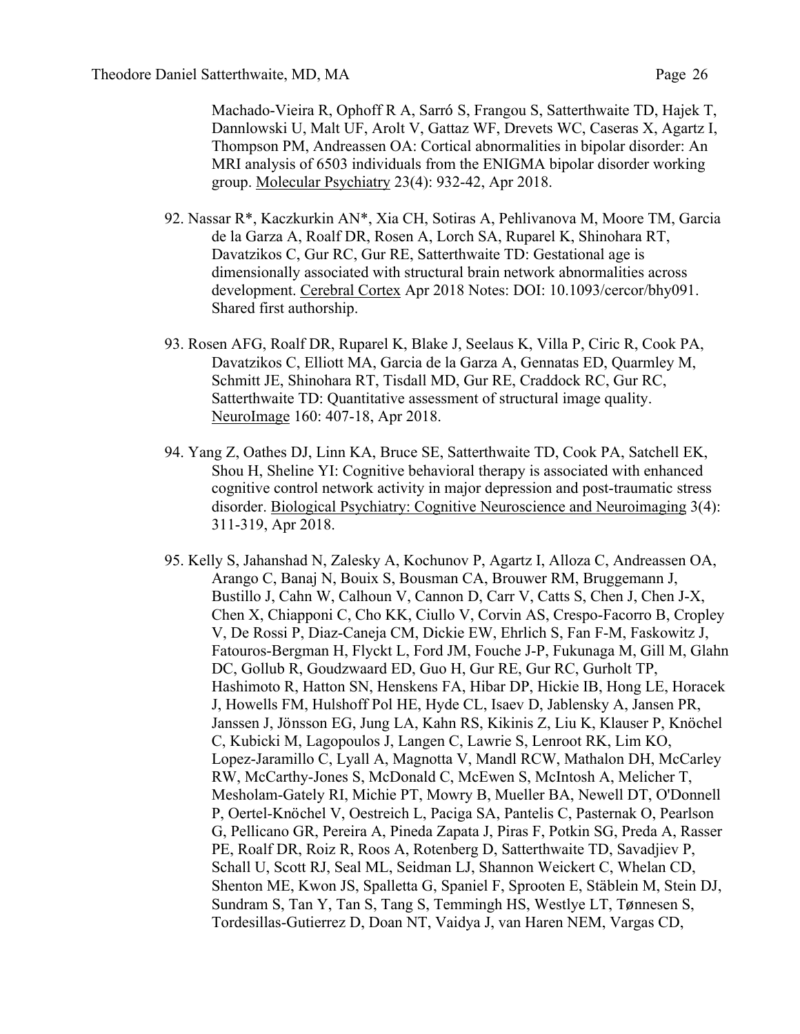Machado-Vieira R, Ophoff R A, Sarró S, Frangou S, Satterthwaite TD, Hajek T, Dannlowski U, Malt UF, Arolt V, Gattaz WF, Drevets WC, Caseras X, Agartz I, Thompson PM, Andreassen OA: Cortical abnormalities in bipolar disorder: An MRI analysis of 6503 individuals from the ENIGMA bipolar disorder working group. Molecular Psychiatry 23(4): 932-42, Apr 2018.

92. Nassar R*, Kaczkurkin AN*, Xia CH, Sotiras A, Pehlivanova M, Moore TM, Garcia de la Garza A, Roalf DR, Rosen A, Lorch SA, Ruparel K, Shinohara RT, Davatzikos C, Gur RC, Gur RE, Satterthwaite TD: Gestational age is dimensionally associated with structural brain network abnormalities across development. Cerebral Cortex Apr 2018 Notes: DOI: 10.1093/cercor/bhy091. Shared first authorship.

93. Rosen AFG, Roalf DR, Ruparel K, Blake J, Seelaus K, Villa P, Ciric R, Cook PA, Davatzikos C, Elliott MA, Garcia de la Garza A, Gennatas ED, Quarmley M, Schmitt JE, Shinohara RT, Tisdall MD, Gur RE, Craddock RC, Gur RC, Satterthwaite TD: Quantitative assessment of structural image quality. NeuroImage 160: 407-18, Apr 2018.

94. Yang Z, Oathes DJ, Linn KA, Bruce SE, Satterthwaite TD, Cook PA, Satchell EK, Shou H, Sheline YI: Cognitive behavioral therapy is associated with enhanced cognitive control network activity in major depression and post-traumatic stress disorder. Biological Psychiatry: Cognitive Neuroscience and Neuroimaging 3(4): 311-319, Apr 2018.

95. Kelly S, Jahanshad N, Zalesky A, Kochunov P, Agartz I, Alloza C, Andreassen OA, Arango C, Banaj N, Bouix S, Bousman CA, Brouwer RM, Bruggemann J, Bustillo J, Cahn W, Calhoun V, Cannon D, Carr V, Catts S, Chen J, Chen J-X, Chen X, Chiapponi C, Cho KK, Ciullo V, Corvin AS, Crespo-Facorro B, Cropley V, De Rossi P, Diaz-Caneja CM, Dickie EW, Ehrlich S, Fan F-M, Faskowitz J, Fatouros-Bergman H, Flyckt L, Ford JM, Fouche J-P, Fukunaga M, Gill M, Glahn DC, Gollub R, Goudzwaard ED, Guo H, Gur RE, Gur RC, Gurholt TP, Hashimoto R, Hatton SN, Henskens FA, Hibar DP, Hickie IB, Hong LE, Horacek J, Howells FM, Hulshoff Pol HE, Hyde CL, Isaev D, Jablensky A, Jansen PR, Janssen J, Jönsson EG, Jung LA, Kahn RS, Kikinis Z, Liu K, Klauser P, Knöchel C, Kubicki M, Lagopoulos J, Langen C, Lawrie S, Lenroot RK, Lim KO, Lopez-Jaramillo C, Lyall A, Magnotta V, Mandl RCW, Mathalon DH, McCarley RW, McCarthy-Jones S, McDonald C, McEwen S, McIntosh A, Melicher T, Mesholam-Gately RI, Michie PT, Mowry B, Mueller BA, Newell DT, O'Donnell P, Oertel-Knöchel V, Oestreich L, Paciga SA, Pantelis C, Pasternak O, Pearlson G, Pellicano GR, Pereira A, Pineda Zapata J, Piras F, Potkin SG, Preda A, Rasser PE, Roalf DR, Roiz R, Roos A, Rotenberg D, Satterthwaite TD, Savadjiev P, Schall U, Scott RJ, Seal ML, Seidman LJ, Shannon Weickert C, Whelan CD, Shenton ME, Kwon JS, Spalletta G, Spaniel F, Sprooten E, Stäblein M, Stein DJ, Sundram S, Tan Y, Tan S, Tang S, Temmingh HS, Westlye LT, Tønnesen S, Tordesillas-Gutierrez D, Doan NT, Vaidya J, van Haren NEM, Vargas CD,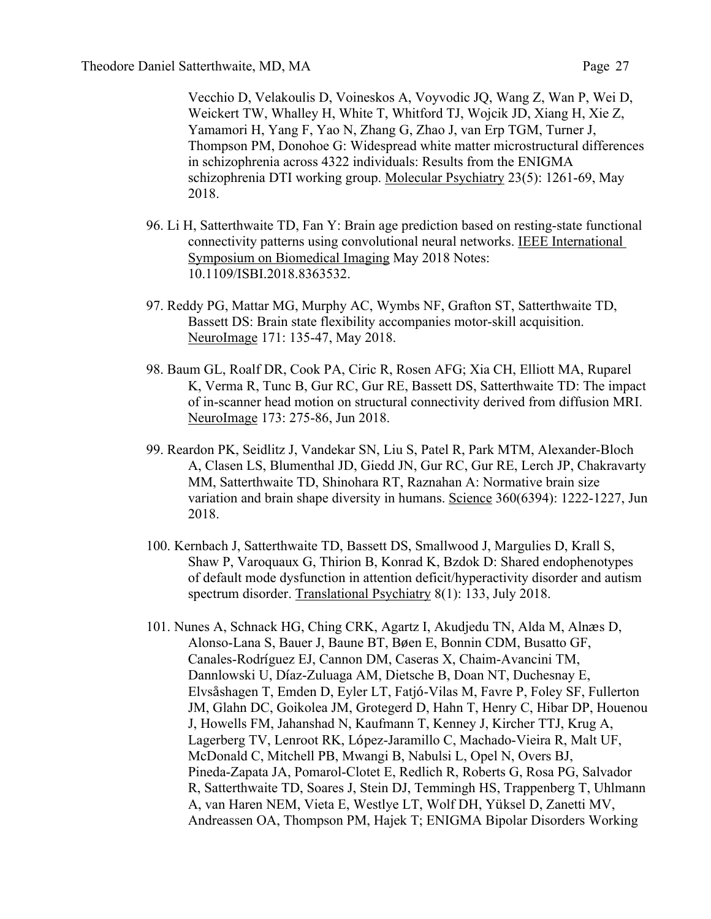Vecchio D, Velakoulis D, Voineskos A, Voyvodic JQ, Wang Z, Wan P, Wei D, Weickert TW, Whalley H, White T, Whitford TJ, Wojcik JD, Xiang H, Xie Z, Yamamori H, Yang F, Yao N, Zhang G, Zhao J, van Erp TGM, Turner J, Thompson PM, Donohoe G: Widespread white matter microstructural differences in schizophrenia across 4322 individuals: Results from the ENIGMA schizophrenia DTI working group. Molecular Psychiatry 23(5): 1261-69, May 2018.

96. Li H, Satterthwaite TD, Fan Y: Brain age prediction based on resting-state functional connectivity patterns using convolutional neural networks. IEEE International Symposium on Biomedical Imaging May 2018 Notes: 10.1109/ISBI.2018.8363532.

97. Reddy PG, Mattar MG, Murphy AC, Wymbs NF, Grafton ST, Satterthwaite TD, Bassett DS: Brain state flexibility accompanies motor-skill acquisition. NeuroImage 171: 135-47, May 2018.

98. Baum GL, Roalf DR, Cook PA, Ciric R, Rosen AFG; Xia CH, Elliott MA, Ruparel K, Verma R, Tunc B, Gur RC, Gur RE, Bassett DS, Satterthwaite TD: The impact of in-scanner head motion on structural connectivity derived from diffusion MRI. NeuroImage 173: 275-86, Jun 2018.

99. Reardon PK, Seidlitz J, Vandekar SN, Liu S, Patel R, Park MTM, Alexander-Bloch A, Clasen LS, Blumenthal JD, Giedd JN, Gur RC, Gur RE, Lerch JP, Chakravarty MM, Satterthwaite TD, Shinohara RT, Raznahan A: Normative brain size variation and brain shape diversity in humans. Science 360(6394): 1222-1227, Jun 2018.

100. Kernbach J, Satterthwaite TD, Bassett DS, Smallwood J, Margulies D, Krall S, Shaw P, Varoquaux G, Thirion B, Konrad K, Bzdok D: Shared endophenotypes of default mode dysfunction in attention deficit/hyperactivity disorder and autism spectrum disorder. Translational Psychiatry 8(1): 133, July 2018.

101. Nunes A, Schnack HG, Ching CRK, Agartz I, Akudjedu TN, Alda M, Alnæs D, Alonso-Lana S, Bauer J, Baune BT, Bøen E, Bonnin CDM, Busatto GF, Canales-Rodríguez EJ, Cannon DM, Caseras X, Chaim-Avancini TM, Dannlowski U, Díaz-Zuluaga AM, Dietsche B, Doan NT, Duchesnay E, Elvsåshagen T, Emden D, Eyler LT, Fatjó-Vilas M, Favre P, Foley SF, Fullerton JM, Glahn DC, Goikolea JM, Grotegerd D, Hahn T, Henry C, Hibar DP, Houenou J, Howells FM, Jahanshad N, Kaufmann T, Kenney J, Kircher TTJ, Krug A, Lagerberg TV, Lenroot RK, López-Jaramillo C, Machado-Vieira R, Malt UF, McDonald C, Mitchell PB, Mwangi B, Nabulsi L, Opel N, Overs BJ, Pineda-Zapata JA, Pomarol-Clotet E, Redlich R, Roberts G, Rosa PG, Salvador R, Satterthwaite TD, Soares J, Stein DJ, Temmingh HS, Trappenberg T, Uhlmann A, van Haren NEM, Vieta E, Westlye LT, Wolf DH, Yüksel D, Zanetti MV, Andreassen OA, Thompson PM, Hajek T; ENIGMA Bipolar Disorders Working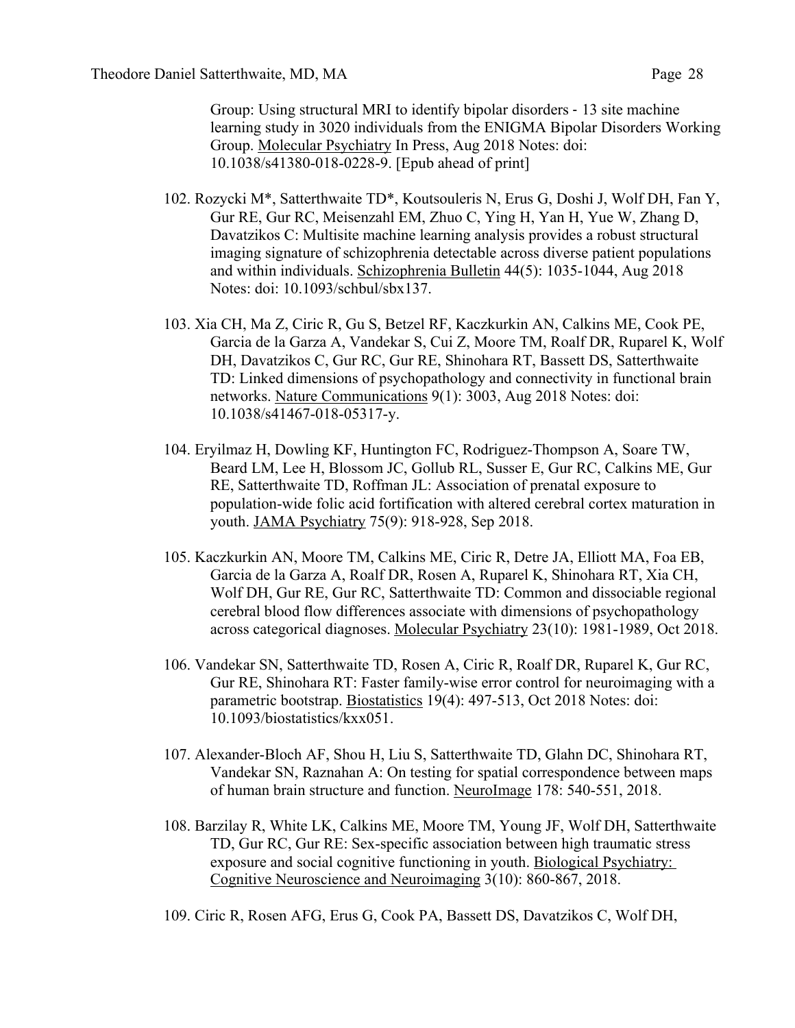Group: Using structural MRI to identify bipolar disorders - 13 site machine learning study in 3020 individuals from the ENIGMA Bipolar Disorders Working Group. Molecular Psychiatry In Press, Aug 2018 Notes: doi: 10.1038/s41380-018-0228-9. [Epub ahead of print]

102. Rozycki M*, Satterthwaite TD*, Koutsouleris N, Erus G, Doshi J, Wolf DH, Fan Y, Gur RE, Gur RC, Meisenzahl EM, Zhuo C, Ying H, Yan H, Yue W, Zhang D, Davatzikos C: Multisite machine learning analysis provides a robust structural imaging signature of schizophrenia detectable across diverse patient populations and within individuals. Schizophrenia Bulletin 44(5): 1035-1044, Aug 2018 Notes: doi: 10.1093/schbul/sbx137.

103. Xia CH, Ma Z, Ciric R, Gu S, Betzel RF, Kaczkurkin AN, Calkins ME, Cook PE, Garcia de la Garza A, Vandekar S, Cui Z, Moore TM, Roalf DR, Ruparel K, Wolf DH, Davatzikos C, Gur RC, Gur RE, Shinohara RT, Bassett DS, Satterthwaite TD: Linked dimensions of psychopathology and connectivity in functional brain networks. Nature Communications 9(1): 3003, Aug 2018 Notes: doi: 10.1038/s41467-018-05317-y.

104. Eryilmaz H, Dowling KF, Huntington FC, Rodriguez-Thompson A, Soare TW, Beard LM, Lee H, Blossom JC, Gollub RL, Susser E, Gur RC, Calkins ME, Gur RE, Satterthwaite TD, Roffman JL: Association of prenatal exposure to population-wide folic acid fortification with altered cerebral cortex maturation in youth. JAMA Psychiatry 75(9): 918-928, Sep 2018.

105. Kaczkurkin AN, Moore TM, Calkins ME, Ciric R, Detre JA, Elliott MA, Foa EB, Garcia de la Garza A, Roalf DR, Rosen A, Ruparel K, Shinohara RT, Xia CH, Wolf DH, Gur RE, Gur RC, Satterthwaite TD: Common and dissociable regional cerebral blood flow differences associate with dimensions of psychopathology across categorical diagnoses. Molecular Psychiatry 23(10): 1981-1989, Oct 2018.

106. Vandekar SN, Satterthwaite TD, Rosen A, Ciric R, Roalf DR, Ruparel K, Gur RC, Gur RE, Shinohara RT: Faster family-wise error control for neuroimaging with a parametric bootstrap. Biostatistics 19(4): 497-513, Oct 2018 Notes: doi: 10.1093/biostatistics/kxx051.

107. Alexander-Bloch AF, Shou H, Liu S, Satterthwaite TD, Glahn DC, Shinohara RT, Vandekar SN, Raznahan A: On testing for spatial correspondence between maps of human brain structure and function. NeuroImage 178: 540-551, 2018.

108. Barzilay R, White LK, Calkins ME, Moore TM, Young JF, Wolf DH, Satterthwaite TD, Gur RC, Gur RE: Sex-specific association between high traumatic stress exposure and social cognitive functioning in youth. Biological Psychiatry: Cognitive Neuroscience and Neuroimaging 3(10): 860-867, 2018.

109. Ciric R, Rosen AFG, Erus G, Cook PA, Bassett DS, Davatzikos C, Wolf DH,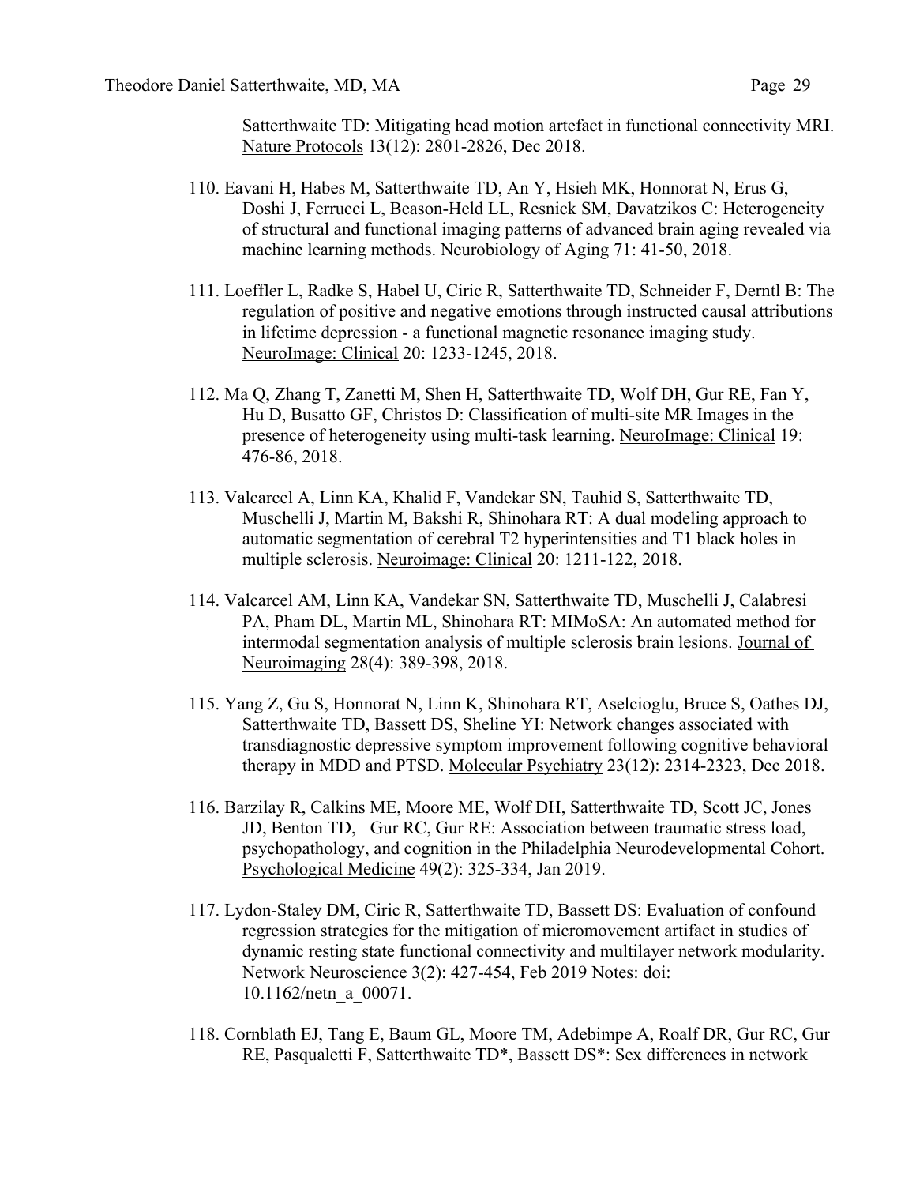Satterthwaite TD: Mitigating head motion artefact in functional connectivity MRI. Nature Protocols 13(12): 2801-2826, Dec 2018.

110. Eavani H, Habes M, Satterthwaite TD, An Y, Hsieh MK, Honnorat N, Erus G, Doshi J, Ferrucci L, Beason-Held LL, Resnick SM, Davatzikos C: Heterogeneity of structural and functional imaging patterns of advanced brain aging revealed via machine learning methods. Neurobiology of Aging 71: 41-50, 2018.

111. Loeffler L, Radke S, Habel U, Ciric R, Satterthwaite TD, Schneider F, Derntl B: The regulation of positive and negative emotions through instructed causal attributions in lifetime depression - a functional magnetic resonance imaging study. NeuroImage: Clinical 20: 1233-1245, 2018.

112. Ma Q, Zhang T, Zanetti M, Shen H, Satterthwaite TD, Wolf DH, Gur RE, Fan Y, Hu D, Busatto GF, Christos D: Classification of multi-site MR Images in the presence of heterogeneity using multi-task learning. NeuroImage: Clinical 19: 476-86, 2018.

113. Valcarcel A, Linn KA, Khalid F, Vandekar SN, Tauhid S, Satterthwaite TD, Muschelli J, Martin M, Bakshi R, Shinohara RT: A dual modeling approach to automatic segmentation of cerebral T2 hyperintensities and T1 black holes in multiple sclerosis. Neuroimage: Clinical 20: 1211-122, 2018.

114. Valcarcel AM, Linn KA, Vandekar SN, Satterthwaite TD, Muschelli J, Calabresi PA, Pham DL, Martin ML, Shinohara RT: MIMoSA: An automated method for intermodal segmentation analysis of multiple sclerosis brain lesions. Journal of Neuroimaging 28(4): 389-398, 2018.

115. Yang Z, Gu S, Honnorat N, Linn K, Shinohara RT, Aselcioglu, Bruce S, Oathes DJ, Satterthwaite TD, Bassett DS, Sheline YI: Network changes associated with transdiagnostic depressive symptom improvement following cognitive behavioral therapy in MDD and PTSD. Molecular Psychiatry 23(12): 2314-2323, Dec 2018.

116. Barzilay R, Calkins ME, Moore ME, Wolf DH, Satterthwaite TD, Scott JC, Jones JD, Benton TD, Gur RC, Gur RE: Association between traumatic stress load, psychopathology, and cognition in the Philadelphia Neurodevelopmental Cohort. Psychological Medicine 49(2): 325-334, Jan 2019.

117. Lydon-Staley DM, Ciric R, Satterthwaite TD, Bassett DS: Evaluation of confound regression strategies for the mitigation of micromovement artifact in studies of dynamic resting state functional connectivity and multilayer network modularity. Network Neuroscience 3(2): 427-454, Feb 2019 Notes: doi: 10.1162/netn_a_00071.

118. Cornblath EJ, Tang E, Baum GL, Moore TM, Adebimpe A, Roalf DR, Gur RC, Gur RE, Pasqualetti F, Satterthwaite TD*, Bassett DS*: Sex differences in network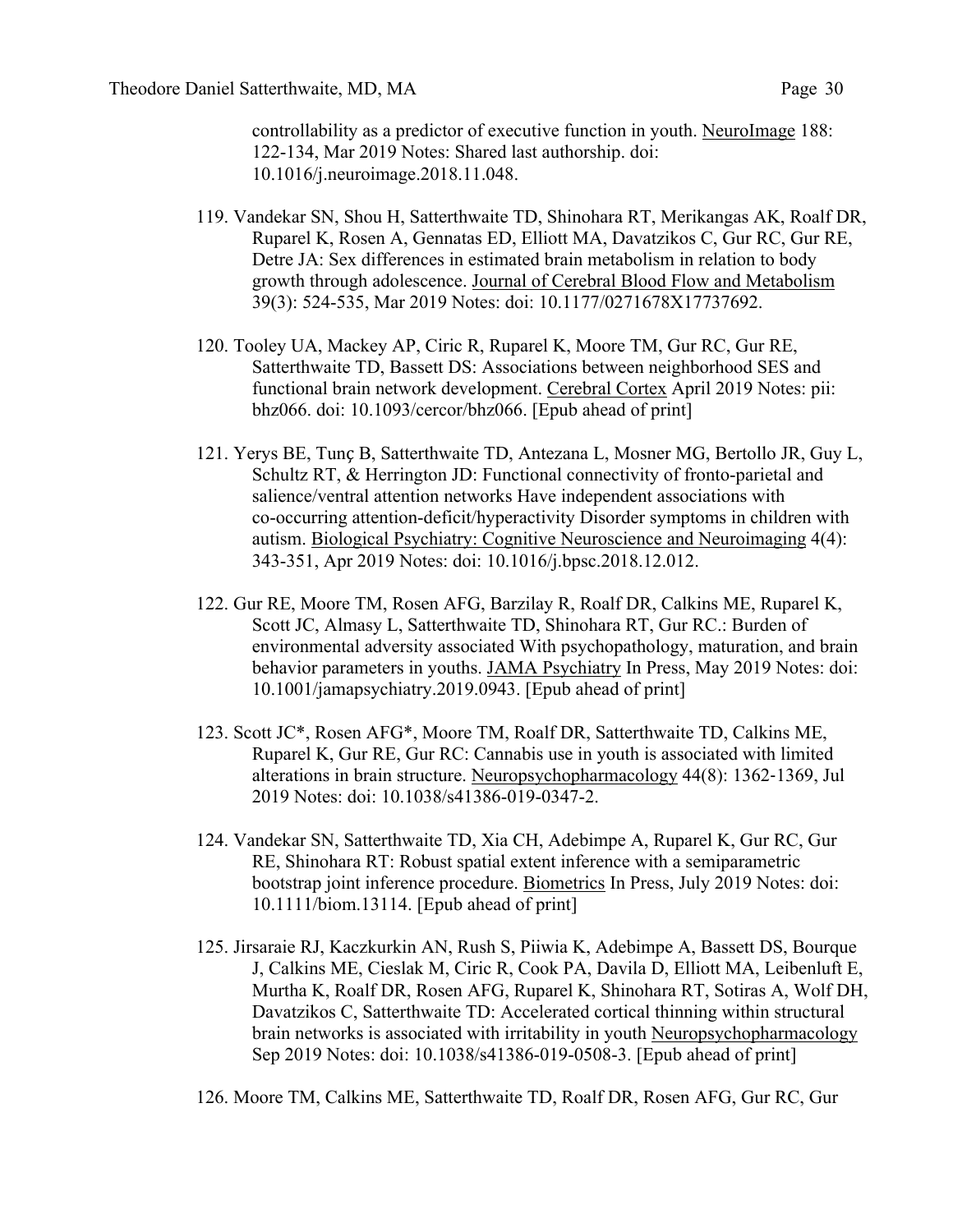controllability as a predictor of executive function in youth. NeuroImage 188: 122-134, Mar 2019 Notes: Shared last authorship. doi: 10.1016/j.neuroimage.2018.11.048.

119. Vandekar SN, Shou H, Satterthwaite TD, Shinohara RT, Merikangas AK, Roalf DR, Ruparel K, Rosen A, Gennatas ED, Elliott MA, Davatzikos C, Gur RC, Gur RE, Detre JA: Sex differences in estimated brain metabolism in relation to body growth through adolescence. Journal of Cerebral Blood Flow and Metabolism 39(3): 524-535, Mar 2019 Notes: doi: 10.1177/0271678X17737692.

120. Tooley UA, Mackey AP, Ciric R, Ruparel K, Moore TM, Gur RC, Gur RE, Satterthwaite TD, Bassett DS: Associations between neighborhood SES and functional brain network development. Cerebral Cortex April 2019 Notes: pii: bhz066. doi: 10.1093/cercor/bhz066. [Epub ahead of print]

121. Yerys BE, Tunç B, Satterthwaite TD, Antezana L, Mosner MG, Bertollo JR, Guy L, Schultz RT, & Herrington JD: Functional connectivity of fronto-parietal and salience/ventral attention networks Have independent associations with co-occurring attention-deficit/hyperactivity Disorder symptoms in children with autism. Biological Psychiatry: Cognitive Neuroscience and Neuroimaging 4(4): 343-351, Apr 2019 Notes: doi: 10.1016/j.bpsc.2018.12.012.

122. Gur RE, Moore TM, Rosen AFG, Barzilay R, Roalf DR, Calkins ME, Ruparel K, Scott JC, Almasy L, Satterthwaite TD, Shinohara RT, Gur RC.: Burden of environmental adversity associated With psychopathology, maturation, and brain behavior parameters in youths. JAMA Psychiatry In Press, May 2019 Notes: doi: 10.1001/jamapsychiatry.2019.0943. [Epub ahead of print]

123. Scott JC*, Rosen AFG*, Moore TM, Roalf DR, Satterthwaite TD, Calkins ME, Ruparel K, Gur RE, Gur RC: Cannabis use in youth is associated with limited alterations in brain structure. Neuropsychopharmacology 44(8): 1362-1369, Jul 2019 Notes: doi: 10.1038/s41386-019-0347-2.

124. Vandekar SN, Satterthwaite TD, Xia CH, Adebimpe A, Ruparel K, Gur RC, Gur RE, Shinohara RT: Robust spatial extent inference with a semiparametric bootstrap joint inference procedure. Biometrics In Press, July 2019 Notes: doi: 10.1111/biom.13114. [Epub ahead of print]

125. Jirsaraie RJ, Kaczkurkin AN, Rush S, Piiwia K, Adebimpe A, Bassett DS, Bourque J, Calkins ME, Cieslak M, Ciric R, Cook PA, Davila D, Elliott MA, Leibenluft E, Murtha K, Roalf DR, Rosen AFG, Ruparel K, Shinohara RT, Sotiras A, Wolf DH, Davatzikos C, Satterthwaite TD: Accelerated cortical thinning within structural brain networks is associated with irritability in youth Neuropsychopharmacology Sep 2019 Notes: doi: 10.1038/s41386-019-0508-3. [Epub ahead of print]

126. Moore TM, Calkins ME, Satterthwaite TD, Roalf DR, Rosen AFG, Gur RC, Gur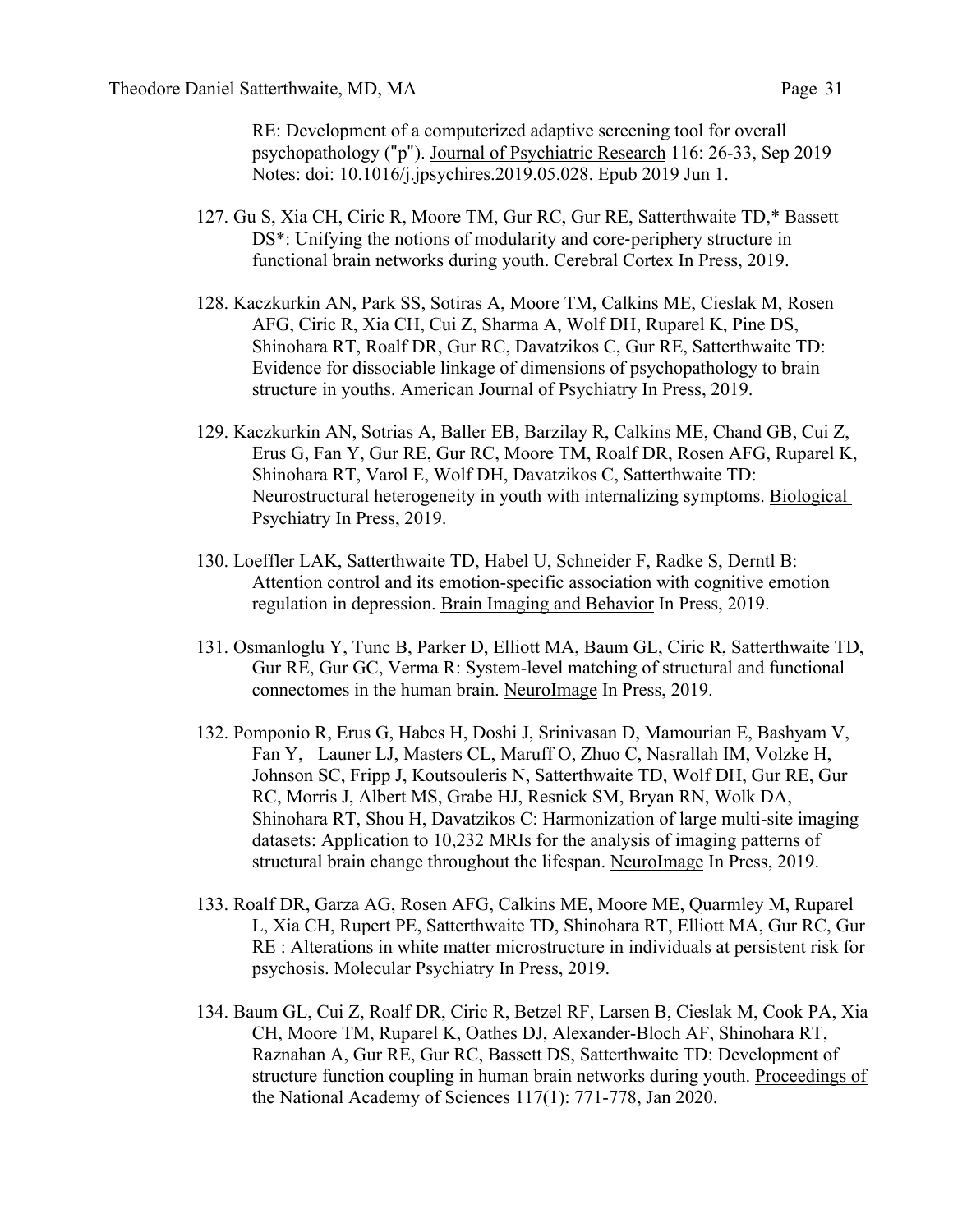RE: Development of a computerized adaptive screening tool for overall psychopathology ("p"). Journal of Psychiatric Research 116: 26-33, Sep 2019 Notes: doi: 10.1016/j.jpsychires.2019.05.028. Epub 2019 Jun 1.

127. Gu S, Xia CH, Ciric R, Moore TM, Gur RC, Gur RE, Satterthwaite TD,* Bassett DS*: Unifying the notions of modularity and core-periphery structure in functional brain networks during youth. Cerebral Cortex In Press, 2019.

128. Kaczkurkin AN, Park SS, Sotiras A, Moore TM, Calkins ME, Cieslak M, Rosen AFG, Ciric R, Xia CH, Cui Z, Sharma A, Wolf DH, Ruparel K, Pine DS, Shinohara RT, Roalf DR, Gur RC, Davatzikos C, Gur RE, Satterthwaite TD: Evidence for dissociable linkage of dimensions of psychopathology to brain structure in youths. American Journal of Psychiatry In Press, 2019.

129. Kaczkurkin AN, Sotrias A, Baller EB, Barzilay R, Calkins ME, Chand GB, Cui Z, Erus G, Fan Y, Gur RE, Gur RC, Moore TM, Roalf DR, Rosen AFG, Ruparel K, Shinohara RT, Varol E, Wolf DH, Davatzikos C, Satterthwaite TD: Neurostructural heterogeneity in youth with internalizing symptoms. Biological Psychiatry In Press, 2019.

130. Loeffler LAK, Satterthwaite TD, Habel U, Schneider F, Radke S, Derntl B: Attention control and its emotion-specific association with cognitive emotion regulation in depression. Brain Imaging and Behavior In Press, 2019.

131. Osmanloglu Y, Tunc B, Parker D, Elliott MA, Baum GL, Ciric R, Satterthwaite TD, Gur RE, Gur GC, Verma R: System-level matching of structural and functional connectomes in the human brain. NeuroImage In Press, 2019.

132. Pomponio R, Erus G, Habes H, Doshi J, Srinivasan D, Mamourian E, Bashyam V, Fan Y, Launer LJ, Masters CL, Maruff O, Zhuo C, Nasrallah IM, Volzke H, Johnson SC, Fripp J, Koutsouleris N, Satterthwaite TD, Wolf DH, Gur RE, Gur RC, Morris J, Albert MS, Grabe HJ, Resnick SM, Bryan RN, Wolk DA, Shinohara RT, Shou H, Davatzikos C: Harmonization of large multi-site imaging datasets: Application to 10,232 MRIs for the analysis of imaging patterns of structural brain change throughout the lifespan. NeuroImage In Press, 2019.

133. Roalf DR, Garza AG, Rosen AFG, Calkins ME, Moore ME, Quarmley M, Ruparel L, Xia CH, Rupert PE, Satterthwaite TD, Shinohara RT, Elliott MA, Gur RC, Gur RE : Alterations in white matter microstructure in individuals at persistent risk for psychosis. Molecular Psychiatry In Press, 2019.

134. Baum GL, Cui Z, Roalf DR, Ciric R, Betzel RF, Larsen B, Cieslak M, Cook PA, Xia CH, Moore TM, Ruparel K, Oathes DJ, Alexander-Bloch AF, Shinohara RT, Raznahan A, Gur RE, Gur RC, Bassett DS, Satterthwaite TD: Development of structure function coupling in human brain networks during youth. Proceedings of the National Academy of Sciences 117(1): 771-778, Jan 2020.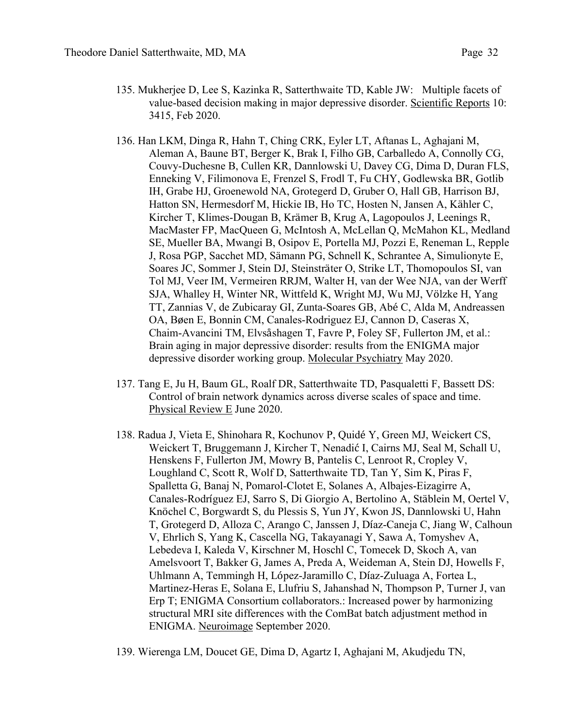135. Mukherjee D, Lee S, Kazinka R, Satterthwaite TD, Kable JW: Multiple facets of value-based decision making in major depressive disorder. Scientific Reports 10: 3415, Feb 2020.

136. Han LKM, Dinga R, Hahn T, Ching CRK, Eyler LT, Aftanas L, Aghajani M, Aleman A, Baune BT, Berger K, Brak I, Filho GB, Carballedo A, Connolly CG, Couvy-Duchesne B, Cullen KR, Dannlowski U, Davey CG, Dima D, Duran FLS, Enneking V, Filimonova E, Frenzel S, Frodl T, Fu CHY, Godlewska BR, Gotlib IH, Grabe HJ, Groenewold NA, Grotegerd D, Gruber O, Hall GB, Harrison BJ, Hatton SN, Hermesdorf M, Hickie IB, Ho TC, Hosten N, Jansen A, Kähler C, Kircher T, Klimes-Dougan B, Krämer B, Krug A, Lagopoulos J, Leenings R, MacMaster FP, MacQueen G, McIntosh A, McLellan Q, McMahon KL, Medland SE, Mueller BA, Mwangi B, Osipov E, Portella MJ, Pozzi E, Reneman L, Repple J, Rosa PGP, Sacchet MD, Sämann PG, Schnell K, Schrantee A, Simulionyte E, Soares JC, Sommer J, Stein DJ, Steinsträter O, Strike LT, Thomopoulos SI, van Tol MJ, Veer IM, Vermeiren RRJM, Walter H, van der Wee NJA, van der Werff SJA, Whalley H, Winter NR, Wittfeld K, Wright MJ, Wu MJ, Völzke H, Yang TT, Zannias V, de Zubicaray GI, Zunta-Soares GB, Abé C, Alda M, Andreassen OA, Bøen E, Bonnin CM, Canales-Rodriguez EJ, Cannon D, Caseras X, Chaim-Avancini TM, Elvsåshagen T, Favre P, Foley SF, Fullerton JM, et al.: Brain aging in major depressive disorder: results from the ENIGMA major depressive disorder working group. Molecular Psychiatry May 2020.

137. Tang E, Ju H, Baum GL, Roalf DR, Satterthwaite TD, Pasqualetti F, Bassett DS: Control of brain network dynamics across diverse scales of space and time. Physical Review E June 2020.

138. Radua J, Vieta E, Shinohara R, Kochunov P, Quidé Y, Green MJ, Weickert CS, Weickert T, Bruggemann J, Kircher T, Nenadić I, Cairns MJ, Seal M, Schall U, Henskens F, Fullerton JM, Mowry B, Pantelis C, Lenroot R, Cropley V, Loughland C, Scott R, Wolf D, Satterthwaite TD, Tan Y, Sim K, Piras F, Spalletta G, Banaj N, Pomarol-Clotet E, Solanes A, Albajes-Eizagirre A, Canales-Rodríguez EJ, Sarro S, Di Giorgio A, Bertolino A, Stäblein M, Oertel V, Knöchel C, Borgwardt S, du Plessis S, Yun JY, Kwon JS, Dannlowski U, Hahn T, Grotegerd D, Alloza C, Arango C, Janssen J, Díaz-Caneja C, Jiang W, Calhoun V, Ehrlich S, Yang K, Cascella NG, Takayanagi Y, Sawa A, Tomyshev A, Lebedeva I, Kaleda V, Kirschner M, Hoschl C, Tomecek D, Skoch A, van Amelsvoort T, Bakker G, James A, Preda A, Weideman A, Stein DJ, Howells F, Uhlmann A, Temmingh H, López-Jaramillo C, Díaz-Zuluaga A, Fortea L, Martinez-Heras E, Solana E, Llufriu S, Jahanshad N, Thompson P, Turner J, van Erp T; ENIGMA Consortium collaborators.: Increased power by harmonizing structural MRI site differences with the ComBat batch adjustment method in ENIGMA. Neuroimage September 2020.

139. Wierenga LM, Doucet GE, Dima D, Agartz I, Aghajani M, Akudjedu TN,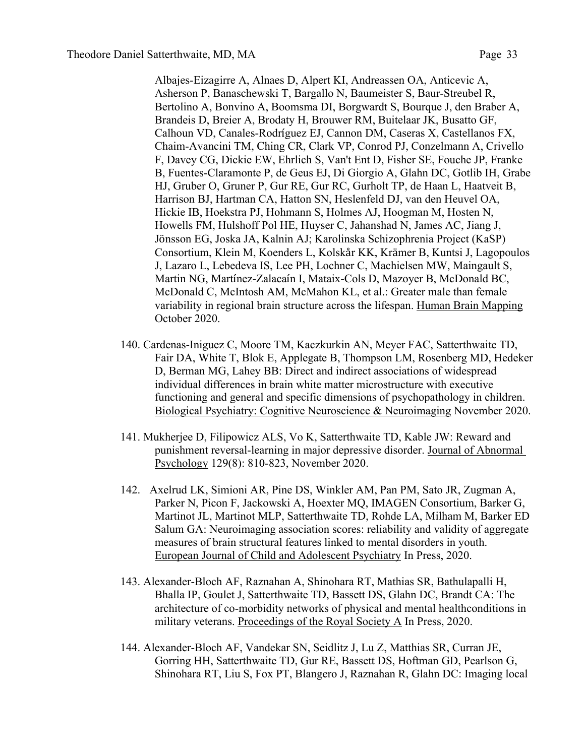Albajes-Eizagirre A, Alnaes D, Alpert KI, Andreassen OA, Anticevic A, Asherson P, Banaschewski T, Bargallo N, Baumeister S, Baur-Streubel R, Bertolino A, Bonvino A, Boomsma DI, Borgwardt S, Bourque J, den Braber A, Brandeis D, Breier A, Brodaty H, Brouwer RM, Buitelaar JK, Busatto GF, Calhoun VD, Canales-Rodríguez EJ, Cannon DM, Caseras X, Castellanos FX, Chaim-Avancini TM, Ching CR, Clark VP, Conrod PJ, Conzelmann A, Crivello F, Davey CG, Dickie EW, Ehrlich S, Van't Ent D, Fisher SE, Fouche JP, Franke B, Fuentes-Claramonte P, de Geus EJ, Di Giorgio A, Glahn DC, Gotlib IH, Grabe HJ, Gruber O, Gruner P, Gur RE, Gur RC, Gurholt TP, de Haan L, Haatveit B, Harrison BJ, Hartman CA, Hatton SN, Heslenfeld DJ, van den Heuvel OA, Hickie IB, Hoekstra PJ, Hohmann S, Holmes AJ, Hoogman M, Hosten N, Howells FM, Hulshoff Pol HE, Huyser C, Jahanshad N, James AC, Jiang J, Jönsson EG, Joska JA, Kalnin AJ; Karolinska Schizophrenia Project (KaSP) Consortium, Klein M, Koenders L, Kolskår KK, Krämer B, Kuntsi J, Lagopoulos J, Lazaro L, Lebedeva IS, Lee PH, Lochner C, Machielsen MW, Maingault S, Martin NG, Martínez-Zalacaín I, Mataix-Cols D, Mazoyer B, McDonald BC, McDonald C, McIntosh AM, McMahon KL, et al.: Greater male than female variability in regional brain structure across the lifespan. Human Brain Mapping October 2020.

140. Cardenas-Iniguez C, Moore TM, Kaczkurkin AN, Meyer FAC, Satterthwaite TD, Fair DA, White T, Blok E, Applegate B, Thompson LM, Rosenberg MD, Hedeker D, Berman MG, Lahey BB: Direct and indirect associations of widespread individual differences in brain white matter microstructure with executive functioning and general and specific dimensions of psychopathology in children. Biological Psychiatry: Cognitive Neuroscience & Neuroimaging November 2020.

141. Mukherjee D, Filipowicz ALS, Vo K, Satterthwaite TD, Kable JW: Reward and punishment reversal-learning in major depressive disorder. Journal of Abnormal Psychology 129(8): 810-823, November 2020.

142. Axelrud LK, Simioni AR, Pine DS, Winkler AM, Pan PM, Sato JR, Zugman A, Parker N, Picon F, Jackowski A, Hoexter MQ, IMAGEN Consortium, Barker G, Martinot JL, Martinot MLP, Satterthwaite TD, Rohde LA, Milham M, Barker ED Salum GA: Neuroimaging association scores: reliability and validity of aggregate measures of brain structural features linked to mental disorders in youth. European Journal of Child and Adolescent Psychiatry In Press, 2020.

143. Alexander-Bloch AF, Raznahan A, Shinohara RT, Mathias SR, Bathulapalli H, Bhalla IP, Goulet J, Satterthwaite TD, Bassett DS, Glahn DC, Brandt CA: The architecture of co-morbidity networks of physical and mental healthconditions in military veterans. Proceedings of the Royal Society A In Press, 2020.

144. Alexander-Bloch AF, Vandekar SN, Seidlitz J, Lu Z, Matthias SR, Curran JE, Gorring HH, Satterthwaite TD, Gur RE, Bassett DS, Hoftman GD, Pearlson G, Shinohara RT, Liu S, Fox PT, Blangero J, Raznahan R, Glahn DC: Imaging local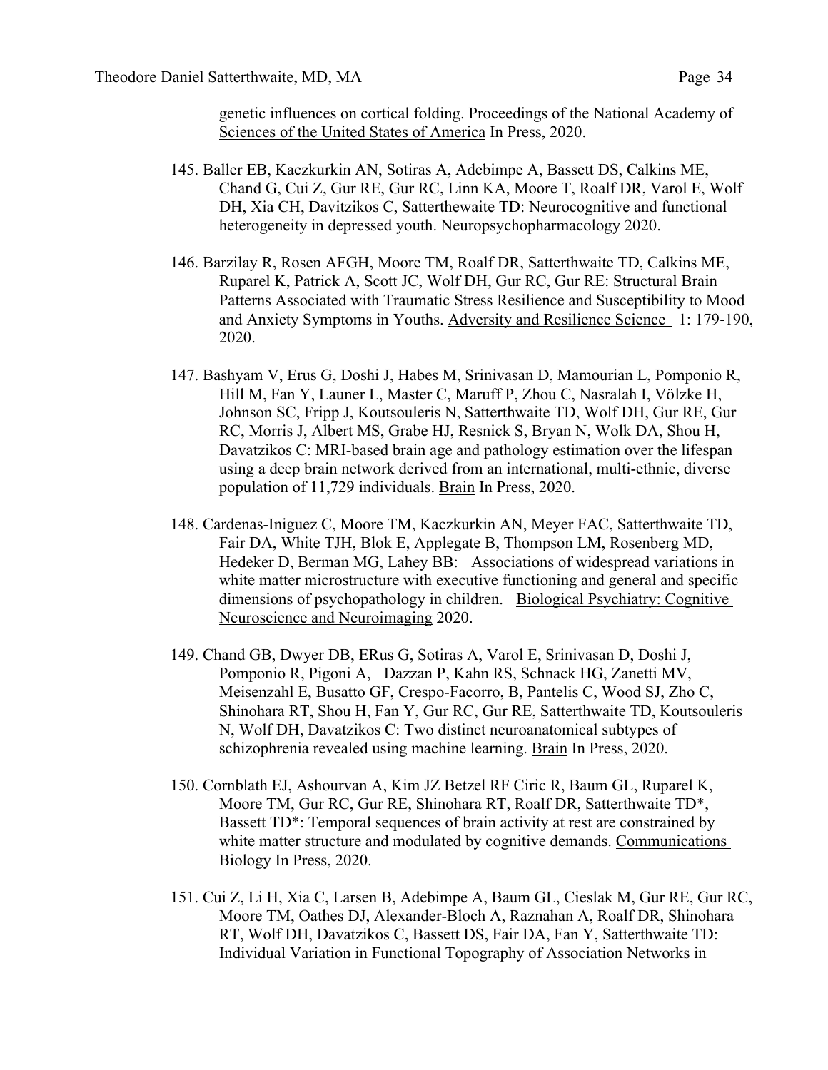genetic influences on cortical folding. Proceedings of the National Academy of Sciences of the United States of America In Press, 2020.

145. Baller EB, Kaczkurkin AN, Sotiras A, Adebimpe A, Bassett DS, Calkins ME, Chand G, Cui Z, Gur RE, Gur RC, Linn KA, Moore T, Roalf DR, Varol E, Wolf DH, Xia CH, Davitzikos C, Satterthewaite TD: Neurocognitive and functional heterogeneity in depressed youth. Neuropsychopharmacology 2020.

146. Barzilay R, Rosen AFGH, Moore TM, Roalf DR, Satterthwaite TD, Calkins ME, Ruparel K, Patrick A, Scott JC, Wolf DH, Gur RC, Gur RE: Structural Brain Patterns Associated with Traumatic Stress Resilience and Susceptibility to Mood and Anxiety Symptoms in Youths. Adversity and Resilience Science 1: 179-190, 2020.

147. Bashyam V, Erus G, Doshi J, Habes M, Srinivasan D, Mamourian L, Pomponio R, Hill M, Fan Y, Launer L, Master C, Maruff P, Zhou C, Nasralah I, Völzke H, Johnson SC, Fripp J, Koutsouleris N, Satterthwaite TD, Wolf DH, Gur RE, Gur RC, Morris J, Albert MS, Grabe HJ, Resnick S, Bryan N, Wolk DA, Shou H, Davatzikos C: MRI-based brain age and pathology estimation over the lifespan using a deep brain network derived from an international, multi-ethnic, diverse population of 11,729 individuals. Brain In Press, 2020.

148. Cardenas-Iniguez C, Moore TM, Kaczkurkin AN, Meyer FAC, Satterthwaite TD, Fair DA, White TJH, Blok E, Applegate B, Thompson LM, Rosenberg MD, Hedeker D, Berman MG, Lahey BB: Associations of widespread variations in white matter microstructure with executive functioning and general and specific dimensions of psychopathology in children. Biological Psychiatry: Cognitive Neuroscience and Neuroimaging 2020.

149. Chand GB, Dwyer DB, ERus G, Sotiras A, Varol E, Srinivasan D, Doshi J, Pomponio R, Pigoni A, Dazzan P, Kahn RS, Schnack HG, Zanetti MV, Meisenzahl E, Busatto GF, Crespo-Facorro, B, Pantelis C, Wood SJ, Zho C, Shinohara RT, Shou H, Fan Y, Gur RC, Gur RE, Satterthwaite TD, Koutsouleris N, Wolf DH, Davatzikos C: Two distinct neuroanatomical subtypes of schizophrenia revealed using machine learning. Brain In Press, 2020.

150. Cornblath EJ, Ashourvan A, Kim JZ Betzel RF Ciric R, Baum GL, Ruparel K, Moore TM, Gur RC, Gur RE, Shinohara RT, Roalf DR, Satterthwaite TD*, Bassett TD*: Temporal sequences of brain activity at rest are constrained by white matter structure and modulated by cognitive demands. Communications Biology In Press, 2020.

151. Cui Z, Li H, Xia C, Larsen B, Adebimpe A, Baum GL, Cieslak M, Gur RE, Gur RC, Moore TM, Oathes DJ, Alexander-Bloch A, Raznahan A, Roalf DR, Shinohara RT, Wolf DH, Davatzikos C, Bassett DS, Fair DA, Fan Y, Satterthwaite TD: Individual Variation in Functional Topography of Association Networks in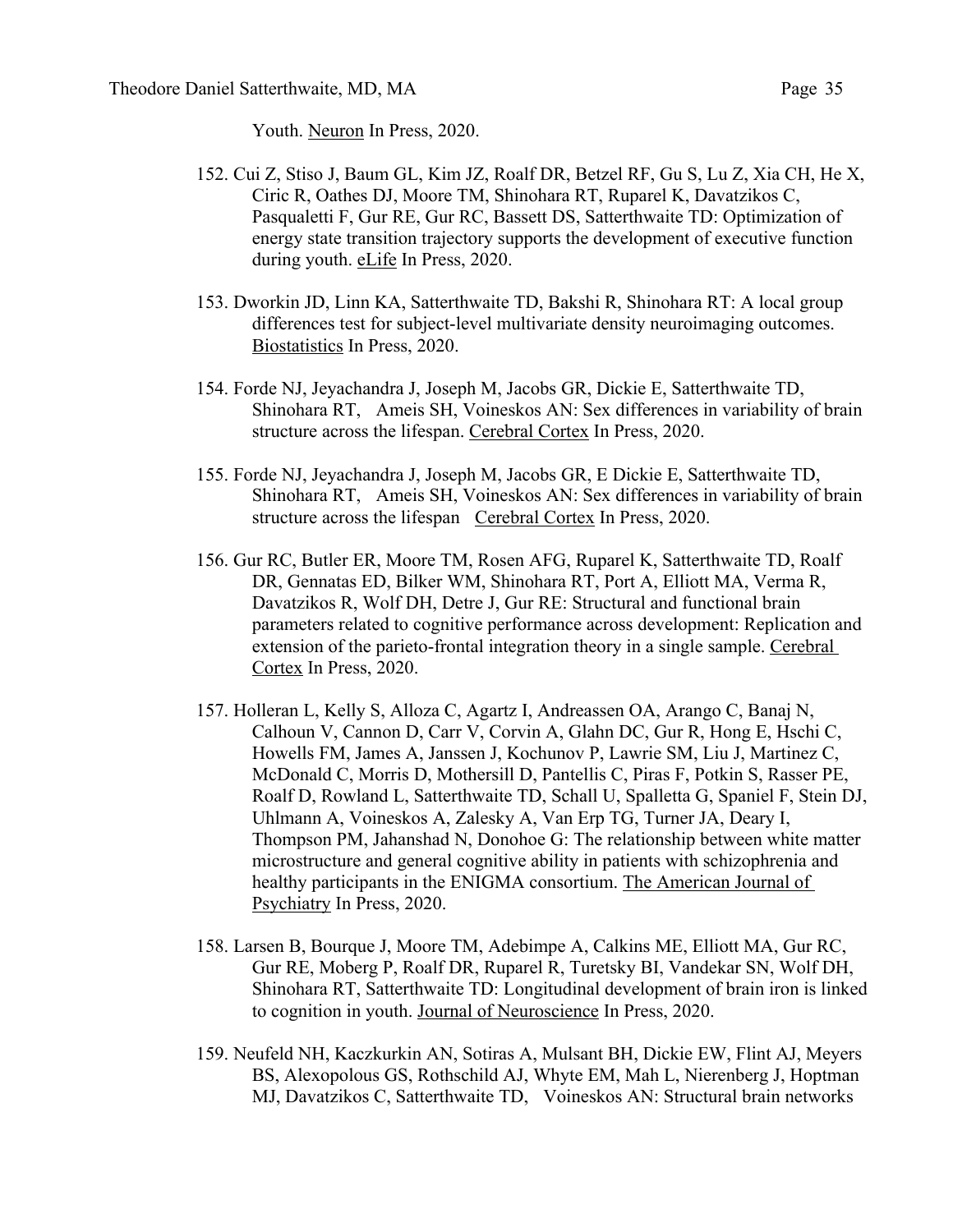Youth. Neuron In Press, 2020.

152. Cui Z, Stiso J, Baum GL, Kim JZ, Roalf DR, Betzel RF, Gu S, Lu Z, Xia CH, He X, Ciric R, Oathes DJ, Moore TM, Shinohara RT, Ruparel K, Davatzikos C, Pasqualetti F, Gur RE, Gur RC, Bassett DS, Satterthwaite TD: Optimization of energy state transition trajectory supports the development of executive function during youth. eLife In Press, 2020.

153. Dworkin JD, Linn KA, Satterthwaite TD, Bakshi R, Shinohara RT: A local group differences test for subject-level multivariate density neuroimaging outcomes. Biostatistics In Press, 2020.

154. Forde NJ, Jeyachandra J, Joseph M, Jacobs GR, Dickie E, Satterthwaite TD, Shinohara RT, Ameis SH, Voineskos AN: Sex differences in variability of brain structure across the lifespan. Cerebral Cortex In Press, 2020.

155. Forde NJ, Jeyachandra J, Joseph M, Jacobs GR, E Dickie E, Satterthwaite TD, Shinohara RT, Ameis SH, Voineskos AN: Sex differences in variability of brain structure across the lifespan Cerebral Cortex In Press, 2020.

156. Gur RC, Butler ER, Moore TM, Rosen AFG, Ruparel K, Satterthwaite TD, Roalf DR, Gennatas ED, Bilker WM, Shinohara RT, Port A, Elliott MA, Verma R, Davatzikos R, Wolf DH, Detre J, Gur RE: Structural and functional brain parameters related to cognitive performance across development: Replication and extension of the parieto-frontal integration theory in a single sample. Cerebral Cortex In Press, 2020.

157. Holleran L, Kelly S, Alloza C, Agartz I, Andreassen OA, Arango C, Banaj N, Calhoun V, Cannon D, Carr V, Corvin A, Glahn DC, Gur R, Hong E, Hschi C, Howells FM, James A, Janssen J, Kochunov P, Lawrie SM, Liu J, Martinez C, McDonald C, Morris D, Mothersill D, Pantellis C, Piras F, Potkin S, Rasser PE, Roalf D, Rowland L, Satterthwaite TD, Schall U, Spalletta G, Spaniel F, Stein DJ, Uhlmann A, Voineskos A, Zalesky A, Van Erp TG, Turner JA, Deary I, Thompson PM, Jahanshad N, Donohoe G: The relationship between white matter microstructure and general cognitive ability in patients with schizophrenia and healthy participants in the ENIGMA consortium. The American Journal of Psychiatry In Press, 2020.

158. Larsen B, Bourque J, Moore TM, Adebimpe A, Calkins ME, Elliott MA, Gur RC, Gur RE, Moberg P, Roalf DR, Ruparel R, Turetsky BI, Vandekar SN, Wolf DH, Shinohara RT, Satterthwaite TD: Longitudinal development of brain iron is linked to cognition in youth. Journal of Neuroscience In Press, 2020.

159. Neufeld NH, Kaczkurkin AN, Sotiras A, Mulsant BH, Dickie EW, Flint AJ, Meyers BS, Alexopolous GS, Rothschild AJ, Whyte EM, Mah L, Nierenberg J, Hoptman MJ, Davatzikos C, Satterthwaite TD, Voineskos AN: Structural brain networks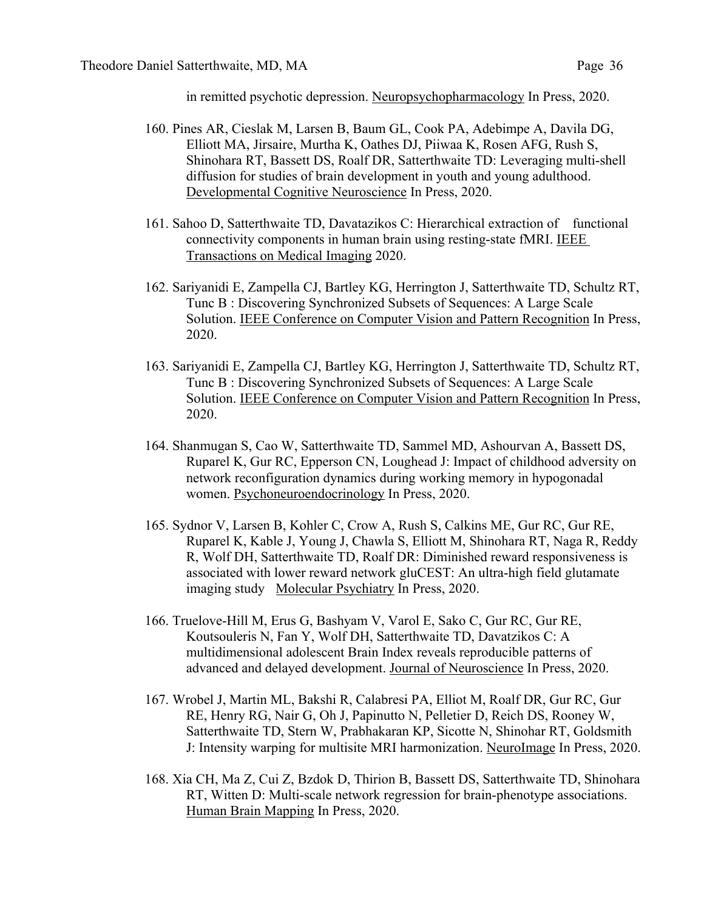in remitted psychotic depression. Neuropsychopharmacology In Press, 2020.

160. Pines AR, Cieslak M, Larsen B, Baum GL, Cook PA, Adebimpe A, Davila DG, Elliott MA, Jirsaire, Murtha K, Oathes DJ, Piiwaa K, Rosen AFG, Rush S, Shinohara RT, Bassett DS, Roalf DR, Satterthwaite TD: Leveraging multi-shell diffusion for studies of brain development in youth and young adulthood. Developmental Cognitive Neuroscience In Press, 2020.

161. Sahoo D, Satterthwaite TD, Davatazikos C: Hierarchical extraction of functional connectivity components in human brain using resting-state fMRI. IEEE Transactions on Medical Imaging 2020.

162. Sariyanidi E, Zampella CJ, Bartley KG, Herrington J, Satterthwaite TD, Schultz RT, Tunc B : Discovering Synchronized Subsets of Sequences: A Large Scale Solution. IEEE Conference on Computer Vision and Pattern Recognition In Press, 2020.

163. Sariyanidi E, Zampella CJ, Bartley KG, Herrington J, Satterthwaite TD, Schultz RT, Tunc B : Discovering Synchronized Subsets of Sequences: A Large Scale Solution. IEEE Conference on Computer Vision and Pattern Recognition In Press, 2020.

164. Shanmugan S, Cao W, Satterthwaite TD, Sammel MD, Ashourvan A, Bassett DS, Ruparel K, Gur RC, Epperson CN, Loughead J: Impact of childhood adversity on network reconfiguration dynamics during working memory in hypogonadal women. Psychoneuroendocrinology In Press, 2020.

165. Sydnor V, Larsen B, Kohler C, Crow A, Rush S, Calkins ME, Gur RC, Gur RE, Ruparel K, Kable J, Young J, Chawla S, Elliott M, Shinohara RT, Naga R, Reddy R, Wolf DH, Satterthwaite TD, Roalf DR: Diminished reward responsiveness is associated with lower reward network gluCEST: An ultra-high field glutamate imaging study Molecular Psychiatry In Press, 2020.

166. Truelove-Hill M, Erus G, Bashyam V, Varol E, Sako C, Gur RC, Gur RE, Koutsouleris N, Fan Y, Wolf DH, Satterthwaite TD, Davatzikos C: A multidimensional adolescent Brain Index reveals reproducible patterns of advanced and delayed development. Journal of Neuroscience In Press, 2020.

167. Wrobel J, Martin ML, Bakshi R, Calabresi PA, Elliot M, Roalf DR, Gur RC, Gur RE, Henry RG, Nair G, Oh J, Papinutto N, Pelletier D, Reich DS, Rooney W, Satterthwaite TD, Stern W, Prabhakaran KP, Sicotte N, Shinohar RT, Goldsmith J: Intensity warping for multisite MRI harmonization. NeuroImage In Press, 2020.

168. Xia CH, Ma Z, Cui Z, Bzdok D, Thirion B, Bassett DS, Satterthwaite TD, Shinohara RT, Witten D: Multi-scale network regression for brain-phenotype associations. Human Brain Mapping In Press, 2020.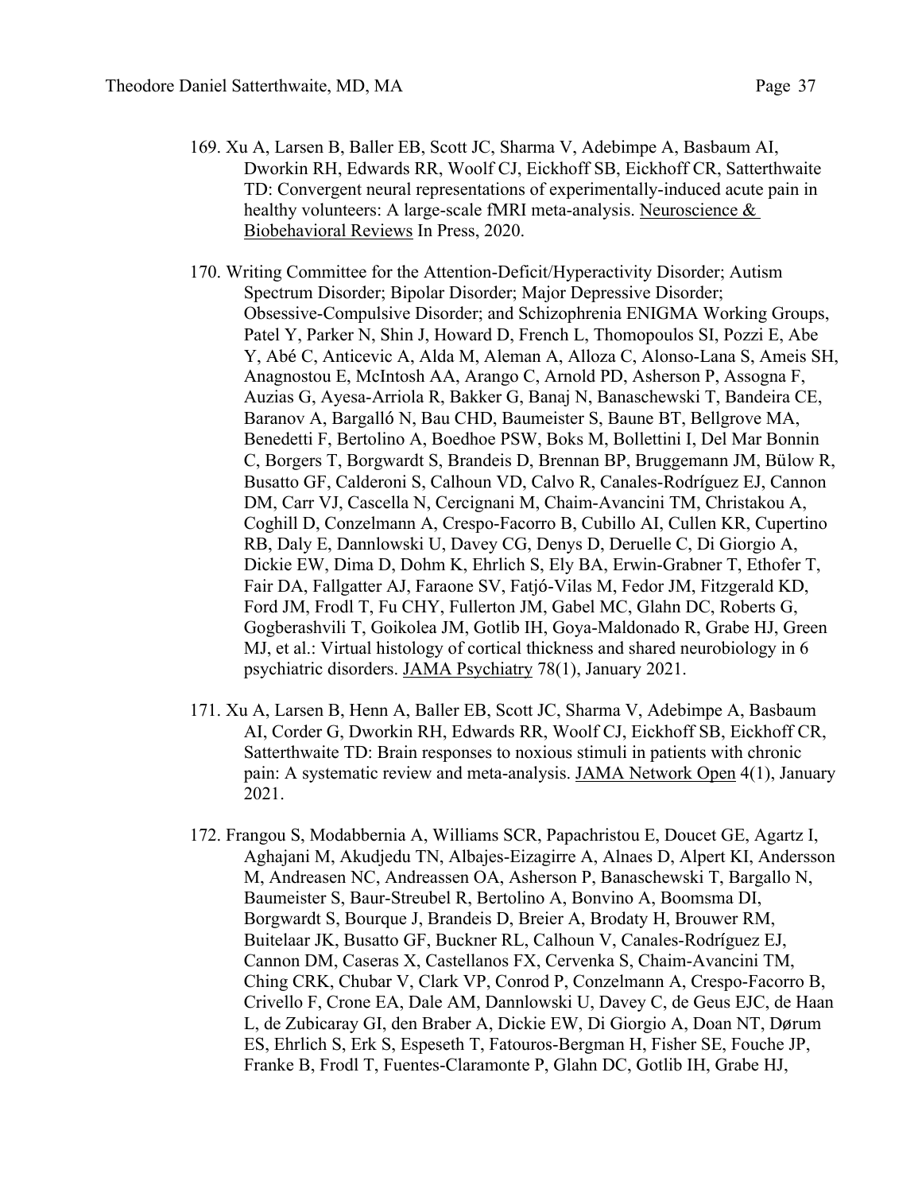169. Xu A, Larsen B, Baller EB, Scott JC, Sharma V, Adebimpe A, Basbaum AI, Dworkin RH, Edwards RR, Woolf CJ, Eickhoff SB, Eickhoff CR, Satterthwaite TD: Convergent neural representations of experimentally-induced acute pain in healthy volunteers: A large-scale fMRI meta-analysis. Neuroscience & Biobehavioral Reviews In Press, 2020.

170. Writing Committee for the Attention-Deficit/Hyperactivity Disorder; Autism Spectrum Disorder; Bipolar Disorder; Major Depressive Disorder; Obsessive-Compulsive Disorder; and Schizophrenia ENIGMA Working Groups, Patel Y, Parker N, Shin J, Howard D, French L, Thomopoulos SI, Pozzi E, Abe Y, Abé C, Anticevic A, Alda M, Aleman A, Alloza C, Alonso-Lana S, Ameis SH, Anagnostou E, McIntosh AA, Arango C, Arnold PD, Asherson P, Assogna F, Auzias G, Ayesa-Arriola R, Bakker G, Banaj N, Banaschewski T, Bandeira CE, Baranov A, Bargalló N, Bau CHD, Baumeister S, Baune BT, Bellgrove MA, Benedetti F, Bertolino A, Boedhoe PSW, Boks M, Bollettini I, Del Mar Bonnin C, Borgers T, Borgwardt S, Brandeis D, Brennan BP, Bruggemann JM, Bülow R, Busatto GF, Calderoni S, Calhoun VD, Calvo R, Canales-Rodríguez EJ, Cannon DM, Carr VJ, Cascella N, Cercignani M, Chaim-Avancini TM, Christakou A, Coghill D, Conzelmann A, Crespo-Facorro B, Cubillo AI, Cullen KR, Cupertino RB, Daly E, Dannlowski U, Davey CG, Denys D, Deruelle C, Di Giorgio A, Dickie EW, Dima D, Dohm K, Ehrlich S, Ely BA, Erwin-Grabner T, Ethofer T, Fair DA, Fallgatter AJ, Faraone SV, Fatjó-Vilas M, Fedor JM, Fitzgerald KD, Ford JM, Frodl T, Fu CHY, Fullerton JM, Gabel MC, Glahn DC, Roberts G, Gogberashvili T, Goikolea JM, Gotlib IH, Goya-Maldonado R, Grabe HJ, Green MJ, et al.: Virtual histology of cortical thickness and shared neurobiology in 6 psychiatric disorders. JAMA Psychiatry 78(1), January 2021.

171. Xu A, Larsen B, Henn A, Baller EB, Scott JC, Sharma V, Adebimpe A, Basbaum AI, Corder G, Dworkin RH, Edwards RR, Woolf CJ, Eickhoff SB, Eickhoff CR, Satterthwaite TD: Brain responses to noxious stimuli in patients with chronic pain: A systematic review and meta-analysis. JAMA Network Open 4(1), January 2021.

172. Frangou S, Modabbernia A, Williams SCR, Papachristou E, Doucet GE, Agartz I, Aghajani M, Akudjedu TN, Albajes-Eizagirre A, Alnaes D, Alpert KI, Andersson M, Andreasen NC, Andreassen OA, Asherson P, Banaschewski T, Bargallo N, Baumeister S, Baur-Streubel R, Bertolino A, Bonvino A, Boomsma DI, Borgwardt S, Bourque J, Brandeis D, Breier A, Brodaty H, Brouwer RM, Buitelaar JK, Busatto GF, Buckner RL, Calhoun V, Canales-Rodríguez EJ, Cannon DM, Caseras X, Castellanos FX, Cervenka S, Chaim-Avancini TM, Ching CRK, Chubar V, Clark VP, Conrod P, Conzelmann A, Crespo-Facorro B, Crivello F, Crone EA, Dale AM, Dannlowski U, Davey C, de Geus EJC, de Haan L, de Zubicaray GI, den Braber A, Dickie EW, Di Giorgio A, Doan NT, Dørum ES, Ehrlich S, Erk S, Espeseth T, Fatouros-Bergman H, Fisher SE, Fouche JP, Franke B, Frodl T, Fuentes-Claramonte P, Glahn DC, Gotlib IH, Grabe HJ,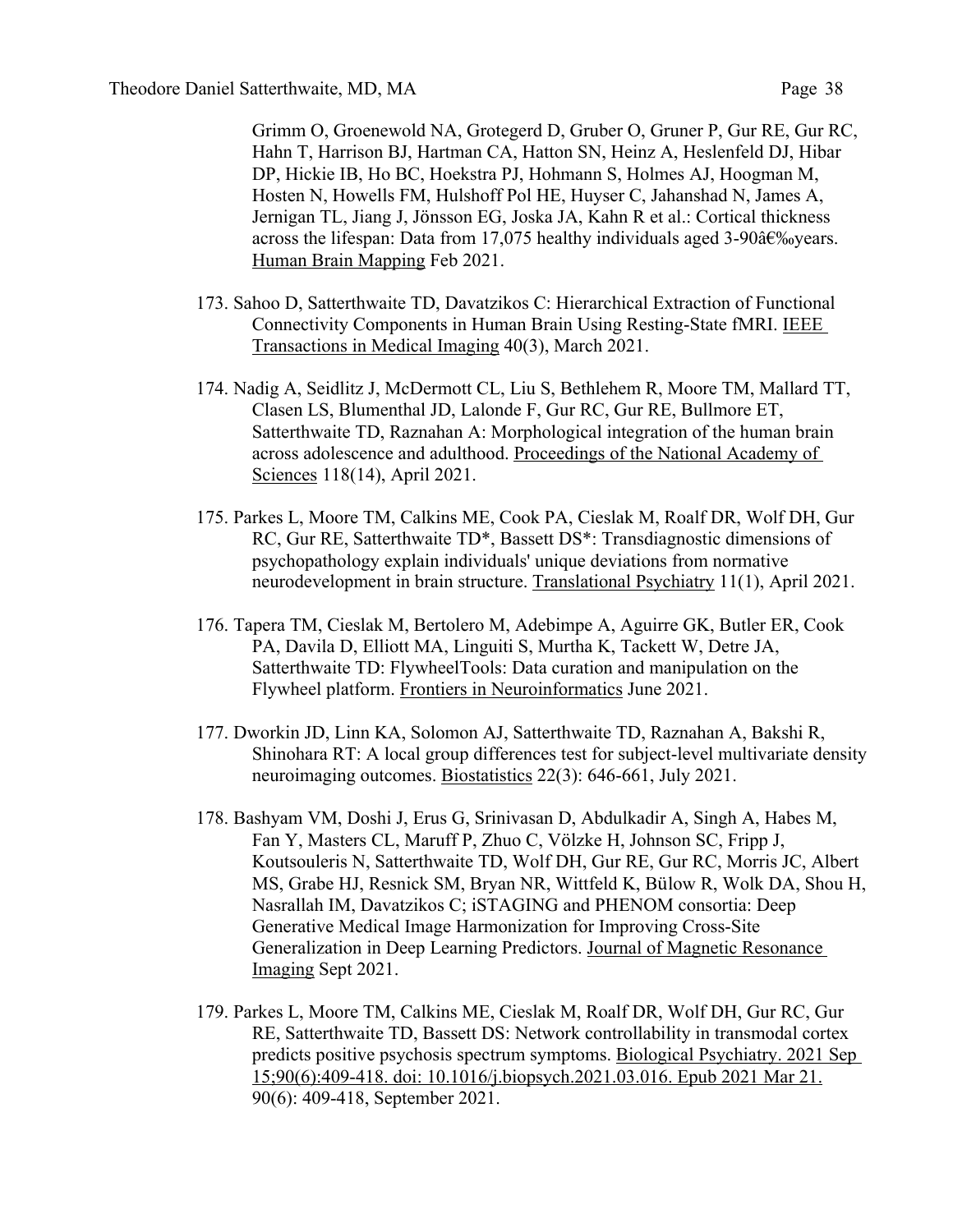Grimm O, Groenewold NA, Grotegerd D, Gruber O, Gruner P, Gur RE, Gur RC, Hahn T, Harrison BJ, Hartman CA, Hatton SN, Heinz A, Heslenfeld DJ, Hibar DP, Hickie IB, Ho BC, Hoekstra PJ, Hohmann S, Holmes AJ, Hoogman M, Hosten N, Howells FM, Hulshoff Pol HE, Huyser C, Jahanshad N, James A, Jernigan TL, Jiang J, Jönsson EG, Joska JA, Kahn R et al.: Cortical thickness across the lifespan: Data from 17,075 healthy individuals aged 3-90â€‰years. Human Brain Mapping Feb 2021.

173. Sahoo D, Satterthwaite TD, Davatzikos C: Hierarchical Extraction of Functional Connectivity Components in Human Brain Using Resting-State fMRI. IEEE Transactions in Medical Imaging 40(3), March 2021.

174. Nadig A, Seidlitz J, McDermott CL, Liu S, Bethlehem R, Moore TM, Mallard TT, Clasen LS, Blumenthal JD, Lalonde F, Gur RC, Gur RE, Bullmore ET, Satterthwaite TD, Raznahan A: Morphological integration of the human brain across adolescence and adulthood. Proceedings of the National Academy of Sciences 118(14), April 2021.

175. Parkes L, Moore TM, Calkins ME, Cook PA, Cieslak M, Roalf DR, Wolf DH, Gur RC, Gur RE, Satterthwaite TD*, Bassett DS*: Transdiagnostic dimensions of psychopathology explain individuals' unique deviations from normative neurodevelopment in brain structure. Translational Psychiatry 11(1), April 2021.

176. Tapera TM, Cieslak M, Bertolero M, Adebimpe A, Aguirre GK, Butler ER, Cook PA, Davila D, Elliott MA, Linguiti S, Murtha K, Tackett W, Detre JA, Satterthwaite TD: FlywheelTools: Data curation and manipulation on the Flywheel platform. Frontiers in Neuroinformatics June 2021.

177. Dworkin JD, Linn KA, Solomon AJ, Satterthwaite TD, Raznahan A, Bakshi R, Shinohara RT: A local group differences test for subject-level multivariate density neuroimaging outcomes. Biostatistics 22(3): 646-661, July 2021.

178. Bashyam VM, Doshi J, Erus G, Srinivasan D, Abdulkadir A, Singh A, Habes M, Fan Y, Masters CL, Maruff P, Zhuo C, Völzke H, Johnson SC, Fripp J, Koutsouleris N, Satterthwaite TD, Wolf DH, Gur RE, Gur RC, Morris JC, Albert MS, Grabe HJ, Resnick SM, Bryan NR, Wittfeld K, Bülow R, Wolk DA, Shou H, Nasrallah IM, Davatzikos C; iSTAGING and PHENOM consortia: Deep Generative Medical Image Harmonization for Improving Cross-Site Generalization in Deep Learning Predictors. Journal of Magnetic Resonance Imaging Sept 2021.

179. Parkes L, Moore TM, Calkins ME, Cieslak M, Roalf DR, Wolf DH, Gur RC, Gur RE, Satterthwaite TD, Bassett DS: Network controllability in transmodal cortex predicts positive psychosis spectrum symptoms. Biological Psychiatry. 2021 Sep 15;90(6):409-418. doi: 10.1016/j.biopsych.2021.03.016. Epub 2021 Mar 21. 90(6): 409-418, September 2021.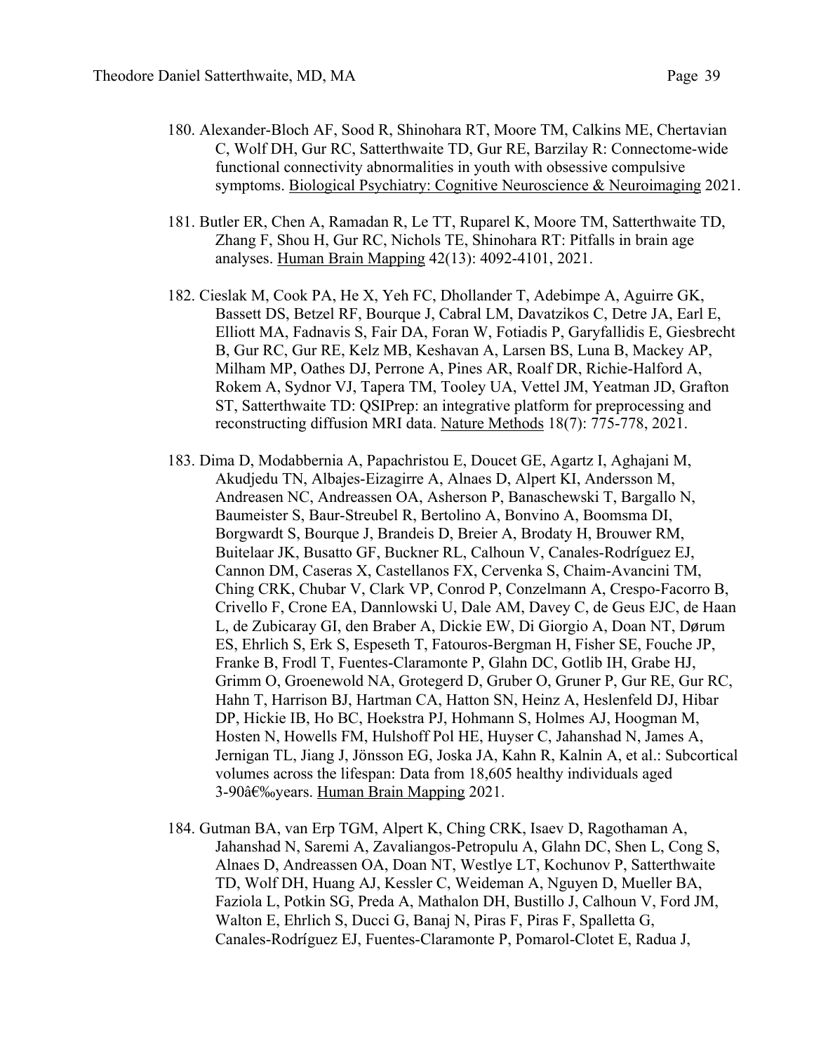180. Alexander-Bloch AF, Sood R, Shinohara RT, Moore TM, Calkins ME, Chertavian C, Wolf DH, Gur RC, Satterthwaite TD, Gur RE, Barzilay R: Connectome-wide functional connectivity abnormalities in youth with obsessive compulsive symptoms. Biological Psychiatry: Cognitive Neuroscience & Neuroimaging 2021.

181. Butler ER, Chen A, Ramadan R, Le TT, Ruparel K, Moore TM, Satterthwaite TD, Zhang F, Shou H, Gur RC, Nichols TE, Shinohara RT: Pitfalls in brain age analyses. Human Brain Mapping 42(13): 4092-4101, 2021.

182. Cieslak M, Cook PA, He X, Yeh FC, Dhollander T, Adebimpe A, Aguirre GK, Bassett DS, Betzel RF, Bourque J, Cabral LM, Davatzikos C, Detre JA, Earl E, Elliott MA, Fadnavis S, Fair DA, Foran W, Fotiadis P, Garyfallidis E, Giesbrecht B, Gur RC, Gur RE, Kelz MB, Keshavan A, Larsen BS, Luna B, Mackey AP, Milham MP, Oathes DJ, Perrone A, Pines AR, Roalf DR, Richie-Halford A, Rokem A, Sydnor VJ, Tapera TM, Tooley UA, Vettel JM, Yeatman JD, Grafton ST, Satterthwaite TD: QSIPrep: an integrative platform for preprocessing and reconstructing diffusion MRI data. Nature Methods 18(7): 775-778, 2021.

183. Dima D, Modabbernia A, Papachristou E, Doucet GE, Agartz I, Aghajani M, Akudjedu TN, Albajes-Eizagirre A, Alnaes D, Alpert KI, Andersson M, Andreasen NC, Andreassen OA, Asherson P, Banaschewski T, Bargallo N, Baumeister S, Baur-Streubel R, Bertolino A, Bonvino A, Boomsma DI, Borgwardt S, Bourque J, Brandeis D, Breier A, Brodaty H, Brouwer RM, Buitelaar JK, Busatto GF, Buckner RL, Calhoun V, Canales-Rodríguez EJ, Cannon DM, Caseras X, Castellanos FX, Cervenka S, Chaim-Avancini TM, Ching CRK, Chubar V, Clark VP, Conrod P, Conzelmann A, Crespo-Facorro B, Crivello F, Crone EA, Dannlowski U, Dale AM, Davey C, de Geus EJC, de Haan L, de Zubicaray GI, den Braber A, Dickie EW, Di Giorgio A, Doan NT, Dørum ES, Ehrlich S, Erk S, Espeseth T, Fatouros-Bergman H, Fisher SE, Fouche JP, Franke B, Frodl T, Fuentes-Claramonte P, Glahn DC, Gotlib IH, Grabe HJ, Grimm O, Groenewold NA, Grotegerd D, Gruber O, Gruner P, Gur RE, Gur RC, Hahn T, Harrison BJ, Hartman CA, Hatton SN, Heinz A, Heslenfeld DJ, Hibar DP, Hickie IB, Ho BC, Hoekstra PJ, Hohmann S, Holmes AJ, Hoogman M, Hosten N, Howells FM, Hulshoff Pol HE, Huyser C, Jahanshad N, James A, Jernigan TL, Jiang J, Jönsson EG, Joska JA, Kahn R, Kalnin A, et al.: Subcortical volumes across the lifespan: Data from 18,605 healthy individuals aged 3-90â€‰years. Human Brain Mapping 2021.

184. Gutman BA, van Erp TGM, Alpert K, Ching CRK, Isaev D, Ragothaman A, Jahanshad N, Saremi A, Zavaliangos-Petropulu A, Glahn DC, Shen L, Cong S, Alnaes D, Andreassen OA, Doan NT, Westlye LT, Kochunov P, Satterthwaite TD, Wolf DH, Huang AJ, Kessler C, Weideman A, Nguyen D, Mueller BA, Faziola L, Potkin SG, Preda A, Mathalon DH, Bustillo J, Calhoun V, Ford JM, Walton E, Ehrlich S, Ducci G, Banaj N, Piras F, Piras F, Spalletta G, Canales-Rodríguez EJ, Fuentes-Claramonte P, Pomarol-Clotet E, Radua J,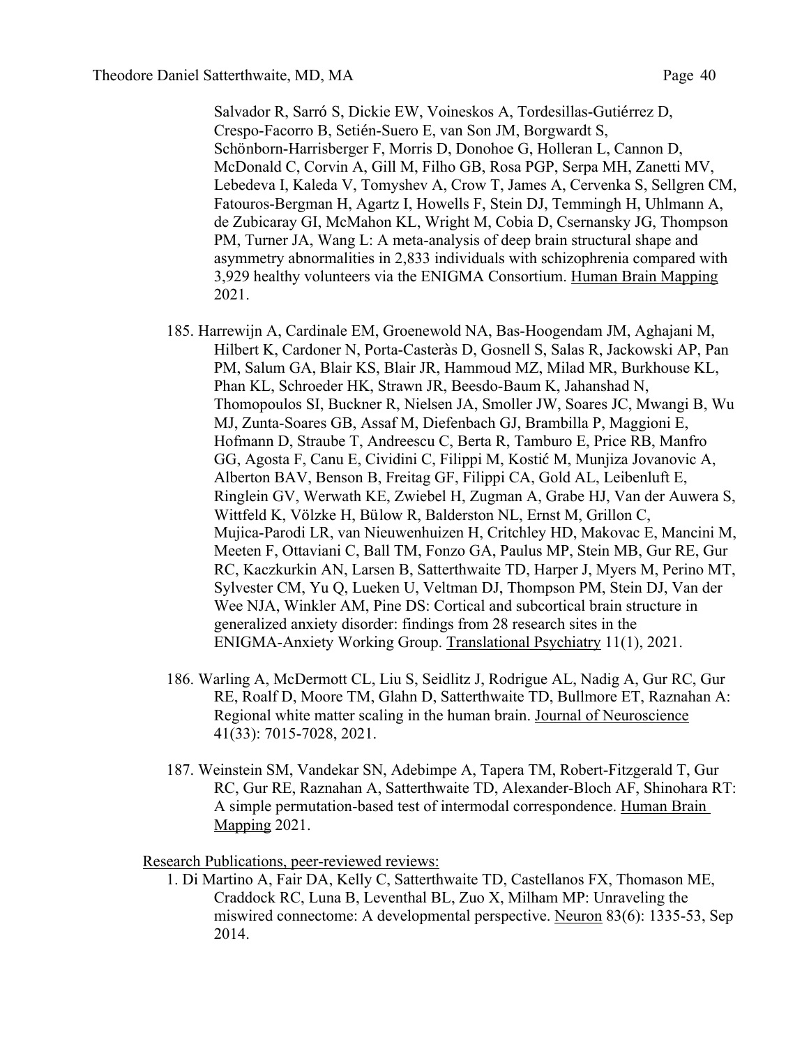Salvador R, Sarró S, Dickie EW, Voineskos A, Tordesillas-Gutiérrez D, Crespo-Facorro B, Setién-Suero E, van Son JM, Borgwardt S, Schönborn-Harrisberger F, Morris D, Donohoe G, Holleran L, Cannon D, McDonald C, Corvin A, Gill M, Filho GB, Rosa PGP, Serpa MH, Zanetti MV, Lebedeva I, Kaleda V, Tomyshev A, Crow T, James A, Cervenka S, Sellgren CM, Fatouros-Bergman H, Agartz I, Howells F, Stein DJ, Temmingh H, Uhlmann A, de Zubicaray GI, McMahon KL, Wright M, Cobia D, Csernansky JG, Thompson PM, Turner JA, Wang L: A meta-analysis of deep brain structural shape and asymmetry abnormalities in 2,833 individuals with schizophrenia compared with 3,929 healthy volunteers via the ENIGMA Consortium. Human Brain Mapping 2021.

185. Harrewijn A, Cardinale EM, Groenewold NA, Bas-Hoogendam JM, Aghajani M, Hilbert K, Cardoner N, Porta-Casteràs D, Gosnell S, Salas R, Jackowski AP, Pan PM, Salum GA, Blair KS, Blair JR, Hammoud MZ, Milad MR, Burkhouse KL, Phan KL, Schroeder HK, Strawn JR, Beesdo-Baum K, Jahanshad N, Thomopoulos SI, Buckner R, Nielsen JA, Smoller JW, Soares JC, Mwangi B, Wu MJ, Zunta-Soares GB, Assaf M, Diefenbach GJ, Brambilla P, Maggioni E, Hofmann D, Straube T, Andreescu C, Berta R, Tamburo E, Price RB, Manfro GG, Agosta F, Canu E, Cividini C, Filippi M, Kostić M, Munjiza Jovanovic A, Alberton BAV, Benson B, Freitag GF, Filippi CA, Gold AL, Leibenluft E, Ringlein GV, Werwath KE, Zwiebel H, Zugman A, Grabe HJ, Van der Auwera S, Wittfeld K, Völzke H, Bülow R, Balderston NL, Ernst M, Grillon C, Mujica-Parodi LR, van Nieuwenhuizen H, Critchley HD, Makovac E, Mancini M, Meeten F, Ottaviani C, Ball TM, Fonzo GA, Paulus MP, Stein MB, Gur RE, Gur RC, Kaczkurkin AN, Larsen B, Satterthwaite TD, Harper J, Myers M, Perino MT, Sylvester CM, Yu Q, Lueken U, Veltman DJ, Thompson PM, Stein DJ, Van der Wee NJA, Winkler AM, Pine DS: Cortical and subcortical brain structure in generalized anxiety disorder: findings from 28 research sites in the ENIGMA-Anxiety Working Group. Translational Psychiatry 11(1), 2021.

186. Warling A, McDermott CL, Liu S, Seidlitz J, Rodrigue AL, Nadig A, Gur RC, Gur RE, Roalf D, Moore TM, Glahn D, Satterthwaite TD, Bullmore ET, Raznahan A: Regional white matter scaling in the human brain. Journal of Neuroscience 41(33): 7015-7028, 2021.

187. Weinstein SM, Vandekar SN, Adebimpe A, Tapera TM, Robert-Fitzgerald T, Gur RC, Gur RE, Raznahan A, Satterthwaite TD, Alexander-Bloch AF, Shinohara RT: A simple permutation-based test of intermodal correspondence. Human Brain Mapping 2021.

Research Publications, peer-reviewed reviews:

1. Di Martino A, Fair DA, Kelly C, Satterthwaite TD, Castellanos FX, Thomason ME, Craddock RC, Luna B, Leventhal BL, Zuo X, Milham MP: Unraveling the miswired connectome: A developmental perspective. Neuron 83(6): 1335-53, Sep 2014.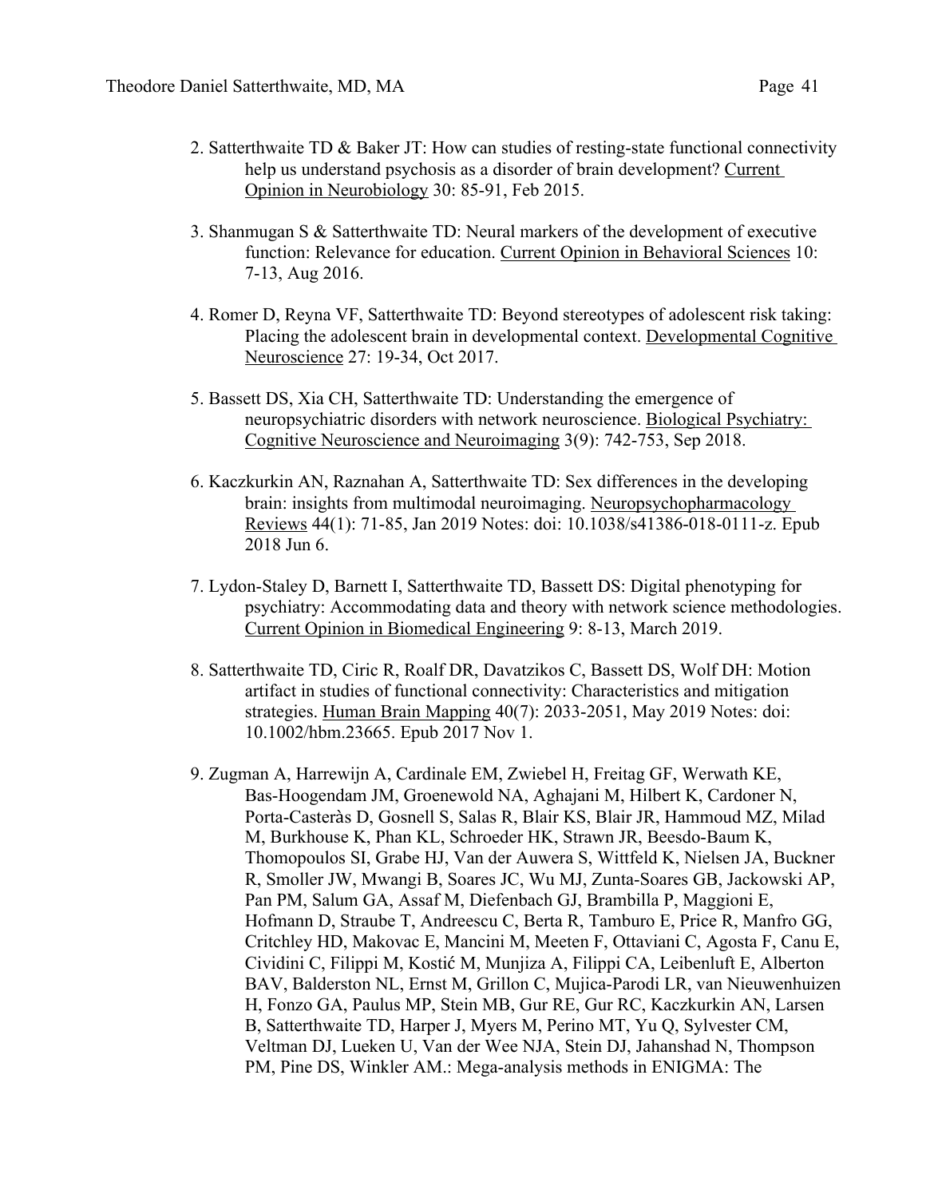2. Satterthwaite TD & Baker JT: How can studies of resting-state functional connectivity help us understand psychosis as a disorder of brain development? Current Opinion in Neurobiology 30: 85-91, Feb 2015.

3. Shanmugan S & Satterthwaite TD: Neural markers of the development of executive function: Relevance for education. Current Opinion in Behavioral Sciences 10: 7-13, Aug 2016.

4. Romer D, Reyna VF, Satterthwaite TD: Beyond stereotypes of adolescent risk taking: Placing the adolescent brain in developmental context. Developmental Cognitive Neuroscience 27: 19-34, Oct 2017.

5. Bassett DS, Xia CH, Satterthwaite TD: Understanding the emergence of neuropsychiatric disorders with network neuroscience. Biological Psychiatry: Cognitive Neuroscience and Neuroimaging 3(9): 742-753, Sep 2018.

6. Kaczkurkin AN, Raznahan A, Satterthwaite TD: Sex differences in the developing brain: insights from multimodal neuroimaging. Neuropsychopharmacology Reviews 44(1): 71-85, Jan 2019 Notes: doi: 10.1038/s41386-018-0111-z. Epub 2018 Jun 6.

7. Lydon-Staley D, Barnett I, Satterthwaite TD, Bassett DS: Digital phenotyping for psychiatry: Accommodating data and theory with network science methodologies. Current Opinion in Biomedical Engineering 9: 8-13, March 2019.

8. Satterthwaite TD, Ciric R, Roalf DR, Davatzikos C, Bassett DS, Wolf DH: Motion artifact in studies of functional connectivity: Characteristics and mitigation strategies. Human Brain Mapping 40(7): 2033-2051, May 2019 Notes: doi: 10.1002/hbm.23665. Epub 2017 Nov 1.

9. Zugman A, Harrewijn A, Cardinale EM, Zwiebel H, Freitag GF, Werwath KE, Bas-Hoogendam JM, Groenewold NA, Aghajani M, Hilbert K, Cardoner N, Porta-Casteràs D, Gosnell S, Salas R, Blair KS, Blair JR, Hammoud MZ, Milad M, Burkhouse K, Phan KL, Schroeder HK, Strawn JR, Beesdo-Baum K, Thomopoulos SI, Grabe HJ, Van der Auwera S, Wittfeld K, Nielsen JA, Buckner R, Smoller JW, Mwangi B, Soares JC, Wu MJ, Zunta-Soares GB, Jackowski AP, Pan PM, Salum GA, Assaf M, Diefenbach GJ, Brambilla P, Maggioni E, Hofmann D, Straube T, Andreescu C, Berta R, Tamburo E, Price R, Manfro GG, Critchley HD, Makovac E, Mancini M, Meeten F, Ottaviani C, Agosta F, Canu E, Cividini C, Filippi M, Kostić M, Munjiza A, Filippi CA, Leibenluft E, Alberton BAV, Balderston NL, Ernst M, Grillon C, Mujica-Parodi LR, van Nieuwenhuizen H, Fonzo GA, Paulus MP, Stein MB, Gur RE, Gur RC, Kaczkurkin AN, Larsen B, Satterthwaite TD, Harper J, Myers M, Perino MT, Yu Q, Sylvester CM, Veltman DJ, Lueken U, Van der Wee NJA, Stein DJ, Jahanshad N, Thompson PM, Pine DS, Winkler AM.: Mega-analysis methods in ENIGMA: The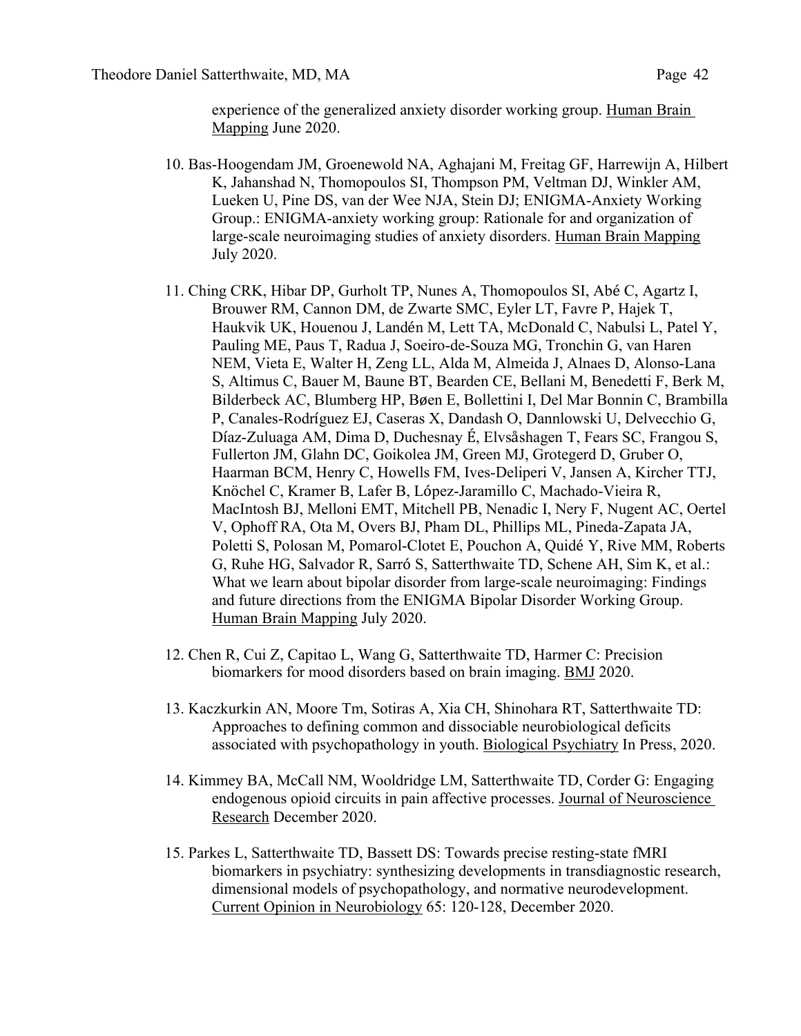experience of the generalized anxiety disorder working group. Human Brain Mapping June 2020.

10. Bas-Hoogendam JM, Groenewold NA, Aghajani M, Freitag GF, Harrewijn A, Hilbert K, Jahanshad N, Thomopoulos SI, Thompson PM, Veltman DJ, Winkler AM, Lueken U, Pine DS, van der Wee NJA, Stein DJ; ENIGMA-Anxiety Working Group.: ENIGMA-anxiety working group: Rationale for and organization of large-scale neuroimaging studies of anxiety disorders. Human Brain Mapping July 2020.

11. Ching CRK, Hibar DP, Gurholt TP, Nunes A, Thomopoulos SI, Abé C, Agartz I, Brouwer RM, Cannon DM, de Zwarte SMC, Eyler LT, Favre P, Hajek T, Haukvik UK, Houenou J, Landén M, Lett TA, McDonald C, Nabulsi L, Patel Y, Pauling ME, Paus T, Radua J, Soeiro-de-Souza MG, Tronchin G, van Haren NEM, Vieta E, Walter H, Zeng LL, Alda M, Almeida J, Alnaes D, Alonso-Lana S, Altimus C, Bauer M, Baune BT, Bearden CE, Bellani M, Benedetti F, Berk M, Bilderbeck AC, Blumberg HP, Bøen E, Bollettini I, Del Mar Bonnin C, Brambilla P, Canales-Rodríguez EJ, Caseras X, Dandash O, Dannlowski U, Delvecchio G, Díaz-Zuluaga AM, Dima D, Duchesnay É, Elvsåshagen T, Fears SC, Frangou S, Fullerton JM, Glahn DC, Goikolea JM, Green MJ, Grotegerd D, Gruber O, Haarman BCM, Henry C, Howells FM, Ives-Deliperi V, Jansen A, Kircher TTJ, Knöchel C, Kramer B, Lafer B, López-Jaramillo C, Machado-Vieira R, MacIntosh BJ, Melloni EMT, Mitchell PB, Nenadic I, Nery F, Nugent AC, Oertel V, Ophoff RA, Ota M, Overs BJ, Pham DL, Phillips ML, Pineda-Zapata JA, Poletti S, Polosan M, Pomarol-Clotet E, Pouchon A, Quidé Y, Rive MM, Roberts G, Ruhe HG, Salvador R, Sarró S, Satterthwaite TD, Schene AH, Sim K, et al.: What we learn about bipolar disorder from large-scale neuroimaging: Findings and future directions from the ENIGMA Bipolar Disorder Working Group. Human Brain Mapping July 2020.

12. Chen R, Cui Z, Capitao L, Wang G, Satterthwaite TD, Harmer C: Precision biomarkers for mood disorders based on brain imaging. BMJ 2020.

13. Kaczkurkin AN, Moore Tm, Sotiras A, Xia CH, Shinohara RT, Satterthwaite TD: Approaches to defining common and dissociable neurobiological deficits associated with psychopathology in youth. Biological Psychiatry In Press, 2020.

14. Kimmey BA, McCall NM, Wooldridge LM, Satterthwaite TD, Corder G: Engaging endogenous opioid circuits in pain affective processes. Journal of Neuroscience Research December 2020.

15. Parkes L, Satterthwaite TD, Bassett DS: Towards precise resting-state fMRI biomarkers in psychiatry: synthesizing developments in transdiagnostic research, dimensional models of psychopathology, and normative neurodevelopment. Current Opinion in Neurobiology 65: 120-128, December 2020.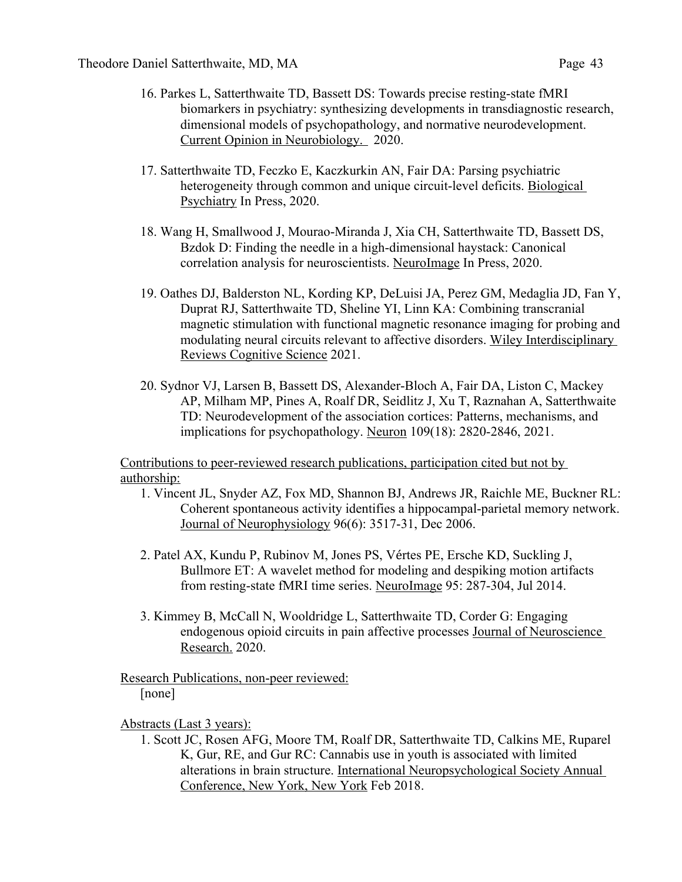16. Parkes L, Satterthwaite TD, Bassett DS: Towards precise resting-state fMRI biomarkers in psychiatry: synthesizing developments in transdiagnostic research, dimensional models of psychopathology, and normative neurodevelopment. Current Opinion in Neurobiology. 2020.

17. Satterthwaite TD, Feczko E, Kaczkurkin AN, Fair DA: Parsing psychiatric heterogeneity through common and unique circuit-level deficits. Biological Psychiatry In Press, 2020.

18. Wang H, Smallwood J, Mourao-Miranda J, Xia CH, Satterthwaite TD, Bassett DS, Bzdok D: Finding the needle in a high-dimensional haystack: Canonical correlation analysis for neuroscientists. NeuroImage In Press, 2020.

19. Oathes DJ, Balderston NL, Kording KP, DeLuisi JA, Perez GM, Medaglia JD, Fan Y, Duprat RJ, Satterthwaite TD, Sheline YI, Linn KA: Combining transcranial magnetic stimulation with functional magnetic resonance imaging for probing and modulating neural circuits relevant to affective disorders. Wiley Interdisciplinary Reviews Cognitive Science 2021.

20. Sydnor VJ, Larsen B, Bassett DS, Alexander-Bloch A, Fair DA, Liston C, Mackey AP, Milham MP, Pines A, Roalf DR, Seidlitz J, Xu T, Raznahan A, Satterthwaite TD: Neurodevelopment of the association cortices: Patterns, mechanisms, and implications for psychopathology. Neuron 109(18): 2820-2846, 2021.

Contributions to peer-reviewed research publications, participation cited but not by authorship:

1. Vincent JL, Snyder AZ, Fox MD, Shannon BJ, Andrews JR, Raichle ME, Buckner RL: Coherent spontaneous activity identifies a hippocampal-parietal memory network. Journal of Neurophysiology 96(6): 3517-31, Dec 2006.

2. Patel AX, Kundu P, Rubinov M, Jones PS, Vértes PE, Ersche KD, Suckling J, Bullmore ET: A wavelet method for modeling and despiking motion artifacts from resting-state fMRI time series. NeuroImage 95: 287-304, Jul 2014.

3. Kimmey B, McCall N, Wooldridge L, Satterthwaite TD, Corder G: Engaging endogenous opioid circuits in pain affective processes Journal of Neuroscience Research. 2020.

Research Publications, non-peer reviewed:

[none]

Abstracts (Last 3 years):

1. Scott JC, Rosen AFG, Moore TM, Roalf DR, Satterthwaite TD, Calkins ME, Ruparel K, Gur, RE, and Gur RC: Cannabis use in youth is associated with limited alterations in brain structure. International Neuropsychological Society Annual Conference, New York, New York Feb 2018.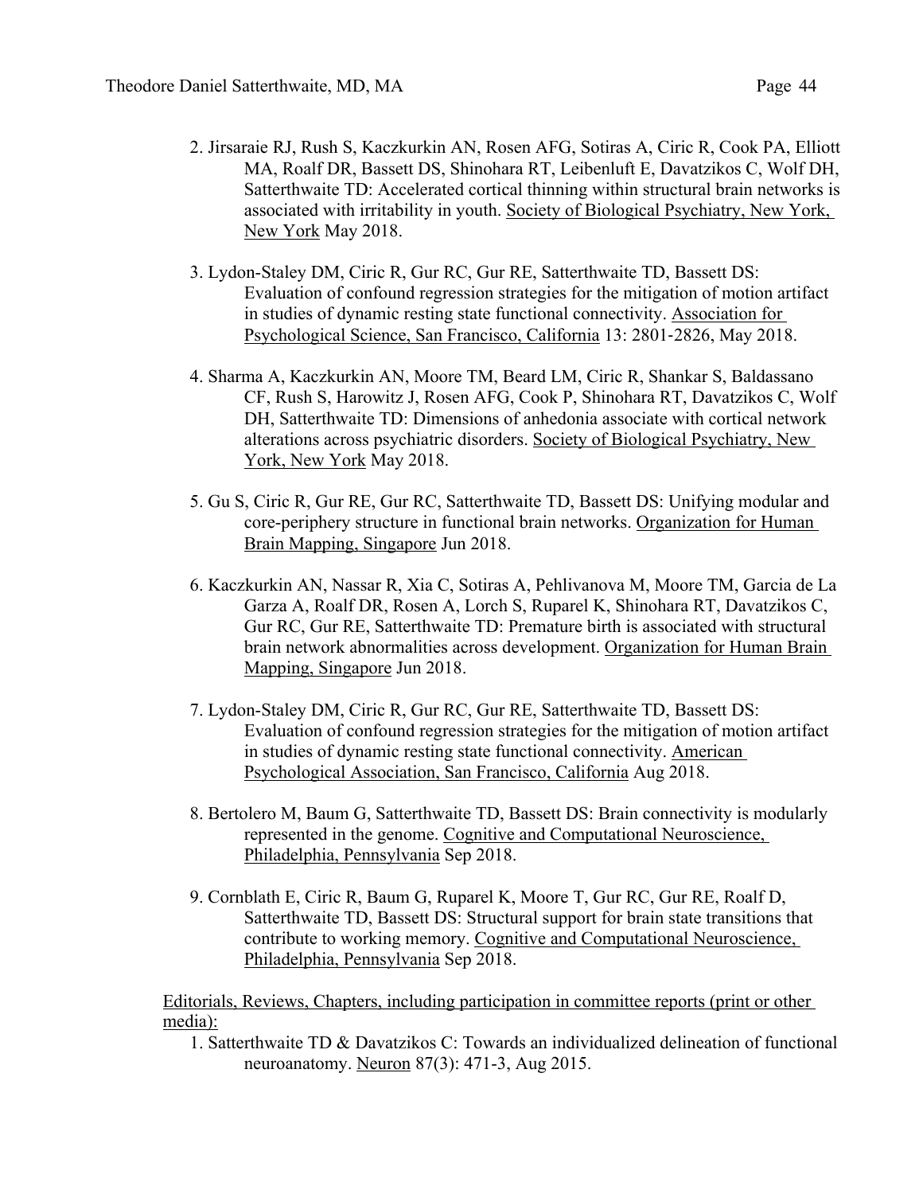2. Jirsaraie RJ, Rush S, Kaczkurkin AN, Rosen AFG, Sotiras A, Ciric R, Cook PA, Elliott MA, Roalf DR, Bassett DS, Shinohara RT, Leibenluft E, Davatzikos C, Wolf DH, Satterthwaite TD: Accelerated cortical thinning within structural brain networks is associated with irritability in youth. Society of Biological Psychiatry, New York, New York May 2018.

3. Lydon-Staley DM, Ciric R, Gur RC, Gur RE, Satterthwaite TD, Bassett DS: Evaluation of confound regression strategies for the mitigation of motion artifact in studies of dynamic resting state functional connectivity. Association for Psychological Science, San Francisco, California 13: 2801-2826, May 2018.

4. Sharma A, Kaczkurkin AN, Moore TM, Beard LM, Ciric R, Shankar S, Baldassano CF, Rush S, Harowitz J, Rosen AFG, Cook P, Shinohara RT, Davatzikos C, Wolf DH, Satterthwaite TD: Dimensions of anhedonia associate with cortical network alterations across psychiatric disorders. Society of Biological Psychiatry, New York, New York May 2018.

5. Gu S, Ciric R, Gur RE, Gur RC, Satterthwaite TD, Bassett DS: Unifying modular and core-periphery structure in functional brain networks. Organization for Human Brain Mapping, Singapore Jun 2018.

6. Kaczkurkin AN, Nassar R, Xia C, Sotiras A, Pehlivanova M, Moore TM, Garcia de La Garza A, Roalf DR, Rosen A, Lorch S, Ruparel K, Shinohara RT, Davatzikos C, Gur RC, Gur RE, Satterthwaite TD: Premature birth is associated with structural brain network abnormalities across development. Organization for Human Brain Mapping, Singapore Jun 2018.

7. Lydon-Staley DM, Ciric R, Gur RC, Gur RE, Satterthwaite TD, Bassett DS: Evaluation of confound regression strategies for the mitigation of motion artifact in studies of dynamic resting state functional connectivity. American Psychological Association, San Francisco, California Aug 2018.

8. Bertolero M, Baum G, Satterthwaite TD, Bassett DS: Brain connectivity is modularly represented in the genome. Cognitive and Computational Neuroscience, Philadelphia, Pennsylvania Sep 2018.

9. Cornblath E, Ciric R, Baum G, Ruparel K, Moore T, Gur RC, Gur RE, Roalf D, Satterthwaite TD, Bassett DS: Structural support for brain state transitions that contribute to working memory. Cognitive and Computational Neuroscience, Philadelphia, Pennsylvania Sep 2018.

Editorials, Reviews, Chapters, including participation in committee reports (print or other media):

1. Satterthwaite TD & Davatzikos C: Towards an individualized delineation of functional neuroanatomy. Neuron 87(3): 471-3, Aug 2015.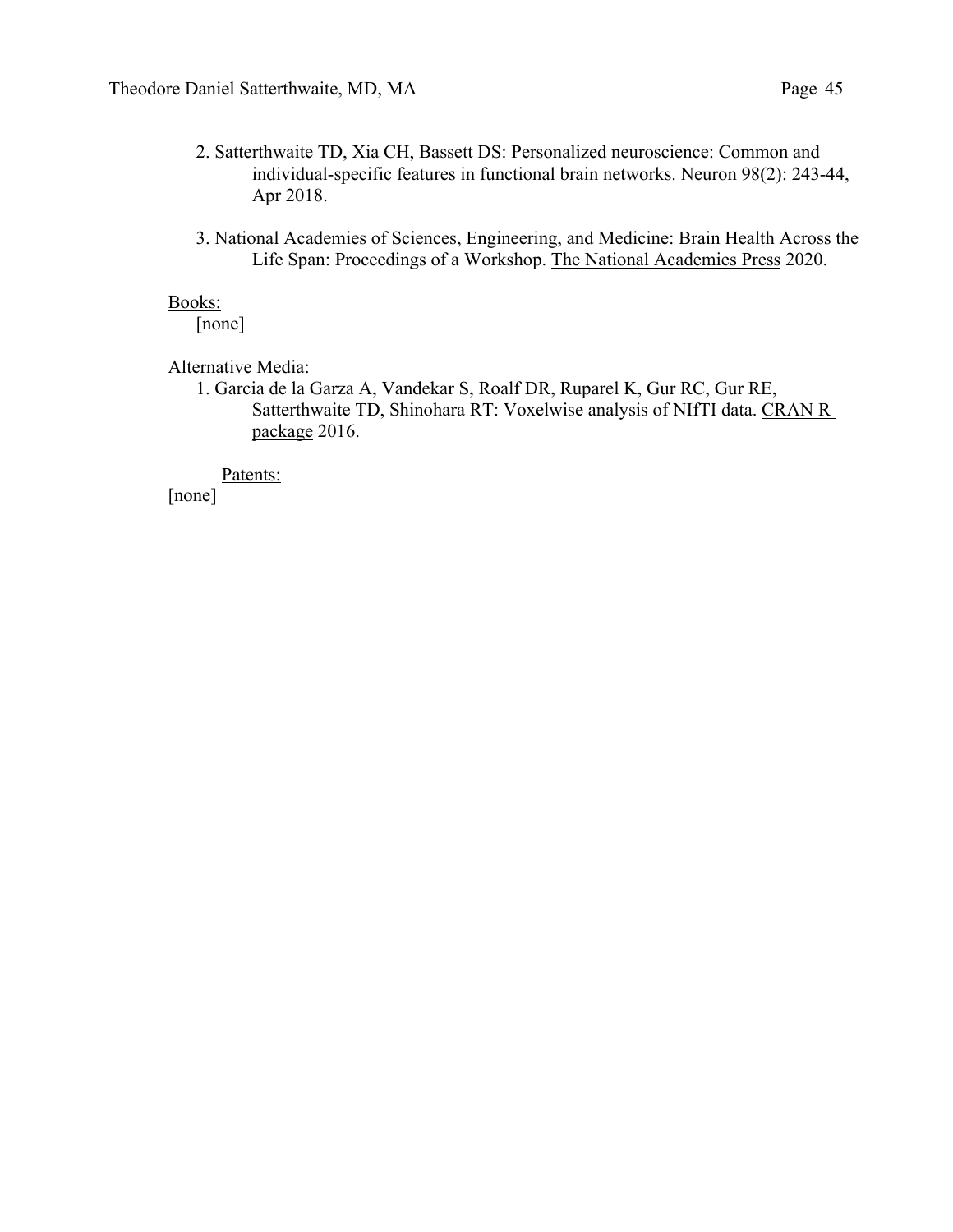2. Satterthwaite TD, Xia CH, Bassett DS: Personalized neuroscience: Common and individual-specific features in functional brain networks. Neuron 98(2): 243-44, Apr 2018.

3. National Academies of Sciences, Engineering, and Medicine: Brain Health Across the Life Span: Proceedings of a Workshop. The National Academies Press 2020.

Books:

[none]

Alternative Media:

1. Garcia de la Garza A, Vandekar S, Roalf DR, Ruparel K, Gur RC, Gur RE, Satterthwaite TD, Shinohara RT: Voxelwise analysis of NIfTI data. CRAN R package 2016.

Patents:

[none]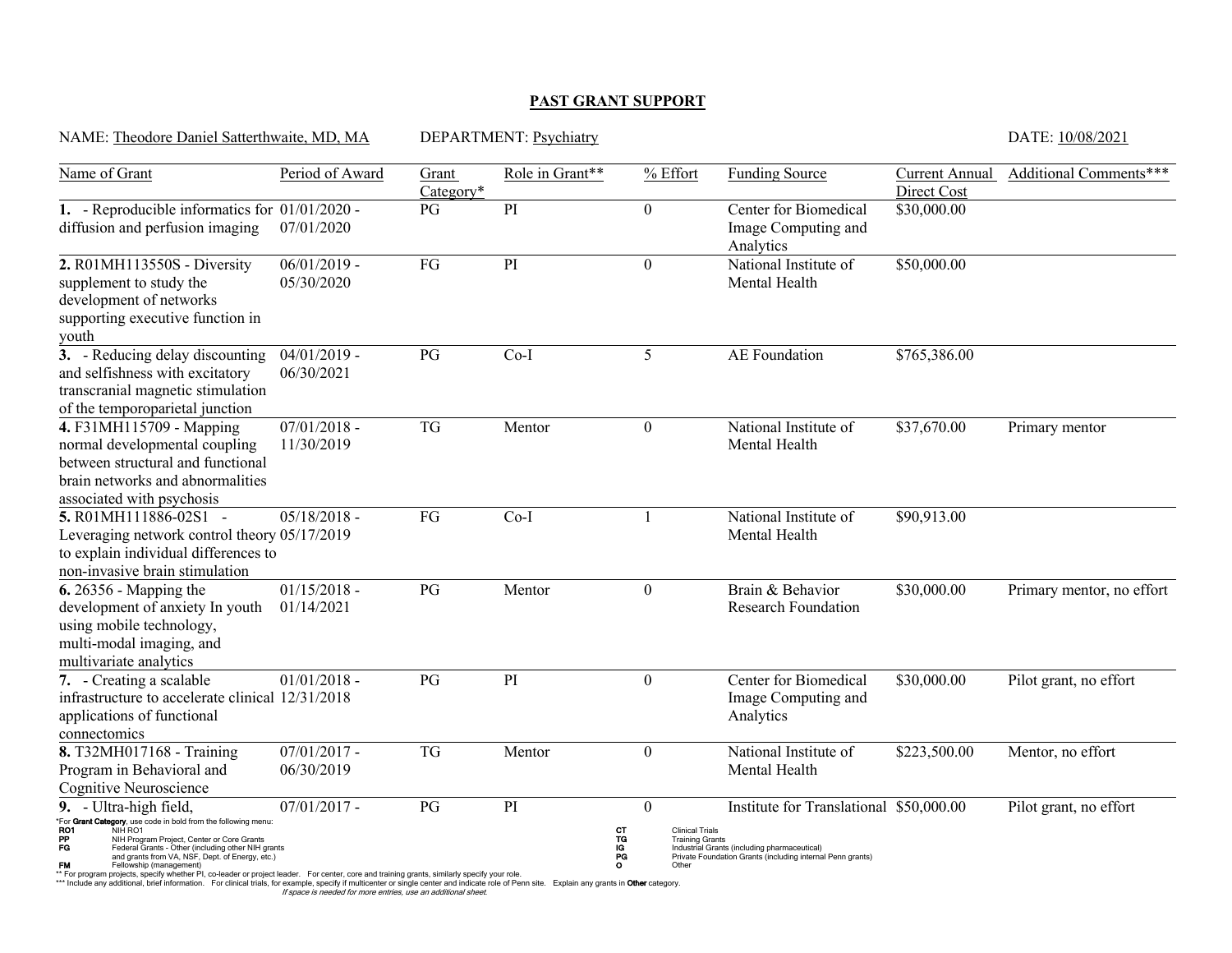## PAST GRANT SUPPORT

NAME: Theodore Daniel Satterthwaite, MD, MA DEPARTMENT: Psychiatry DATE: 10/08/2021

| Name of Grant | Period of Award | Grant Category* | Role in Grant** | % Effort | Funding Source | Current Annual Direct Cost | Additional Comments*** |
|---|---|---|---|---|---|---|---|
| **1.** - Reproducible informatics for diffusion and perfusion imaging | 01/01/2020 - 07/01/2020 | PG | PI | 0 | Center for Biomedical Image Computing and Analytics | $30,000.00 | |
| **2.** R01MH113550S - Diversity supplement to study the development of networks supporting executive function in youth | 06/01/2019 - 05/30/2020 | FG | PI | 0 | National Institute of Mental Health | $50,000.00 | |
| **3.** - Reducing delay discounting and selfishness with excitatory transcranial magnetic stimulation of the temporoparietal junction | 04/01/2019 - 06/30/2021 | PG | Co-I | 5 | AE Foundation | $765,386.00 | |
| **4.** F31MH115709 - Mapping normal developmental coupling between structural and functional brain networks and abnormalities associated with psychosis | 07/01/2018 - 11/30/2019 | TG | Mentor | 0 | National Institute of Mental Health | $37,670.00 | Primary mentor |
| **5.** R01MH111886-02S1 - Leveraging network control theory to explain individual differences to non-invasive brain stimulation | 05/18/2018 - 05/17/2019 | FG | Co-I | 1 | National Institute of Mental Health | $90,913.00 | |
| **6.** 26356 - Mapping the development of anxiety In youth using mobile technology, multi-modal imaging, and multivariate analytics | 01/15/2018 - 01/14/2021 | PG | Mentor | 0 | Brain & Behavior Research Foundation | $30,000.00 | Primary mentor, no effort |
| **7.** - Creating a scalable infrastructure to accelerate clinical applications of functional connectomics | 01/01/2018 - 12/31/2018 | PG | PI | 0 | Center for Biomedical Image Computing and Analytics | $30,000.00 | Pilot grant, no effort |
| **8.** T32MH017168 - Training Program in Behavioral and Cognitive Neuroscience | 07/01/2017 - 06/30/2019 | TG | Mentor | 0 | National Institute of Mental Health | $223,500.00 | Mentor, no effort |
| **9.** - Ultra-high field, | 07/01/2017 - | PG | PI | 0 | Institute for Translational | $50,000.00 | Pilot grant, no effort |

*For **Grant Category**, use code in bold from the following menu:

- **RO1** NIH RO1
- **PP** NIH Program Project, Center or Core Grants
- **FG** Federal Grants - Other (including other NIH grants and grants from VA, NSF, Dept. of Energy, etc.)
- **FM** Fellowship (management)
- **CT** Clinical Trials
- **TG** Training Grants
- **IG** Industrial Grants (including pharmaceutical)
- **PG** Private Foundation Grants (including internal Penn grants)
- **O** Other

** For program projects, specify whether PI, co-leader or project leader. For center, core and training grants, similarly specify your role.

*** Include any additional, brief information. For clinical trials, for example, specify if multicenter or single center and indicate role of Penn site. Explain any grants in **Other** category.

*If space is needed for more entries, use an additional sheet.*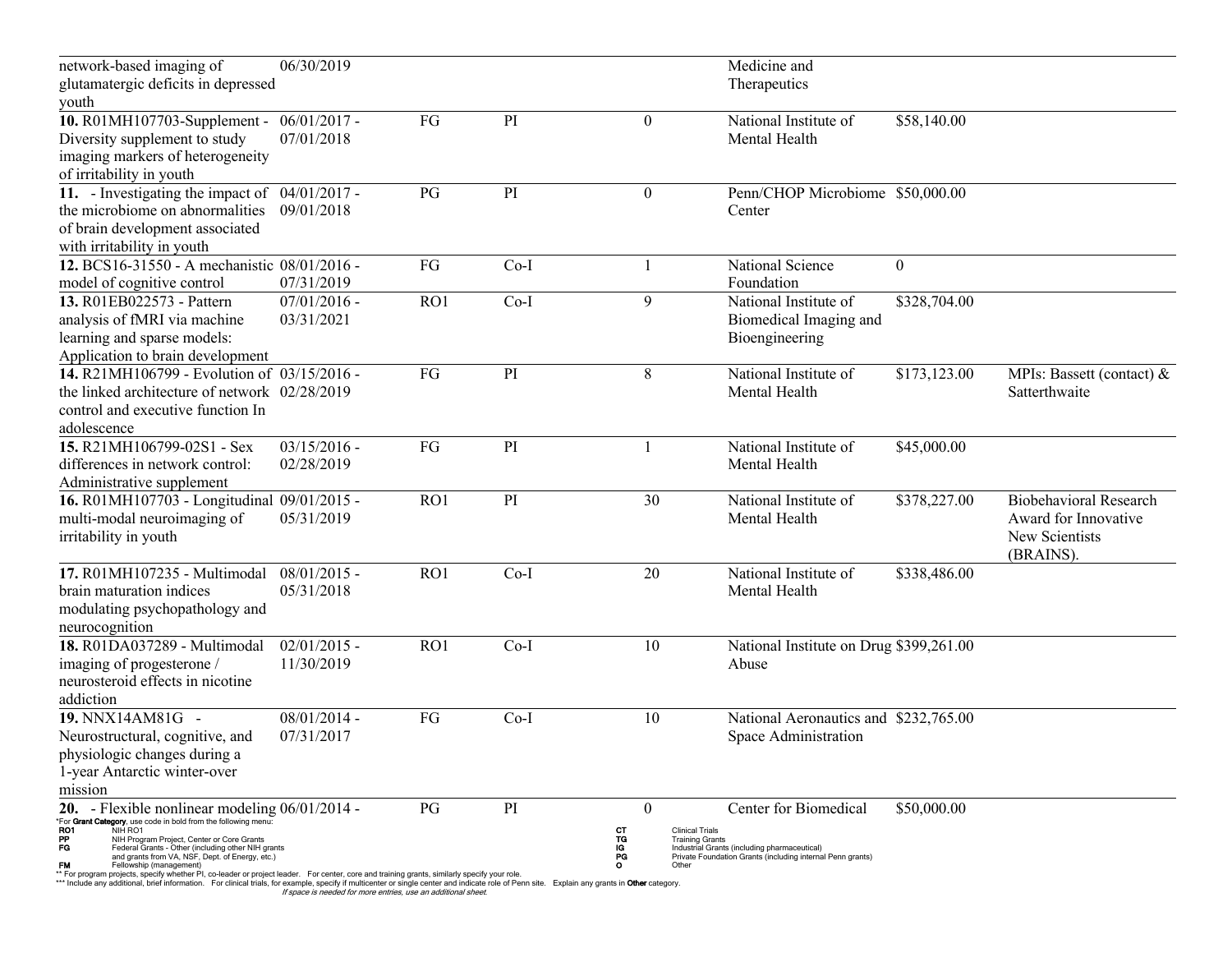| | | | | | | | |
|---|---|---|---|---|---|---|---|
| network-based imaging of glutamatergic deficits in depressed youth | 06/30/2019 | | | | Medicine and Therapeutics | | |
| **10.** R01MH107703-Supplement - Diversity supplement to study imaging markers of heterogeneity of irritability in youth | 06/01/2017 - 07/01/2018 | FG | PI | 0 | National Institute of Mental Health | $58,140.00 | |
| **11.** - Investigating the impact of the microbiome on abnormalities of brain development associated with irritability in youth | 04/01/2017 - 09/01/2018 | PG | PI | 0 | Penn/CHOP Microbiome Center | $50,000.00 | |
| **12.** BCS16-31550 - A mechanistic model of cognitive control | 08/01/2016 - 07/31/2019 | FG | Co-I | 1 | National Science Foundation | 0 | |
| **13.** R01EB022573 - Pattern analysis of fMRI via machine learning and sparse models: Application to brain development | 07/01/2016 - 03/31/2021 | RO1 | Co-I | 9 | National Institute of Biomedical Imaging and Bioengineering | $328,704.00 | |
| **14.** R21MH106799 - Evolution of the linked architecture of network control and executive function In adolescence | 03/15/2016 - 02/28/2019 | FG | PI | 8 | National Institute of Mental Health | $173,123.00 | MPIs: Bassett (contact) & Satterthwaite |
| **15.** R21MH106799-02S1 - Sex differences in network control: Administrative supplement | 03/15/2016 - 02/28/2019 | FG | PI | 1 | National Institute of Mental Health | $45,000.00 | |
| **16.** R01MH107703 - Longitudinal multi-modal neuroimaging of irritability in youth | 09/01/2015 - 05/31/2019 | RO1 | PI | 30 | National Institute of Mental Health | $378,227.00 | Biobehavioral Research Award for Innovative New Scientists (BRAINS). |
| **17.** R01MH107235 - Multimodal brain maturation indices modulating psychopathology and neurocognition | 08/01/2015 - 05/31/2018 | RO1 | Co-I | 20 | National Institute of Mental Health | $338,486.00 | |
| **18.** R01DA037289 - Multimodal imaging of progesterone / neurosteroid effects in nicotine addiction | 02/01/2015 - 11/30/2019 | RO1 | Co-I | 10 | National Institute on Drug Abuse | $399,261.00 | |
| **19.** NNX14AM81G - Neurostructural, cognitive, and physiologic changes during a 1-year Antarctic winter-over mission | 08/01/2014 - 07/31/2017 | FG | Co-I | 10 | National Aeronautics and Space Administration | $232,765.00 | |
| **20.** - Flexible nonlinear modeling | 06/01/2014 - | PG | PI | 0 | Center for Biomedical | $50,000.00 | |

*For **Grant Category**, use code in bold from the following menu:

- **RO1** NIH RO1
- **PP** NIH Program Project, Center or Core Grants
- **FG** Federal Grants - Other (including other NIH grants and grants from VA, NSF, Dept. of Energy, etc.)
- **FM** Fellowship (management)
- **CT** Clinical Trials
- **TG** Training Grants
- **IG** Industrial Grants (including pharmaceutical)
- **PG** Private Foundation Grants (including internal Penn grants)
- **O** Other

** For program projects, specify whether PI, co-leader or project leader. For center, core and training grants, similarly specify your role.

*** Include any additional, brief information. For clinical trials, for example, specify if multicenter or single center and indicate role of Penn site. Explain any grants in **Other** category.

*If space is needed for more entries, use an additional sheet.*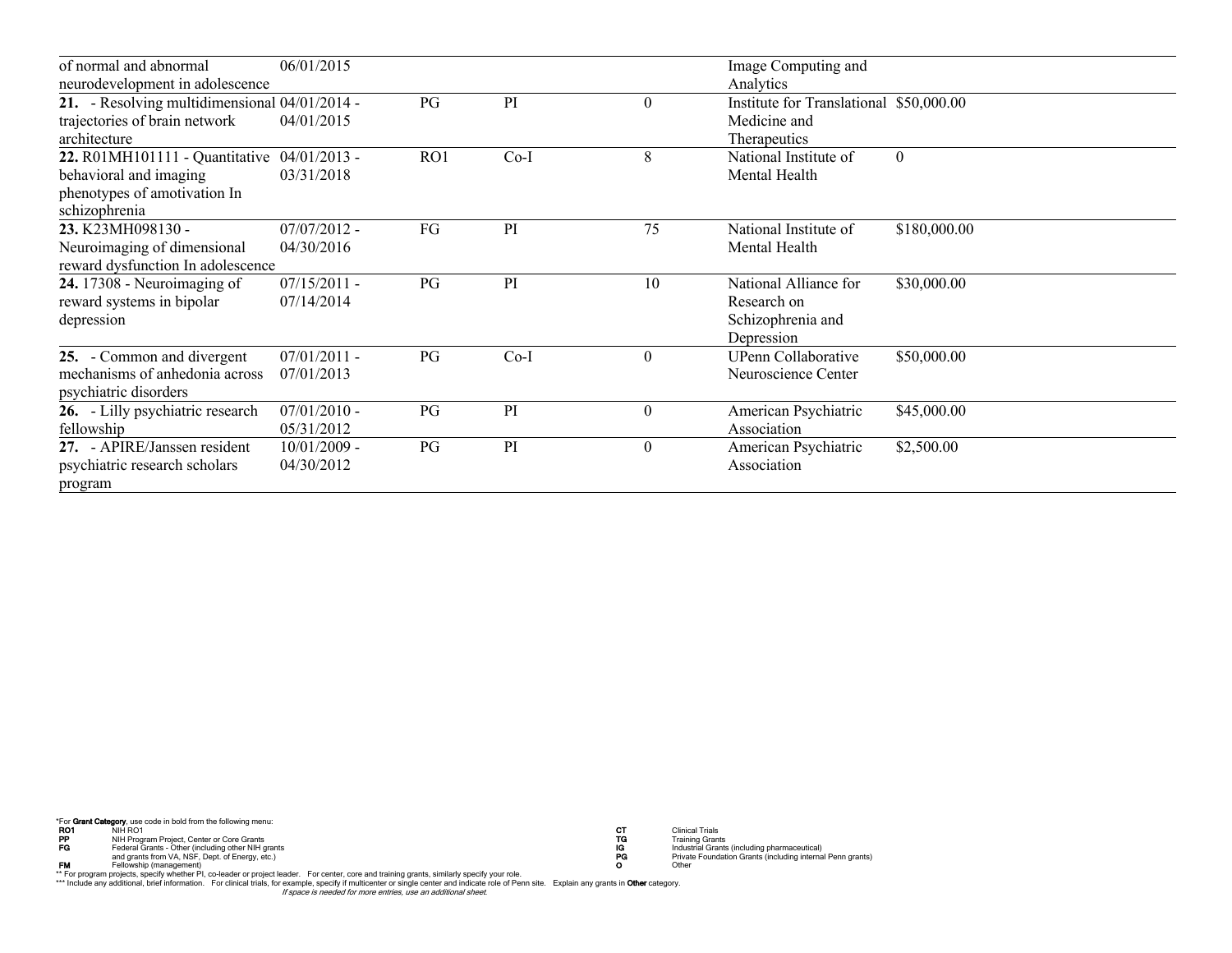| | | | | | | | |
|---|---|---|---|---|---|---|---|
| of normal and abnormal neurodevelopment in adolescence | 06/01/2015 | | | | Image Computing and Analytics | | |
| **21.** - Resolving multidimensional trajectories of brain network architecture | 04/01/2014 - 04/01/2015 | PG | PI | 0 | Institute for Translational Medicine and Therapeutics | $50,000.00 | |
| **22.** R01MH101111 - Quantitative behavioral and imaging phenotypes of amotivation In schizophrenia | 04/01/2013 - 03/31/2018 | RO1 | Co-I | 8 | National Institute of Mental Health | 0 | |
| **23.** K23MH098130 - Neuroimaging of dimensional reward dysfunction In adolescence | 07/07/2012 - 04/30/2016 | FG | PI | 75 | National Institute of Mental Health | $180,000.00 | |
| **24.** 17308 - Neuroimaging of reward systems in bipolar depression | 07/15/2011 - 07/14/2014 | PG | PI | 10 | National Alliance for Research on Schizophrenia and Depression | $30,000.00 | |
| **25.** - Common and divergent mechanisms of anhedonia across psychiatric disorders | 07/01/2011 - 07/01/2013 | PG | Co-I | 0 | UPenn Collaborative Neuroscience Center | $50,000.00 | |
| **26.** - Lilly psychiatric research fellowship | 07/01/2010 - 05/31/2012 | PG | PI | 0 | American Psychiatric Association | $45,000.00 | |
| **27.** - APIRE/Janssen resident psychiatric research scholars program | 10/01/2009 - 04/30/2012 | PG | PI | 0 | American Psychiatric Association | $2,500.00 | |

*For **Grant Category**, use code in bold from the following menu:

| | | | |
|---|---|---|---|
| **RO1** | NIH RO1 | **CT** | Clinical Trials |
| **PP** | NIH Program Project, Center or Core Grants | **TG** | Training Grants |
| **FG** | Federal Grants - Other (including other NIH grants and grants from VA, NSF, Dept. of Energy, etc.) | **IG** | Industrial Grants (including pharmaceutical) |
| **FM** | Fellowship (management) | **PG** | Private Foundation Grants (including internal Penn grants) |
| | | **O** | Other |

** For program projects, specify whether PI, co-leader or project leader. For center, core and training grants, similarly specify your role.

*** Include any additional, brief information. For clinical trials, for example, specify if multicenter or single center and indicate role of Penn site. Explain any grants in **Other** category.

*If space is needed for more entries, use an additional sheet.*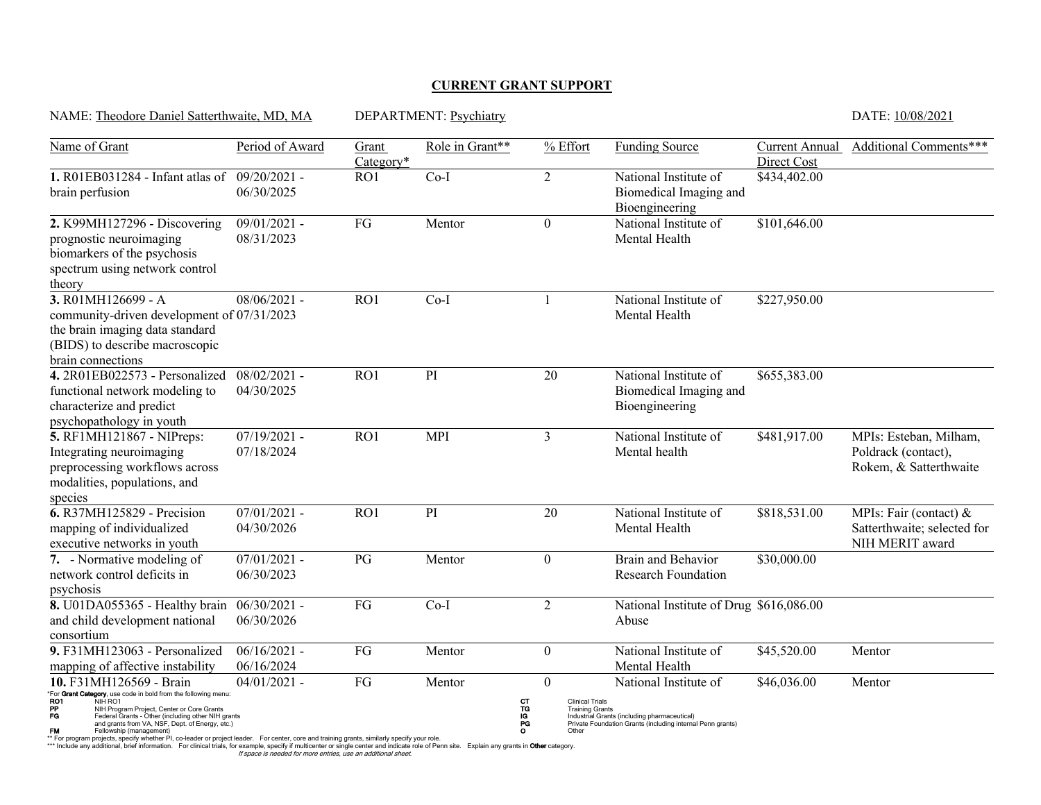**CURRENT GRANT SUPPORT**

NAME: Theodore Daniel Satterthwaite, MD, MA DEPARTMENT: Psychiatry DATE: 10/08/2021

| Name of Grant | Period of Award | Grant Category* | Role in Grant** | % Effort | Funding Source | Current Annual Direct Cost | Additional Comments*** |
|---|---|---|---|---|---|---|---|
| **1.** R01EB031284 - Infant atlas of brain perfusion | 09/20/2021 - 06/30/2025 | RO1 | Co-I | 2 | National Institute of Biomedical Imaging and Bioengineering | $434,402.00 | |
| **2.** K99MH127296 - Discovering prognostic neuroimaging biomarkers of the psychosis spectrum using network control theory | 09/01/2021 - 08/31/2023 | FG | Mentor | 0 | National Institute of Mental Health | $101,646.00 | |
| **3.** R01MH126699 - A community-driven development of the brain imaging data standard (BIDS) to describe macroscopic brain connections | 08/06/2021 - 07/31/2023 | RO1 | Co-I | 1 | National Institute of Mental Health | $227,950.00 | |
| **4.** 2R01EB022573 - Personalized functional network modeling to characterize and predict psychopathology in youth | 08/02/2021 - 04/30/2025 | RO1 | PI | 20 | National Institute of Biomedical Imaging and Bioengineering | $655,383.00 | |
| **5.** RF1MH121867 - NIPreps: Integrating neuroimaging preprocessing workflows across modalities, populations, and species | 07/19/2021 - 07/18/2024 | RO1 | MPI | 3 | National Institute of Mental health | $481,917.00 | MPIs: Esteban, Milham, Poldrack (contact), Rokem, & Satterthwaite |
| **6.** R37MH125829 - Precision mapping of individualized executive networks in youth | 07/01/2021 - 04/30/2026 | RO1 | PI | 20 | National Institute of Mental Health | $818,531.00 | MPIs: Fair (contact) & Satterthwaite; selected for NIH MERIT award |
| **7.** - Normative modeling of network control deficits in psychosis | 07/01/2021 - 06/30/2023 | PG | Mentor | 0 | Brain and Behavior Research Foundation | $30,000.00 | |
| **8.** U01DA055365 - Healthy brain and child development national consortium | 06/30/2021 - 06/30/2026 | FG | Co-I | 2 | National Institute of Drug Abuse | $616,086.00 | |
| **9.** F31MH123063 - Personalized mapping of affective instability | 06/16/2021 - 06/16/2024 | FG | Mentor | 0 | National Institute of Mental Health | $45,520.00 | Mentor |
| **10.** F31MH126569 - Brain | 04/01/2021 - | FG | Mentor | 0 | National Institute of | $46,036.00 | Mentor |

*For **Grant Category**, use code in bold from the following menu:

- **RO1** NIH RO1
- **PP** NIH Program Project, Center or Core Grants
- **FG** Federal Grants - Other (including other NIH grants and grants from VA, NSF, Dept. of Energy, etc.)
- **FM** Fellowship (management)
- **CT** Clinical Trials
- **TG** Training Grants
- **IG** Industrial Grants (including pharmaceutical)
- **PG** Private Foundation Grants (including internal Penn grants)
- **O** Other

** For program projects, specify whether PI, co-leader or project leader. For center, core and training grants, similarly specify your role.

*** Include any additional, brief information. For clinical trials, for example, specify if multicenter or single center and indicate role of Penn site. Explain any grants in **Other** category.

*If space is needed for more entries, use an additional sheet.*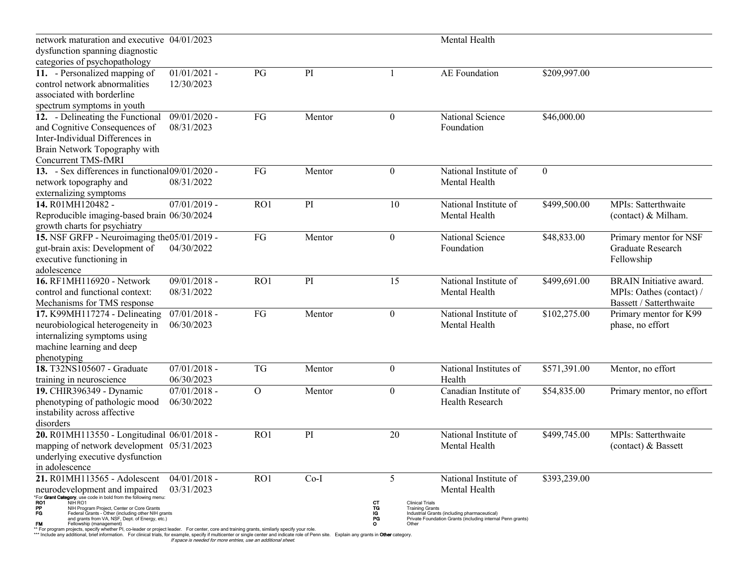| | | | | | | | |
|---|---|---|---|---|---|---|---|
| network maturation and executive dysfunction spanning diagnostic categories of psychopathology | 04/01/2023 | | | | Mental Health | | |
| **11.** - Personalized mapping of control network abnormalities associated with borderline spectrum symptoms in youth | 01/01/2021 - 12/30/2023 | PG | PI | 1 | AE Foundation | $209,997.00 | |
| **12.** - Delineating the Functional and Cognitive Consequences of Inter-Individual Differences in Brain Network Topography with Concurrent TMS-fMRI | 09/01/2020 - 08/31/2023 | FG | Mentor | 0 | National Science Foundation | $46,000.00 | |
| **13.** - Sex differences in functional network topography and externalizing symptoms | 09/01/2020 - 08/31/2022 | FG | Mentor | 0 | National Institute of Mental Health | 0 | |
| **14.** R01MH120482 - Reproducible imaging-based brain growth charts for psychiatry | 07/01/2019 - 06/30/2024 | RO1 | PI | 10 | National Institute of Mental Health | $499,500.00 | MPIs: Satterthwaite (contact) & Milham. |
| **15.** NSF GRFP - Neuroimaging the gut-brain axis: Development of executive functioning in adolescence | 05/01/2019 - 04/30/2022 | FG | Mentor | 0 | National Science Foundation | $48,833.00 | Primary mentor for NSF Graduate Research Fellowship |
| **16.** RF1MH116920 - Network control and functional context: Mechanisms for TMS response | 09/01/2018 - 08/31/2022 | RO1 | PI | 15 | National Institute of Mental Health | $499,691.00 | BRAIN Initiative award. MPIs: Oathes (contact) / Bassett / Satterthwaite |
| **17.** K99MH117274 - Delineating neurobiological heterogeneity in internalizing symptoms using machine learning and deep phenotyping | 07/01/2018 - 06/30/2023 | FG | Mentor | 0 | National Institute of Mental Health | $102,275.00 | Primary mentor for K99 phase, no effort |
| **18.** T32NS105607 - Graduate training in neuroscience | 07/01/2018 - 06/30/2023 | TG | Mentor | 0 | National Institutes of Health | $571,391.00 | Mentor, no effort |
| **19.** CHIR396349 - Dynamic phenotyping of pathologic mood instability across affective disorders | 07/01/2018 - 06/30/2022 | O | Mentor | 0 | Canadian Institute of Health Research | $54,835.00 | Primary mentor, no effort |
| **20.** R01MH113550 - Longitudinal mapping of network development underlying executive dysfunction in adolescence | 06/01/2018 - 05/31/2023 | RO1 | PI | 20 | National Institute of Mental Health | $499,745.00 | MPIs: Satterthwaite (contact) & Bassett |
| **21.** R01MH113565 - Adolescent neurodevelopment and impaired | 04/01/2018 - 03/31/2023 | RO1 | Co-I | 5 | National Institute of Mental Health | $393,239.00 | |

*For **Grant Category**, use code in bold from the following menu:
**RO1** NIH RO1
**PP** NIH Program Project, Center or Core Grants
**FG** Federal Grants - Other (including other NIH grants and grants from VA, NSF, Dept. of Energy, etc.)
**FM** Fellowship (management)
**CT** Clinical Trials
**TG** Training Grants
**IG** Industrial Grants (including pharmaceutical)
**PG** Private Foundation Grants (including internal Penn grants)
**O** Other

** For program projects, specify whether PI, co-leader or project leader. For center, core and training grants, similarly specify your role.
*** Include any additional, brief information. For clinical trials, for example, specify if multicenter or single center and indicate role of Penn site. Explain any grants in **Other** category.

*If space is needed for more entries, use an additional sheet.*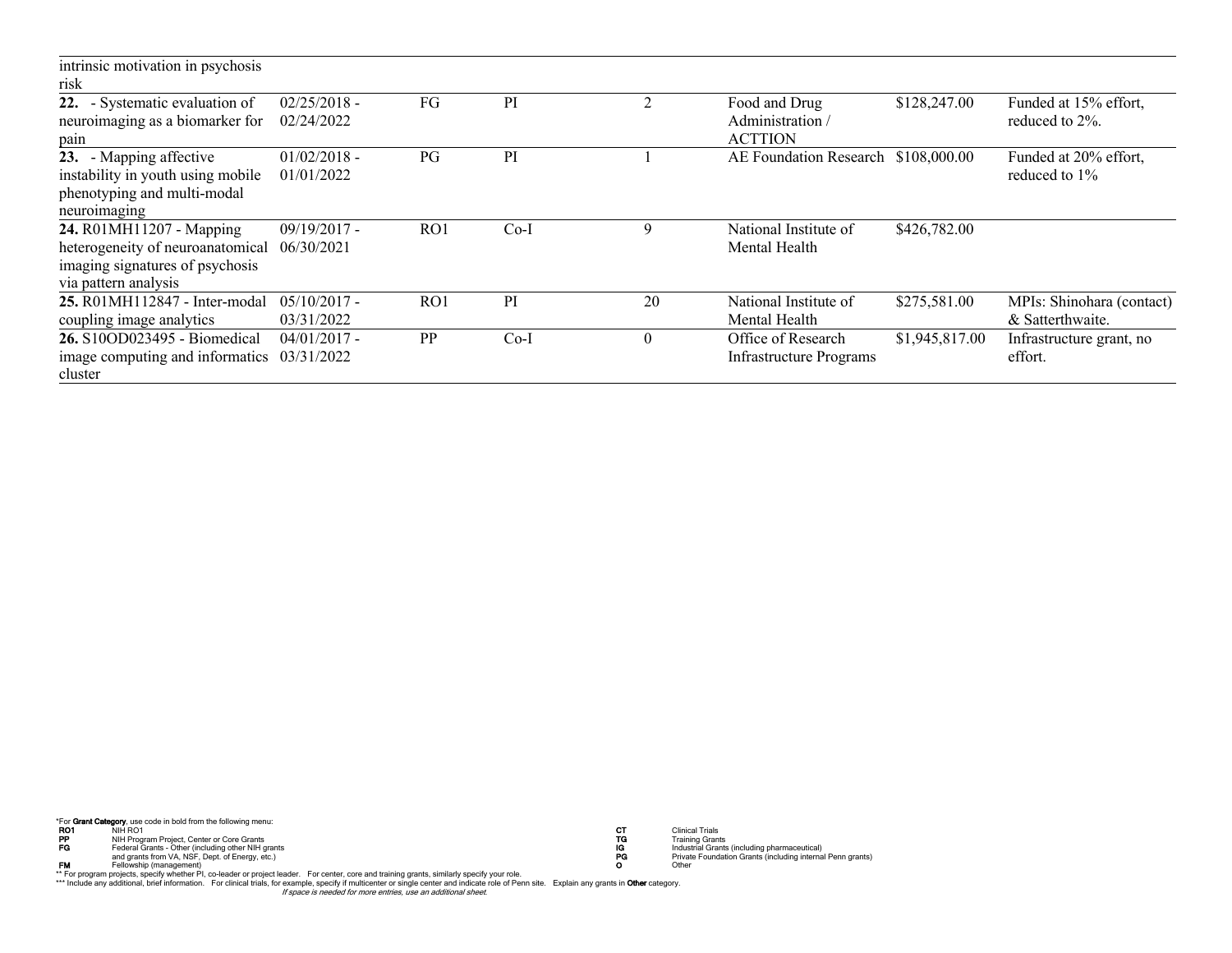| | | | | | | | |
|---|---|---|---|---|---|---|---|
| intrinsic motivation in psychosis risk | | | | | | | |
| **22.** - Systematic evaluation of neuroimaging as a biomarker for pain | 02/25/2018 - 02/24/2022 | FG | PI | 2 | Food and Drug Administration / ACTTION | $128,247.00 | Funded at 15% effort, reduced to 2%. |
| **23.** - Mapping affective instability in youth using mobile phenotyping and multi-modal neuroimaging | 01/02/2018 - 01/01/2022 | PG | PI | 1 | AE Foundation Research | $108,000.00 | Funded at 20% effort, reduced to 1% |
| **24.** R01MH11207 - Mapping heterogeneity of neuroanatomical imaging signatures of psychosis via pattern analysis | 09/19/2017 - 06/30/2021 | RO1 | Co-I | 9 | National Institute of Mental Health | $426,782.00 | |
| **25.** R01MH112847 - Inter-modal coupling image analytics | 05/10/2017 - 03/31/2022 | RO1 | PI | 20 | National Institute of Mental Health | $275,581.00 | MPIs: Shinohara (contact) & Satterthwaite. |
| **26.** S10OD023495 - Biomedical image computing and informatics cluster | 04/01/2017 - 03/31/2022 | PP | Co-I | 0 | Office of Research Infrastructure Programs | $1,945,817.00 | Infrastructure grant, no effort. |

*For **Grant Category**, use code in bold from the following menu:

| | | | |
|---|---|---|---|
| **RO1** | NIH RO1 | **CT** | Clinical Trials |
| **PP** | NIH Program Project, Center or Core Grants | **TG** | Training Grants |
| **FG** | Federal Grants - Other (including other NIH grants and grants from VA, NSF, Dept. of Energy, etc.) | **IG** | Industrial Grants (including pharmaceutical) |
| | | **PG** | Private Foundation Grants (including internal Penn grants) |
| **FM** | Fellowship (management) | **O** | Other |

** For program projects, specify whether PI, co-leader or project leader. For center, core and training grants, similarly specify your role.

*** Include any additional, brief information. For clinical trials, for example, specify if multicenter or single center and indicate role of Penn site. Explain any grants in **Other** category.

*If space is needed for more entries, use an additional sheet.*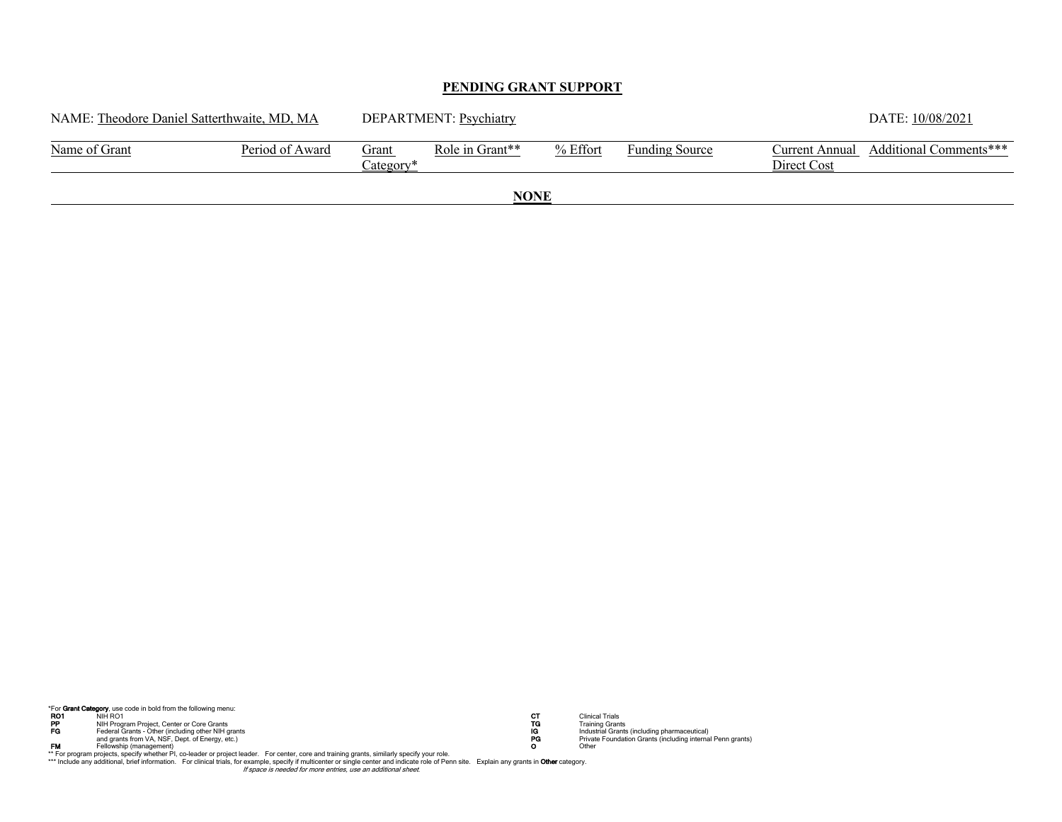## PENDING GRANT SUPPORT

NAME: Theodore Daniel Satterthwaite, MD, MA DEPARTMENT: Psychiatry DATE: 10/08/2021

| Name of Grant | Period of Award | Grant Category* | Role in Grant** | % Effort | Funding Source | Current Annual Direct Cost | Additional Comments*** |
|---|---|---|---|---|---|---|---|
| | | | | **NONE** | | | |

*For **Grant Category**, use code in bold from the following menu:

**RO1** NIH RO1
**PP** NIH Program Project, Center or Core Grants
**FG** Federal Grants - Other (including other NIH grants and grants from VA, NSF, Dept. of Energy, etc.)
**FM** Fellowship (management)
**CT** Clinical Trials
**TG** Training Grants
**IG** Industrial Grants (including pharmaceutical)
**PG** Private Foundation Grants (including internal Penn grants)
**O** Other

** For program projects, specify whether PI, co-leader or project leader. For center, core and training grants, similarly specify your role.

*** Include any additional, brief information. For clinical trials, for example, specify if multicenter or single center and indicate role of Penn site. Explain any grants in **Other** category.

*If space is needed for more entries, use an additional sheet.*